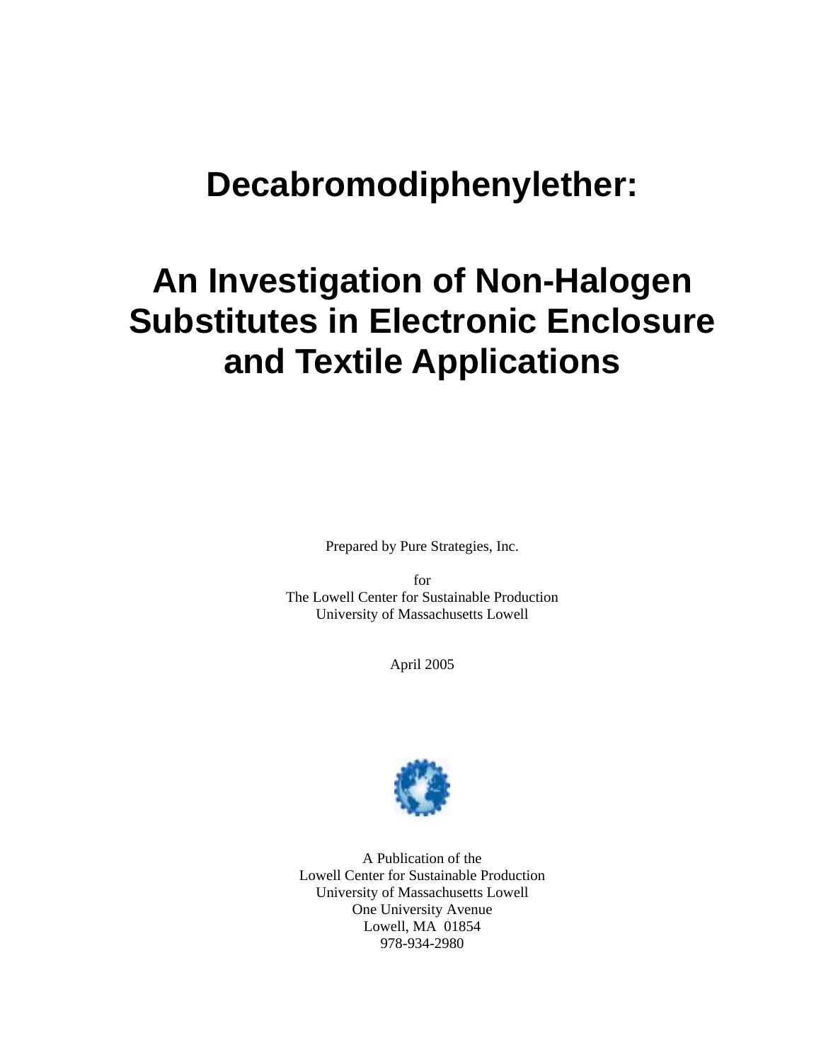# Decabromodiphenylether:

# An Investigation of Non-Halogen Substitutes in Electronic Enclosure and Textile Applications

Prepared by Pure Strategies, Inc.

for
The Lowell Center for Sustainable Production
University of Massachusetts Lowell

April 2005

A Publication of the
Lowell Center for Sustainable Production
University of Massachusetts Lowell
One University Avenue
Lowell, MA 01854
978-934-2980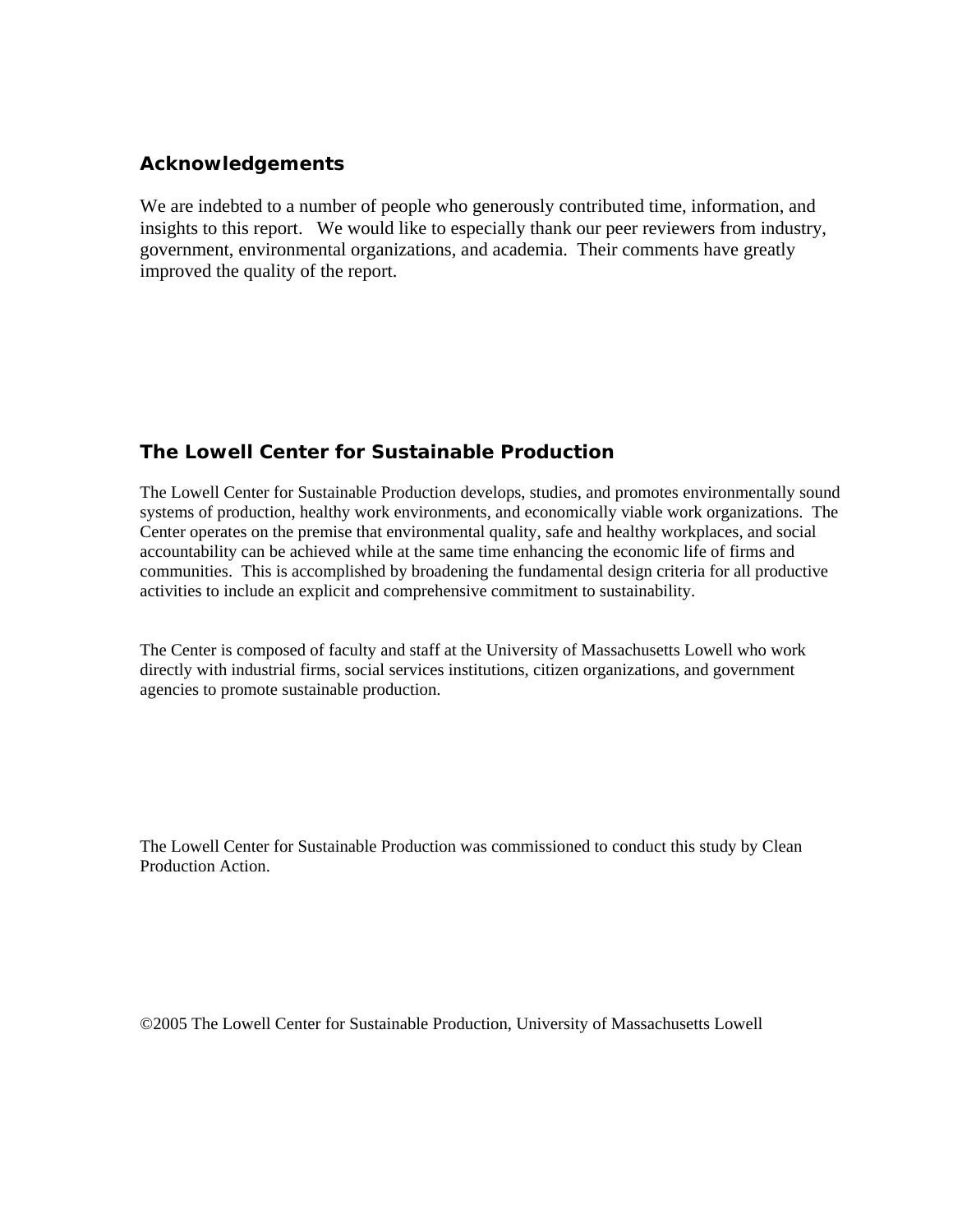## Acknowledgements

We are indebted to a number of people who generously contributed time, information, and insights to this report. We would like to especially thank our peer reviewers from industry, government, environmental organizations, and academia. Their comments have greatly improved the quality of the report.

## The Lowell Center for Sustainable Production

The Lowell Center for Sustainable Production develops, studies, and promotes environmentally sound systems of production, healthy work environments, and economically viable work organizations. The Center operates on the premise that environmental quality, safe and healthy workplaces, and social accountability can be achieved while at the same time enhancing the economic life of firms and communities. This is accomplished by broadening the fundamental design criteria for all productive activities to include an explicit and comprehensive commitment to sustainability.

The Center is composed of faculty and staff at the University of Massachusetts Lowell who work directly with industrial firms, social services institutions, citizen organizations, and government agencies to promote sustainable production.

The Lowell Center for Sustainable Production was commissioned to conduct this study by Clean Production Action.

©2005 The Lowell Center for Sustainable Production, University of Massachusetts Lowell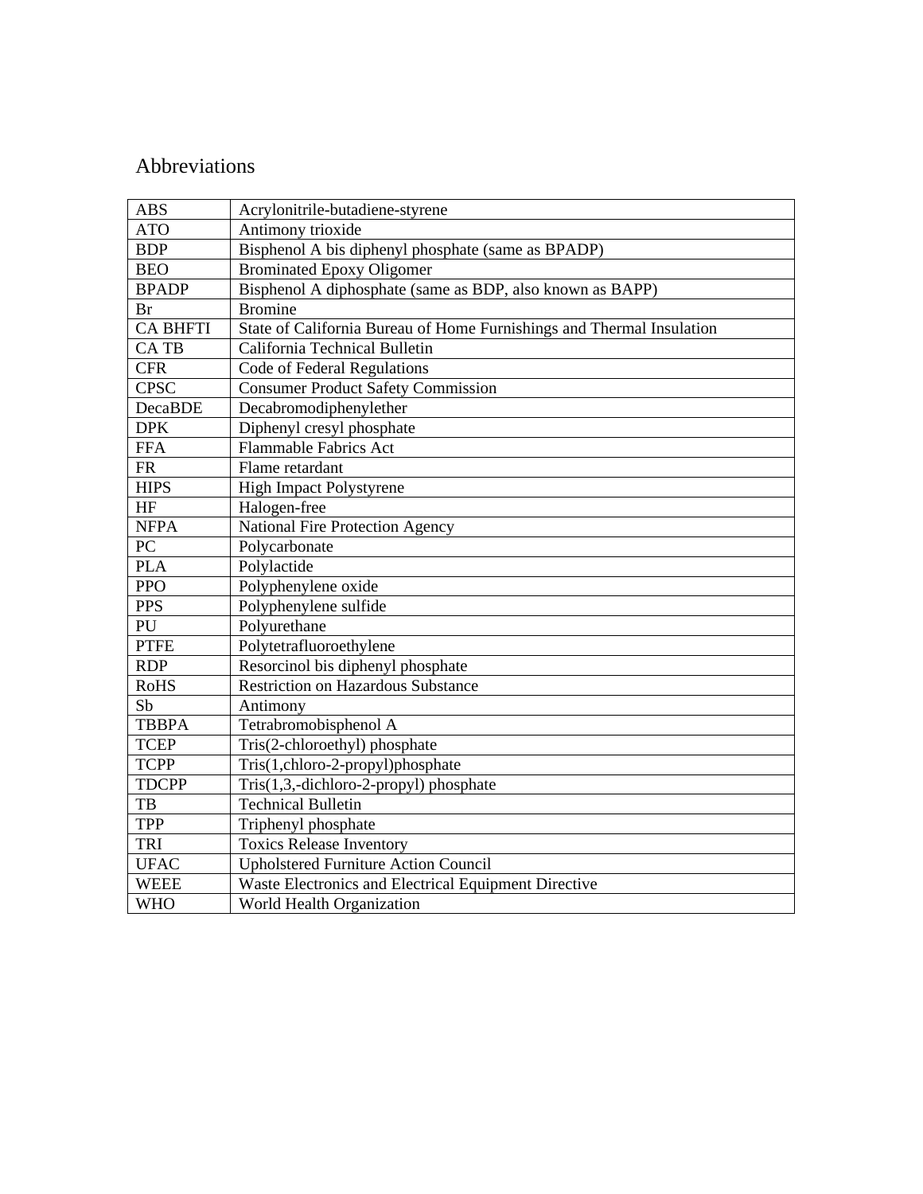# Abbreviations

| | |
|---|---|
| ABS | Acrylonitrile-butadiene-styrene |
| ATO | Antimony trioxide |
| BDP | Bisphenol A bis diphenyl phosphate (same as BPADP) |
| BEO | Brominated Epoxy Oligomer |
| BPADP | Bisphenol A diphosphate (same as BDP, also known as BAPP) |
| Br | Bromine |
| CA BHFTI | State of California Bureau of Home Furnishings and Thermal Insulation |
| CA TB | California Technical Bulletin |
| CFR | Code of Federal Regulations |
| CPSC | Consumer Product Safety Commission |
| DecaBDE | Decabromodiphenylether |
| DPK | Diphenyl cresyl phosphate |
| FFA | Flammable Fabrics Act |
| FR | Flame retardant |
| HIPS | High Impact Polystyrene |
| HF | Halogen-free |
| NFPA | National Fire Protection Agency |
| PC | Polycarbonate |
| PLA | Polylactide |
| PPO | Polyphenylene oxide |
| PPS | Polyphenylene sulfide |
| PU | Polyurethane |
| PTFE | Polytetrafluoroethylene |
| RDP | Resorcinol bis diphenyl phosphate |
| RoHS | Restriction on Hazardous Substance |
| Sb | Antimony |
| TBBPA | Tetrabromobisphenol A |
| TCEP | Tris(2-chloroethyl) phosphate |
| TCPP | Tris(1,chloro-2-propyl)phosphate |
| TDCPP | Tris(1,3,-dichloro-2-propyl) phosphate |
| TB | Technical Bulletin |
| TPP | Triphenyl phosphate |
| TRI | Toxics Release Inventory |
| UFAC | Upholstered Furniture Action Council |
| WEEE | Waste Electronics and Electrical Equipment Directive |
| WHO | World Health Organization |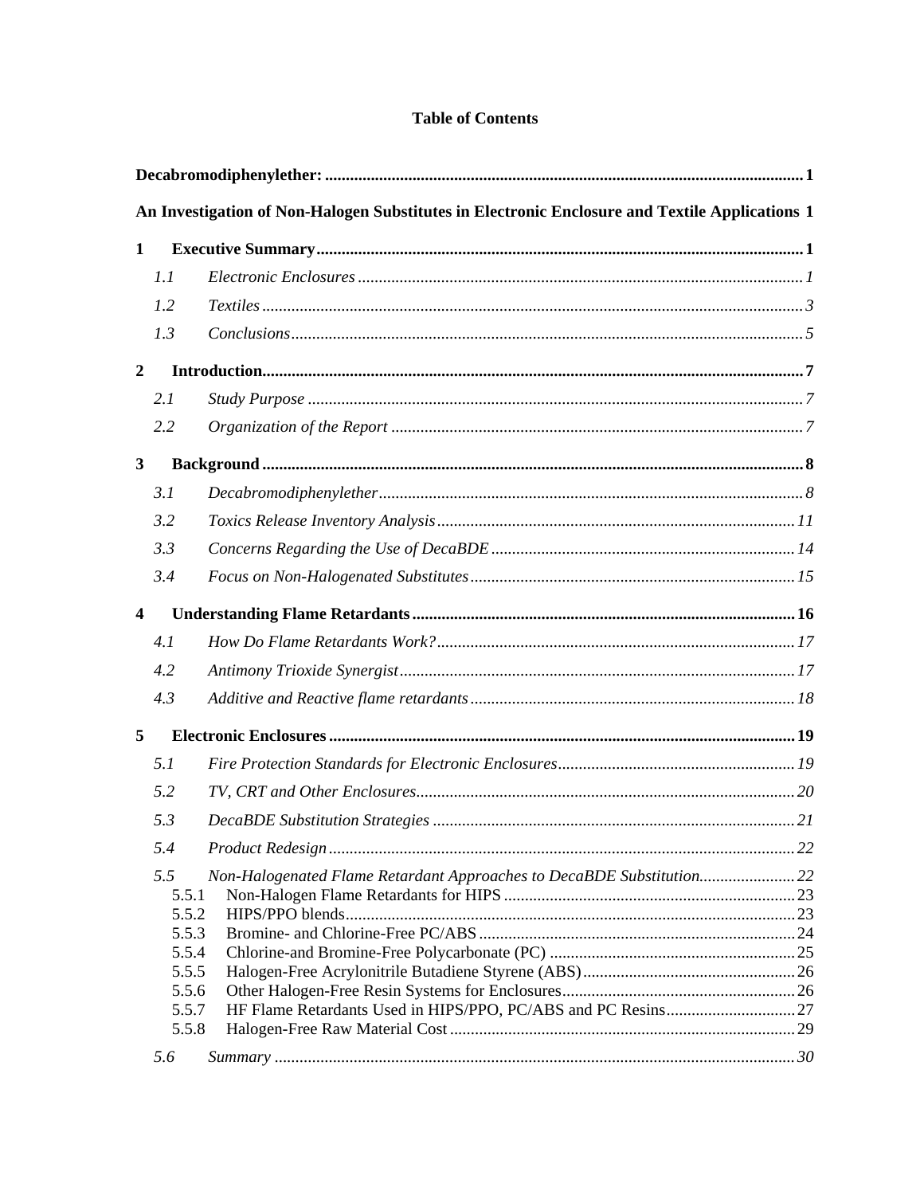**Table of Contents**

**Decabromodiphenylether:** ..................................................................................................................... **1**

**An Investigation of Non-Halogen Substitutes in Electronic Enclosure and Textile Applications** **1**

**1 Executive Summary** ............................................................................................................ **1**

*1.1 Electronic Enclosures* ............................................................................................................ *1*

*1.2 Textiles* .................................................................................................................................. *3*

*1.3 Conclusions* .......................................................................................................................... *5*

**2 Introduction** .......................................................................................................................... **7**

*2.1 Study Purpose* ....................................................................................................................... *7*

*2.2 Organization of the Report* ................................................................................................... *7*

**3 Background** ........................................................................................................................... **8**

*3.1 Decabromodiphenylether* ...................................................................................................... *8*

*3.2 Toxics Release Inventory Analysis* ....................................................................................... *11*

*3.3 Concerns Regarding the Use of DecaBDE* ........................................................................... *14*

*3.4 Focus on Non-Halogenated Substitutes* ............................................................................... *15*

**4 Understanding Flame Retardants** ........................................................................................ **16**

*4.1 How Do Flame Retardants Work?* ....................................................................................... *17*

*4.2 Antimony Trioxide Synergist* ............................................................................................... *17*

*4.3 Additive and Reactive flame retardants* ............................................................................... *18*

**5 Electronic Enclosures** .......................................................................................................... **19**

*5.1 Fire Protection Standards for Electronic Enclosures* ............................................................ *19*

*5.2 TV, CRT and Other Enclosures* ........................................................................................... *20*

*5.3 DecaBDE Substitution Strategies* ........................................................................................ *21*

*5.4 Product Redesign* ................................................................................................................. *22*

*5.5 Non-Halogenated Flame Retardant Approaches to DecaBDE Substitution* ........................ *22*

5.5.1 Non-Halogen Flame Retardants for HIPS ........................................................................ 23

5.5.2 HIPS/PPO blends ............................................................................................................. 23

5.5.3 Bromine- and Chlorine-Free PC/ABS ............................................................................. 24

5.5.4 Chlorine-and Bromine-Free Polycarbonate (PC) ............................................................. 25

5.5.5 Halogen-Free Acrylonitrile Butadiene Styrene (ABS) ..................................................... 26

5.5.6 Other Halogen-Free Resin Systems for Enclosures .......................................................... 26

5.5.7 HF Flame Retardants Used in HIPS/PPO, PC/ABS and PC Resins ................................. 27

5.5.8 Halogen-Free Raw Material Cost ..................................................................................... 29

*5.6 Summary* .............................................................................................................................. *30*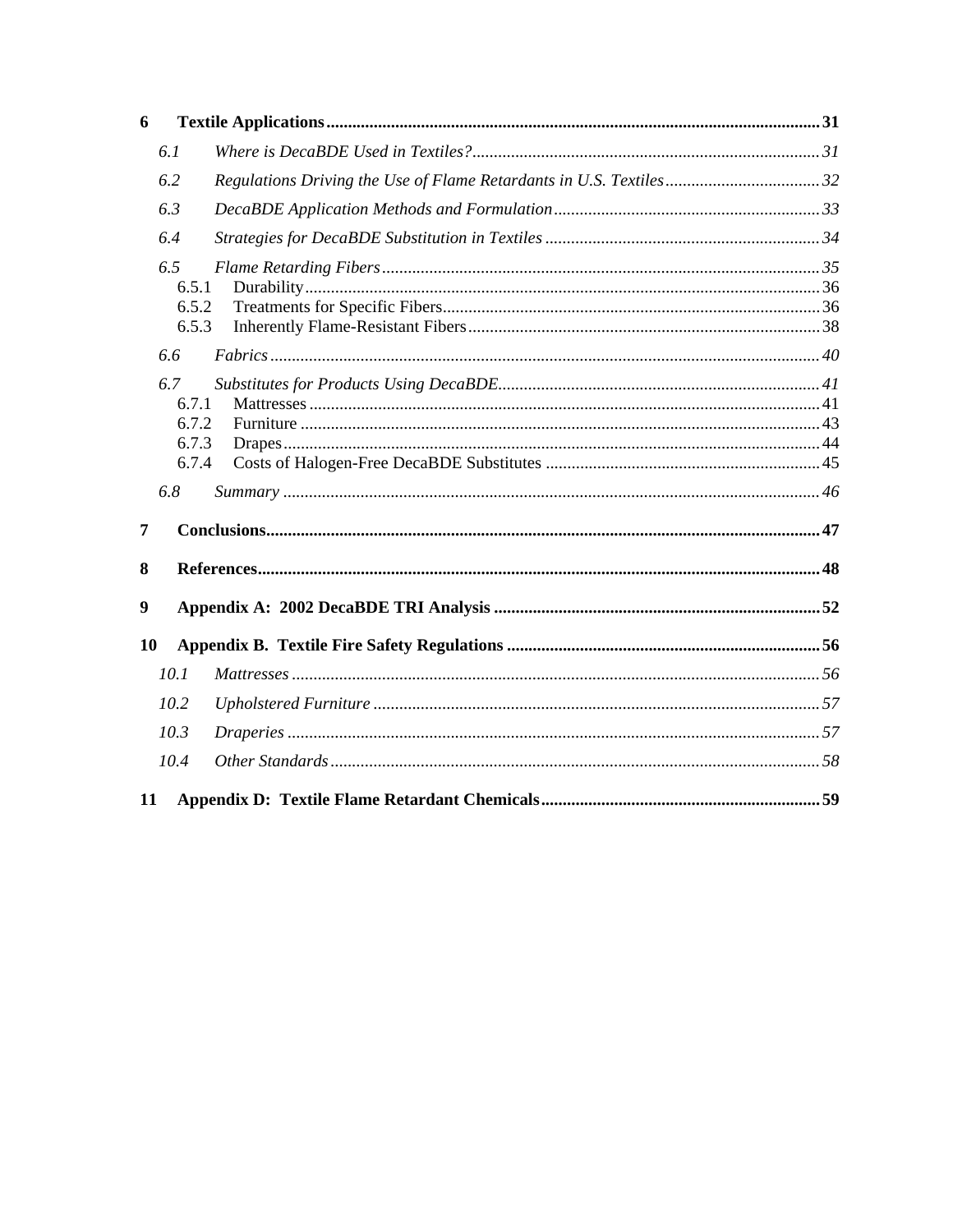**6 Textile Applications** ........................................................................................................... 31

*6.1 Where is DecaBDE Used in Textiles?* ......................................................................... 31

*6.2 Regulations Driving the Use of Flame Retardants in U.S. Textiles* ................................. 32

*6.3 DecaBDE Application Methods and Formulation* ............................................................. 33

*6.4 Strategies for DecaBDE Substitution in Textiles* ............................................................ 34

*6.5 Flame Retarding Fibers* .................................................................................................. 35

6.5.1 Durability ................................................................................................................ 36

6.5.2 Treatments for Specific Fibers ................................................................................ 36

6.5.3 Inherently Flame-Resistant Fibers ........................................................................... 38

*6.6 Fabrics* ........................................................................................................................... 40

*6.7 Substitutes for Products Using DecaBDE* ........................................................................ 41

6.7.1 Mattresses ............................................................................................................... 41

6.7.2 Furniture ................................................................................................................. 43

6.7.3 Drapes ..................................................................................................................... 44

6.7.4 Costs of Halogen-Free DecaBDE Substitutes ........................................................... 45

*6.8 Summary* ........................................................................................................................ 46

**7 Conclusions** ....................................................................................................................... 47

**8 References** ........................................................................................................................ 48

**9 Appendix A: 2002 DecaBDE TRI Analysis** ........................................................................ 52

**10 Appendix B. Textile Fire Safety Regulations** ................................................................... 56

*10.1 Mattresses* ..................................................................................................................... 56

*10.2 Upholstered Furniture* .................................................................................................... 57

*10.3 Draperies* ....................................................................................................................... 57

*10.4 Other Standards* ............................................................................................................. 58

**11 Appendix D: Textile Flame Retardant Chemicals** ............................................................. 59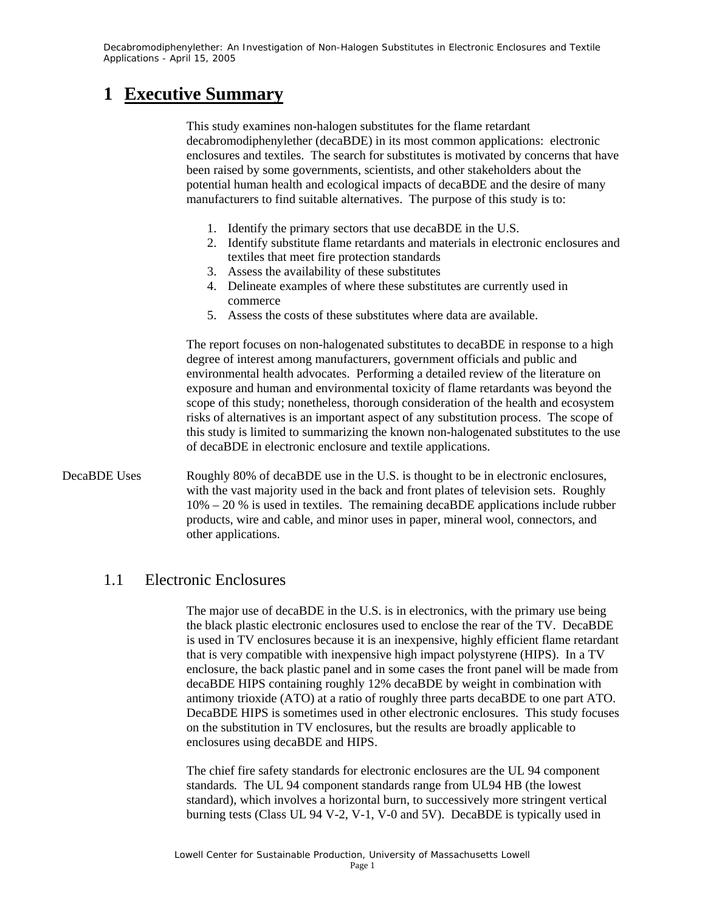# 1 Executive Summary

This study examines non-halogen substitutes for the flame retardant decabromodiphenylether (decaBDE) in its most common applications: electronic enclosures and textiles. The search for substitutes is motivated by concerns that have been raised by some governments, scientists, and other stakeholders about the potential human health and ecological impacts of decaBDE and the desire of many manufacturers to find suitable alternatives. The purpose of this study is to:

1. Identify the primary sectors that use decaBDE in the U.S.
2. Identify substitute flame retardants and materials in electronic enclosures and textiles that meet fire protection standards
3. Assess the availability of these substitutes
4. Delineate examples of where these substitutes are currently used in commerce
5. Assess the costs of these substitutes where data are available.

The report focuses on non-halogenated substitutes to decaBDE in response to a high degree of interest among manufacturers, government officials and public and environmental health advocates. Performing a detailed review of the literature on exposure and human and environmental toxicity of flame retardants was beyond the scope of this study; nonetheless, thorough consideration of the health and ecosystem risks of alternatives is an important aspect of any substitution process. The scope of this study is limited to summarizing the known non-halogenated substitutes to the use of decaBDE in electronic enclosure and textile applications.

**DecaBDE Uses**

Roughly 80% of decaBDE use in the U.S. is thought to be in electronic enclosures, with the vast majority used in the back and front plates of television sets. Roughly 10% – 20 % is used in textiles. The remaining decaBDE applications include rubber products, wire and cable, and minor uses in paper, mineral wool, connectors, and other applications.

## 1.1 Electronic Enclosures

The major use of decaBDE in the U.S. is in electronics, with the primary use being the black plastic electronic enclosures used to enclose the rear of the TV. DecaBDE is used in TV enclosures because it is an inexpensive, highly efficient flame retardant that is very compatible with inexpensive high impact polystyrene (HIPS). In a TV enclosure, the back plastic panel and in some cases the front panel will be made from decaBDE HIPS containing roughly 12% decaBDE by weight in combination with antimony trioxide (ATO) at a ratio of roughly three parts decaBDE to one part ATO. DecaBDE HIPS is sometimes used in other electronic enclosures. This study focuses on the substitution in TV enclosures, but the results are broadly applicable to enclosures using decaBDE and HIPS.

The chief fire safety standards for electronic enclosures are the UL 94 component standards. The UL 94 component standards range from UL94 HB (the lowest standard), which involves a horizontal burn, to successively more stringent vertical burning tests (Class UL 94 V-2, V-1, V-0 and 5V). DecaBDE is typically used in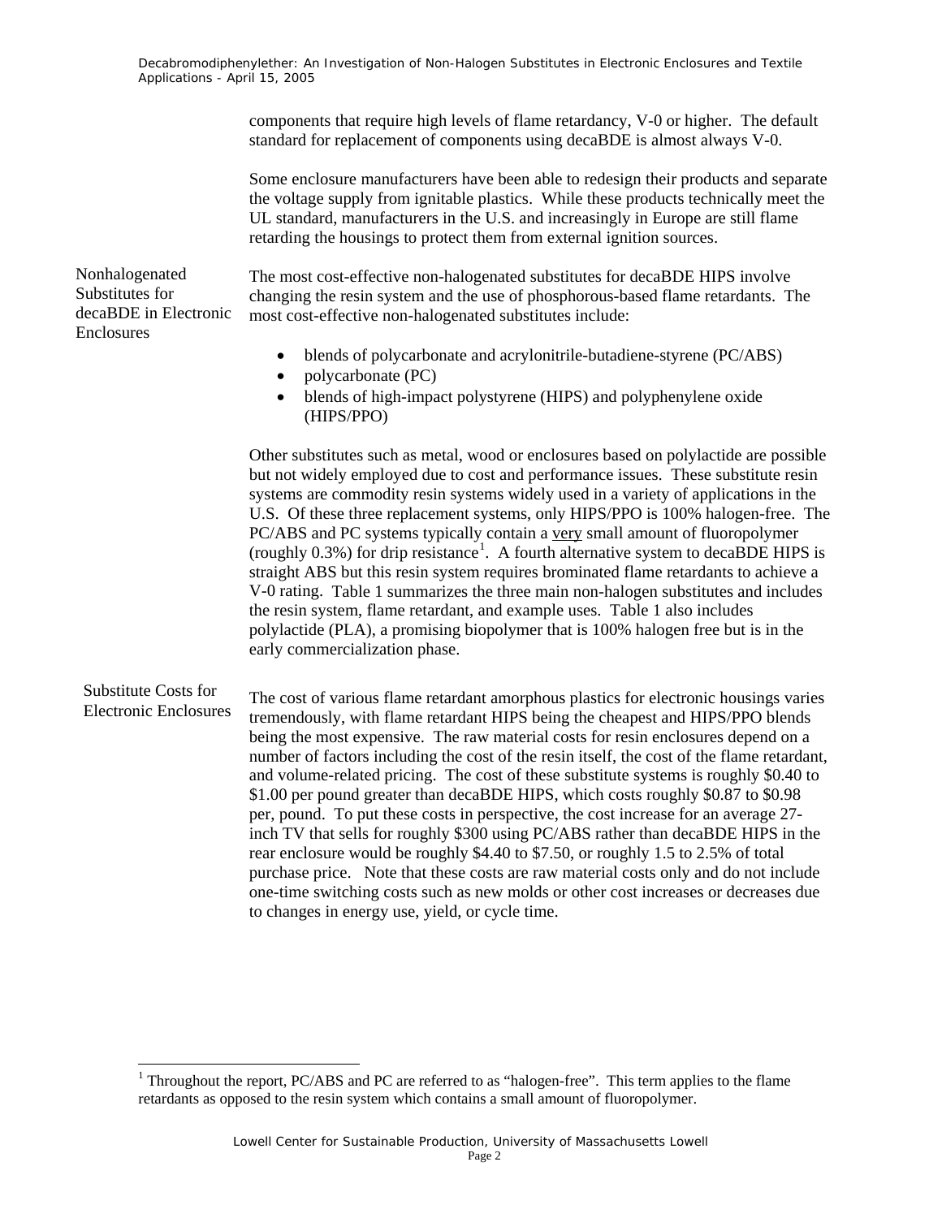components that require high levels of flame retardancy, V-0 or higher. The default standard for replacement of components using decaBDE is almost always V-0.

Some enclosure manufacturers have been able to redesign their products and separate the voltage supply from ignitable plastics. While these products technically meet the UL standard, manufacturers in the U.S. and increasingly in Europe are still flame retarding the housings to protect them from external ignition sources.

### Nonhalogenated Substitutes for decaBDE in Electronic Enclosures

The most cost-effective non-halogenated substitutes for decaBDE HIPS involve changing the resin system and the use of phosphorous-based flame retardants. The most cost-effective non-halogenated substitutes include:

- blends of polycarbonate and acrylonitrile-butadiene-styrene (PC/ABS)
- polycarbonate (PC)
- blends of high-impact polystyrene (HIPS) and polyphenylene oxide (HIPS/PPO)

Other substitutes such as metal, wood or enclosures based on polylactide are possible but not widely employed due to cost and performance issues. These substitute resin systems are commodity resin systems widely used in a variety of applications in the U.S. Of these three replacement systems, only HIPS/PPO is 100% halogen-free. The PC/ABS and PC systems typically contain a <u>very</u> small amount of fluoropolymer (roughly 0.3%) for drip resistance[1]. A fourth alternative system to decaBDE HIPS is straight ABS but this resin system requires brominated flame retardants to achieve a V-0 rating. Table 1 summarizes the three main non-halogen substitutes and includes the resin system, flame retardant, and example uses. Table 1 also includes polylactide (PLA), a promising biopolymer that is 100% halogen free but is in the early commercialization phase.

### Substitute Costs for Electronic Enclosures

The cost of various flame retardant amorphous plastics for electronic housings varies tremendously, with flame retardant HIPS being the cheapest and HIPS/PPO blends being the most expensive. The raw material costs for resin enclosures depend on a number of factors including the cost of the resin itself, the cost of the flame retardant, and volume-related pricing. The cost of these substitute systems is roughly \$0.40 to \$1.00 per pound greater than decaBDE HIPS, which costs roughly \$0.87 to \$0.98 per, pound. To put these costs in perspective, the cost increase for an average 27-inch TV that sells for roughly \$300 using PC/ABS rather than decaBDE HIPS in the rear enclosure would be roughly \$4.40 to \$7.50, or roughly 1.5 to 2.5% of total purchase price. Note that these costs are raw material costs only and do not include one-time switching costs such as new molds or other cost increases or decreases due to changes in energy use, yield, or cycle time.

[1] Throughout the report, PC/ABS and PC are referred to as "halogen-free". This term applies to the flame retardants as opposed to the resin system which contains a small amount of fluoropolymer.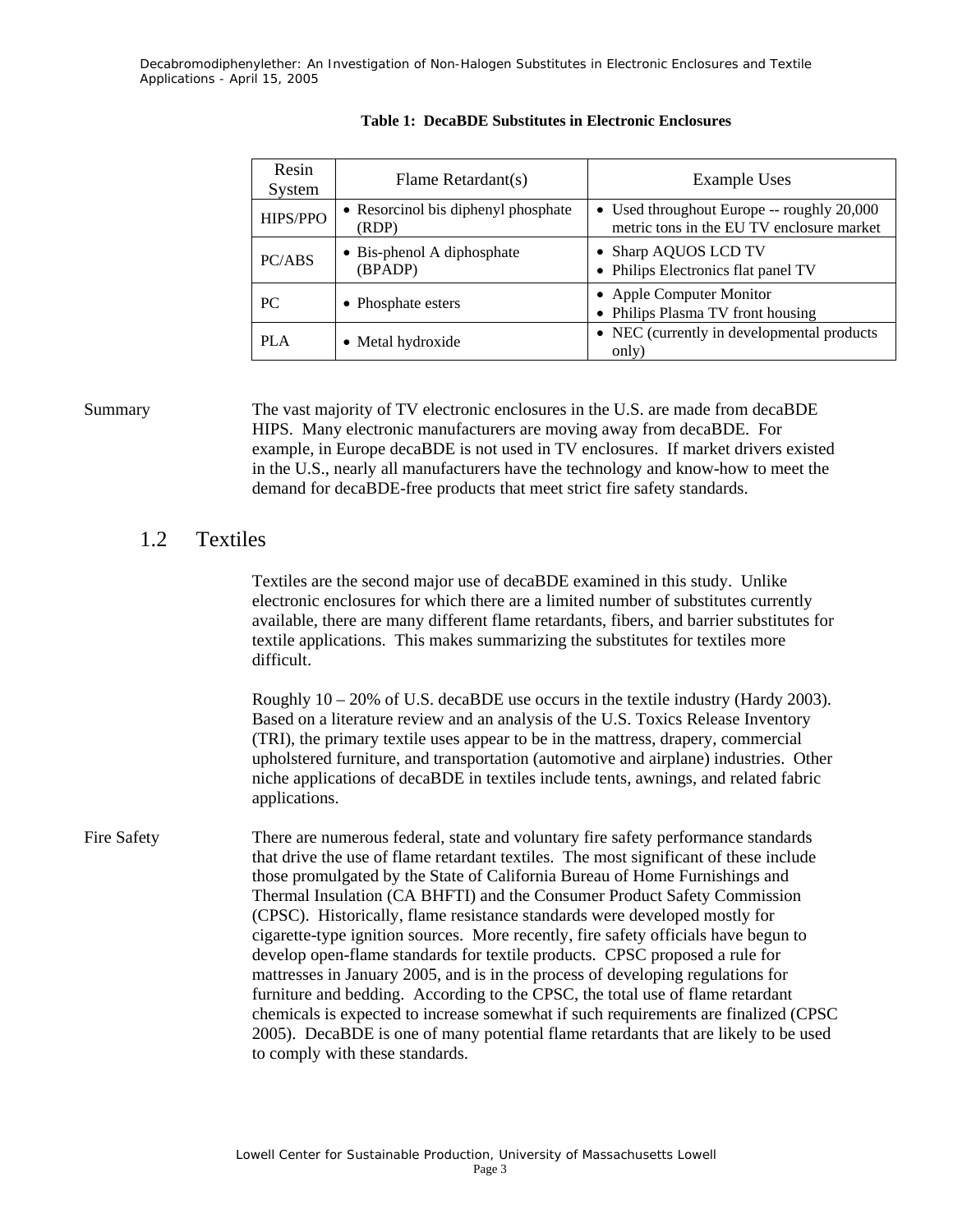**Table 1: DecaBDE Substitutes in Electronic Enclosures**

| Resin System | Flame Retardant(s) | Example Uses |
|---|---|---|
| HIPS/PPO | • Resorcinol bis diphenyl phosphate (RDP) | • Used throughout Europe -- roughly 20,000 metric tons in the EU TV enclosure market |
| PC/ABS | • Bis-phenol A diphosphate (BPADP) | • Sharp AQUOS LCD TV<br>• Philips Electronics flat panel TV |
| PC | • Phosphate esters | • Apple Computer Monitor<br>• Philips Plasma TV front housing |
| PLA | • Metal hydroxide | • NEC (currently in developmental products only) |

**Summary**

The vast majority of TV electronic enclosures in the U.S. are made from decaBDE HIPS. Many electronic manufacturers are moving away from decaBDE. For example, in Europe decaBDE is not used in TV enclosures. If market drivers existed in the U.S., nearly all manufacturers have the technology and know-how to meet the demand for decaBDE-free products that meet strict fire safety standards.

## 1.2 Textiles

Textiles are the second major use of decaBDE examined in this study. Unlike electronic enclosures for which there are a limited number of substitutes currently available, there are many different flame retardants, fibers, and barrier substitutes for textile applications. This makes summarizing the substitutes for textiles more difficult.

Roughly 10 – 20% of U.S. decaBDE use occurs in the textile industry (Hardy 2003). Based on a literature review and an analysis of the U.S. Toxics Release Inventory (TRI), the primary textile uses appear to be in the mattress, drapery, commercial upholstered furniture, and transportation (automotive and airplane) industries. Other niche applications of decaBDE in textiles include tents, awnings, and related fabric applications.

**Fire Safety**

There are numerous federal, state and voluntary fire safety performance standards that drive the use of flame retardant textiles. The most significant of these include those promulgated by the State of California Bureau of Home Furnishings and Thermal Insulation (CA BHFTI) and the Consumer Product Safety Commission (CPSC). Historically, flame resistance standards were developed mostly for cigarette-type ignition sources. More recently, fire safety officials have begun to develop open-flame standards for textile products. CPSC proposed a rule for mattresses in January 2005, and is in the process of developing regulations for furniture and bedding. According to the CPSC, the total use of flame retardant chemicals is expected to increase somewhat if such requirements are finalized (CPSC 2005). DecaBDE is one of many potential flame retardants that are likely to be used to comply with these standards.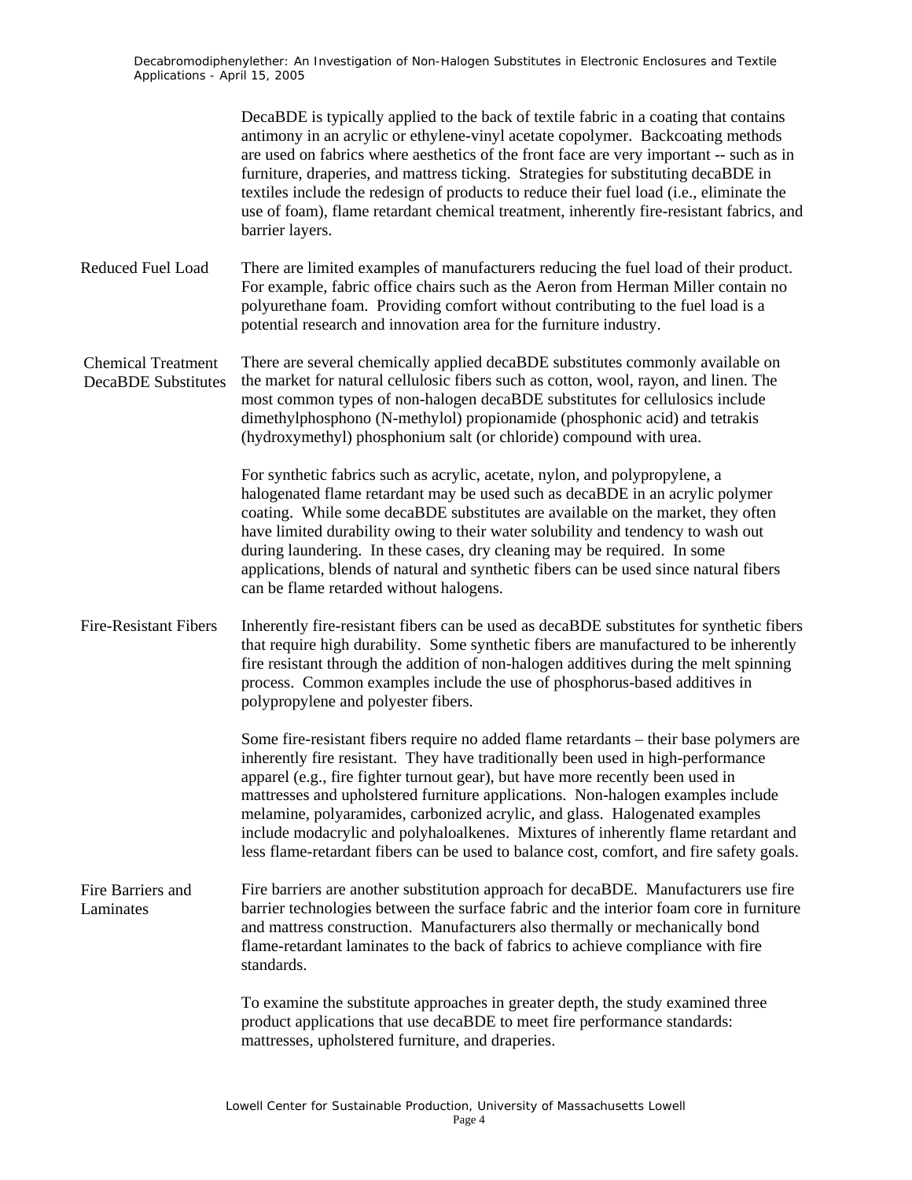DecaBDE is typically applied to the back of textile fabric in a coating that contains antimony in an acrylic or ethylene-vinyl acetate copolymer. Backcoating methods are used on fabrics where aesthetics of the front face are very important -- such as in furniture, draperies, and mattress ticking. Strategies for substituting decaBDE in textiles include the redesign of products to reduce their fuel load (i.e., eliminate the use of foam), flame retardant chemical treatment, inherently fire-resistant fabrics, and barrier layers.

**Reduced Fuel Load**

There are limited examples of manufacturers reducing the fuel load of their product. For example, fabric office chairs such as the Aeron from Herman Miller contain no polyurethane foam. Providing comfort without contributing to the fuel load is a potential research and innovation area for the furniture industry.

**Chemical Treatment DecaBDE Substitutes**

There are several chemically applied decaBDE substitutes commonly available on the market for natural cellulosic fibers such as cotton, wool, rayon, and linen. The most common types of non-halogen decaBDE substitutes for cellulosics include dimethylphosphono (N-methylol) propionamide (phosphonic acid) and tetrakis (hydroxymethyl) phosphonium salt (or chloride) compound with urea.

For synthetic fabrics such as acrylic, acetate, nylon, and polypropylene, a halogenated flame retardant may be used such as decaBDE in an acrylic polymer coating. While some decaBDE substitutes are available on the market, they often have limited durability owing to their water solubility and tendency to wash out during laundering. In these cases, dry cleaning may be required. In some applications, blends of natural and synthetic fibers can be used since natural fibers can be flame retarded without halogens.

**Fire-Resistant Fibers**

Inherently fire-resistant fibers can be used as decaBDE substitutes for synthetic fibers that require high durability. Some synthetic fibers are manufactured to be inherently fire resistant through the addition of non-halogen additives during the melt spinning process. Common examples include the use of phosphorus-based additives in polypropylene and polyester fibers.

Some fire-resistant fibers require no added flame retardants – their base polymers are inherently fire resistant. They have traditionally been used in high-performance apparel (e.g., fire fighter turnout gear), but have more recently been used in mattresses and upholstered furniture applications. Non-halogen examples include melamine, polyaramides, carbonized acrylic, and glass. Halogenated examples include modacrylic and polyhaloalkenes. Mixtures of inherently flame retardant and less flame-retardant fibers can be used to balance cost, comfort, and fire safety goals.

**Fire Barriers and Laminates**

Fire barriers are another substitution approach for decaBDE. Manufacturers use fire barrier technologies between the surface fabric and the interior foam core in furniture and mattress construction. Manufacturers also thermally or mechanically bond flame-retardant laminates to the back of fabrics to achieve compliance with fire standards.

To examine the substitute approaches in greater depth, the study examined three product applications that use decaBDE to meet fire performance standards: mattresses, upholstered furniture, and draperies.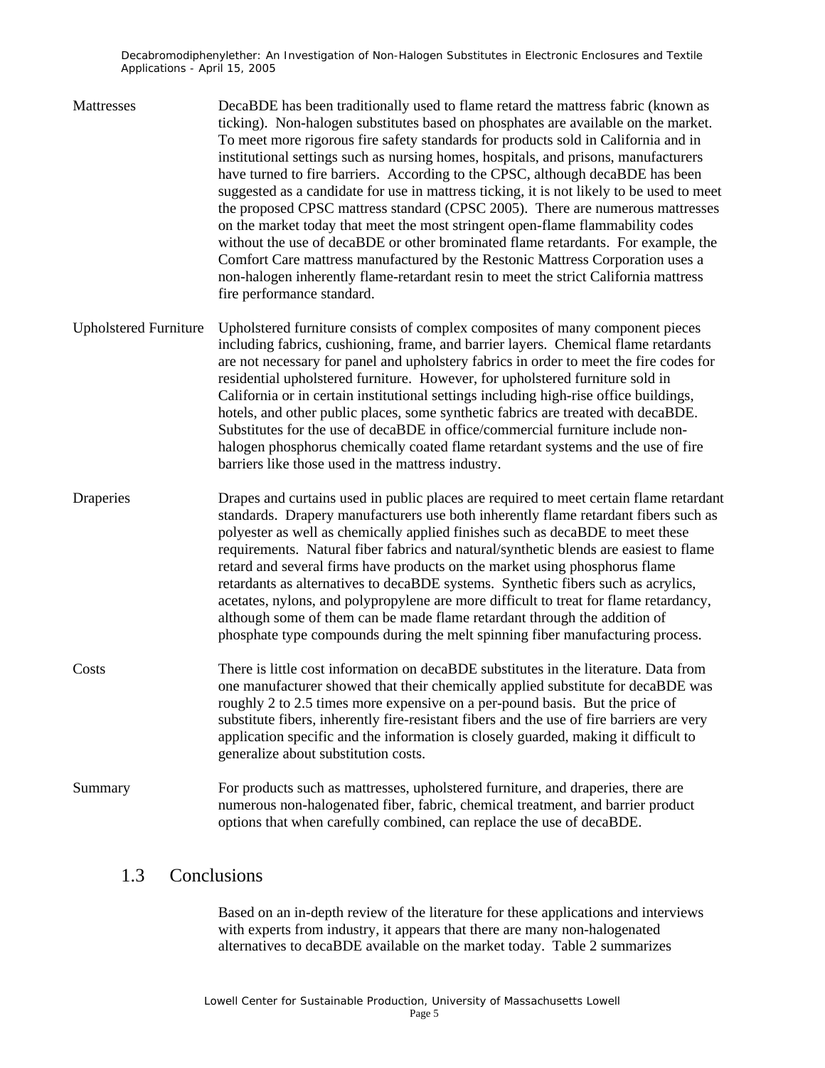**Mattresses**

DecaBDE has been traditionally used to flame retard the mattress fabric (known as ticking). Non-halogen substitutes based on phosphates are available on the market. To meet more rigorous fire safety standards for products sold in California and in institutional settings such as nursing homes, hospitals, and prisons, manufacturers have turned to fire barriers. According to the CPSC, although decaBDE has been suggested as a candidate for use in mattress ticking, it is not likely to be used to meet the proposed CPSC mattress standard (CPSC 2005). There are numerous mattresses on the market today that meet the most stringent open-flame flammability codes without the use of decaBDE or other brominated flame retardants. For example, the Comfort Care mattress manufactured by the Restonic Mattress Corporation uses a non-halogen inherently flame-retardant resin to meet the strict California mattress fire performance standard.

**Upholstered Furniture**

Upholstered furniture consists of complex composites of many component pieces including fabrics, cushioning, frame, and barrier layers. Chemical flame retardants are not necessary for panel and upholstery fabrics in order to meet the fire codes for residential upholstered furniture. However, for upholstered furniture sold in California or in certain institutional settings including high-rise office buildings, hotels, and other public places, some synthetic fabrics are treated with decaBDE. Substitutes for the use of decaBDE in office/commercial furniture include non-halogen phosphorus chemically coated flame retardant systems and the use of fire barriers like those used in the mattress industry.

**Draperies**

Drapes and curtains used in public places are required to meet certain flame retardant standards. Drapery manufacturers use both inherently flame retardant fibers such as polyester as well as chemically applied finishes such as decaBDE to meet these requirements. Natural fiber fabrics and natural/synthetic blends are easiest to flame retard and several firms have products on the market using phosphorus flame retardants as alternatives to decaBDE systems. Synthetic fibers such as acrylics, acetates, nylons, and polypropylene are more difficult to treat for flame retardancy, although some of them can be made flame retardant through the addition of phosphate type compounds during the melt spinning fiber manufacturing process.

**Costs**

There is little cost information on decaBDE substitutes in the literature. Data from one manufacturer showed that their chemically applied substitute for decaBDE was roughly 2 to 2.5 times more expensive on a per-pound basis. But the price of substitute fibers, inherently fire-resistant fibers and the use of fire barriers are very application specific and the information is closely guarded, making it difficult to generalize about substitution costs.

**Summary**

For products such as mattresses, upholstered furniture, and draperies, there are numerous non-halogenated fiber, fabric, chemical treatment, and barrier product options that when carefully combined, can replace the use of decaBDE.

## 1.3 Conclusions

Based on an in-depth review of the literature for these applications and interviews with experts from industry, it appears that there are many non-halogenated alternatives to decaBDE available on the market today. Table 2 summarizes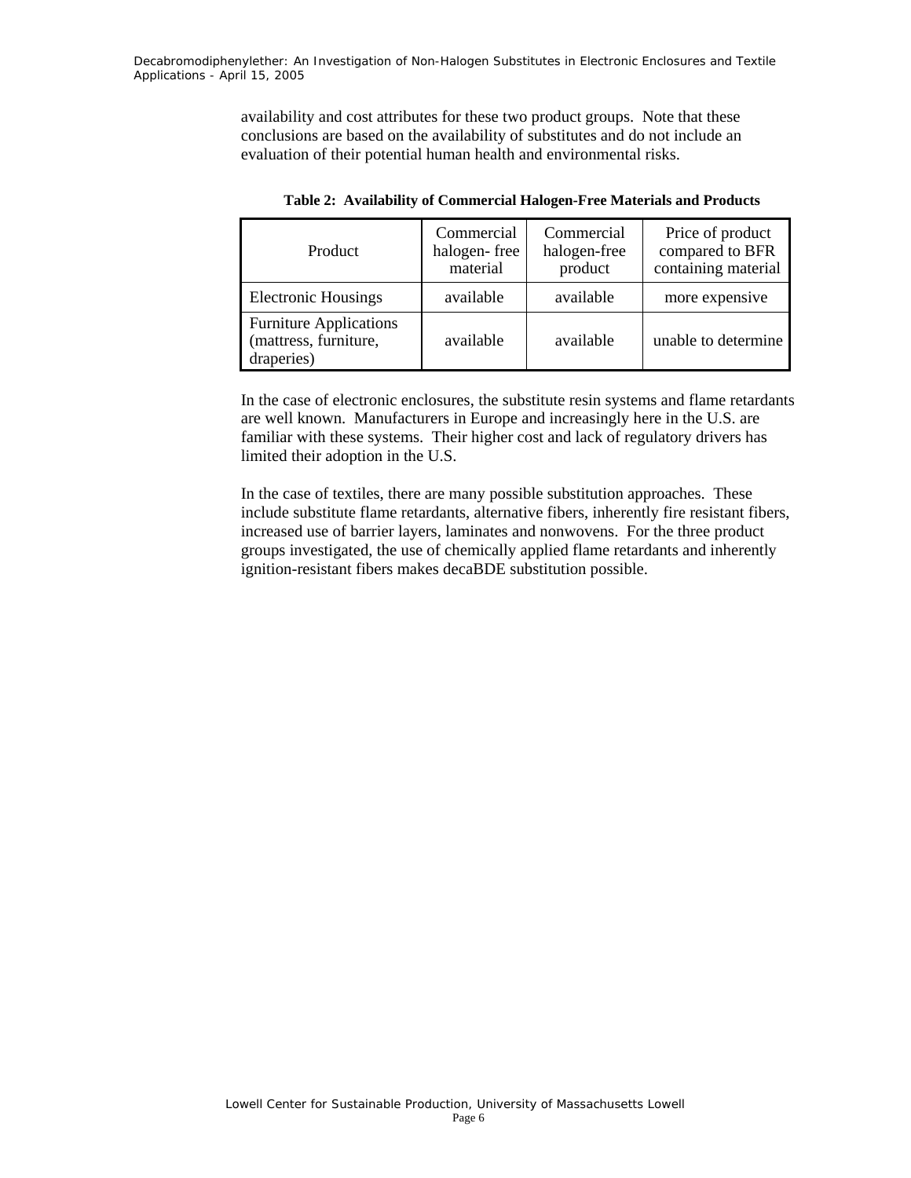availability and cost attributes for these two product groups. Note that these conclusions are based on the availability of substitutes and do not include an evaluation of their potential human health and environmental risks.

**Table 2: Availability of Commercial Halogen-Free Materials and Products**

| Product | Commercial halogen- free material | Commercial halogen-free product | Price of product compared to BFR containing material |
|---|---|---|---|
| Electronic Housings | available | available | more expensive |
| Furniture Applications (mattress, furniture, draperies) | available | available | unable to determine |

In the case of electronic enclosures, the substitute resin systems and flame retardants are well known. Manufacturers in Europe and increasingly here in the U.S. are familiar with these systems. Their higher cost and lack of regulatory drivers has limited their adoption in the U.S.

In the case of textiles, there are many possible substitution approaches. These include substitute flame retardants, alternative fibers, inherently fire resistant fibers, increased use of barrier layers, laminates and nonwovens. For the three product groups investigated, the use of chemically applied flame retardants and inherently ignition-resistant fibers makes decaBDE substitution possible.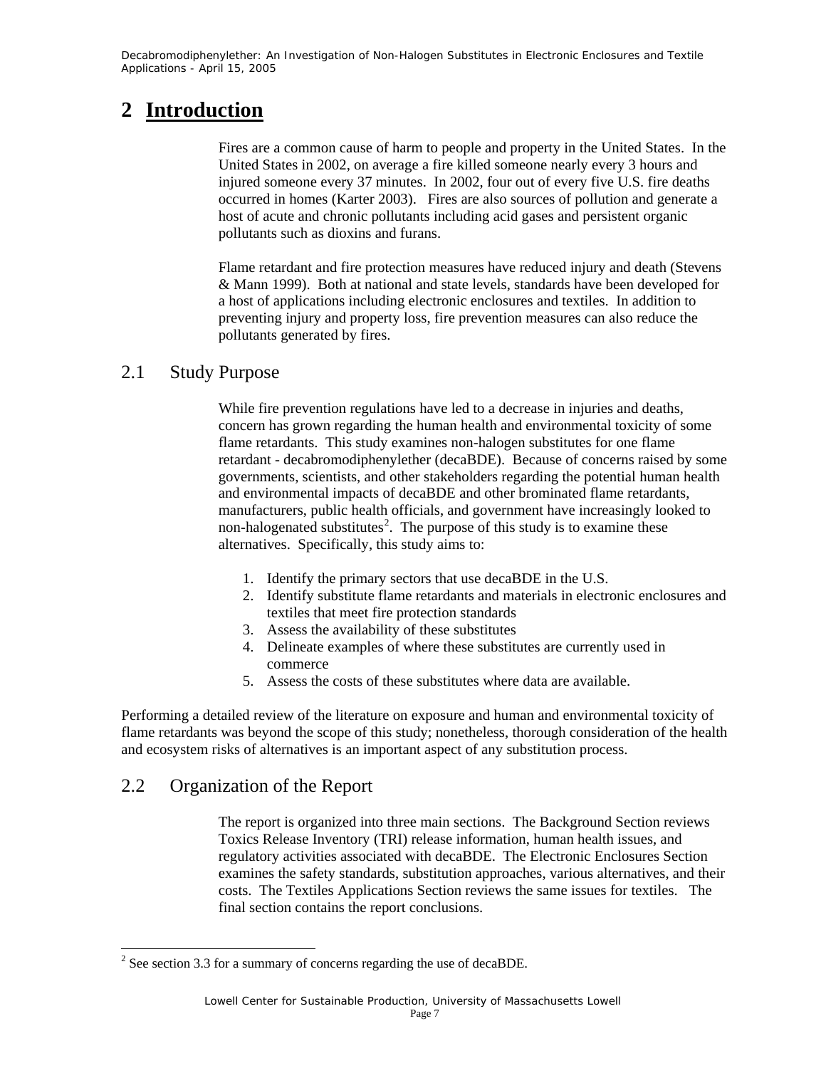# 2 Introduction

Fires are a common cause of harm to people and property in the United States. In the United States in 2002, on average a fire killed someone nearly every 3 hours and injured someone every 37 minutes. In 2002, four out of every five U.S. fire deaths occurred in homes (Karter 2003). Fires are also sources of pollution and generate a host of acute and chronic pollutants including acid gases and persistent organic pollutants such as dioxins and furans.

Flame retardant and fire protection measures have reduced injury and death (Stevens & Mann 1999). Both at national and state levels, standards have been developed for a host of applications including electronic enclosures and textiles. In addition to preventing injury and property loss, fire prevention measures can also reduce the pollutants generated by fires.

## 2.1 Study Purpose

While fire prevention regulations have led to a decrease in injuries and deaths, concern has grown regarding the human health and environmental toxicity of some flame retardants. This study examines non-halogen substitutes for one flame retardant - decabromodiphenylether (decaBDE). Because of concerns raised by some governments, scientists, and other stakeholders regarding the potential human health and environmental impacts of decaBDE and other brominated flame retardants, manufacturers, public health officials, and government have increasingly looked to non-halogenated substitutes[2]. The purpose of this study is to examine these alternatives. Specifically, this study aims to:

1. Identify the primary sectors that use decaBDE in the U.S.
2. Identify substitute flame retardants and materials in electronic enclosures and textiles that meet fire protection standards
3. Assess the availability of these substitutes
4. Delineate examples of where these substitutes are currently used in commerce
5. Assess the costs of these substitutes where data are available.

Performing a detailed review of the literature on exposure and human and environmental toxicity of flame retardants was beyond the scope of this study; nonetheless, thorough consideration of the health and ecosystem risks of alternatives is an important aspect of any substitution process.

## 2.2 Organization of the Report

The report is organized into three main sections. The Background Section reviews Toxics Release Inventory (TRI) release information, human health issues, and regulatory activities associated with decaBDE. The Electronic Enclosures Section examines the safety standards, substitution approaches, various alternatives, and their costs. The Textiles Applications Section reviews the same issues for textiles. The final section contains the report conclusions.

[2] See section 3.3 for a summary of concerns regarding the use of decaBDE.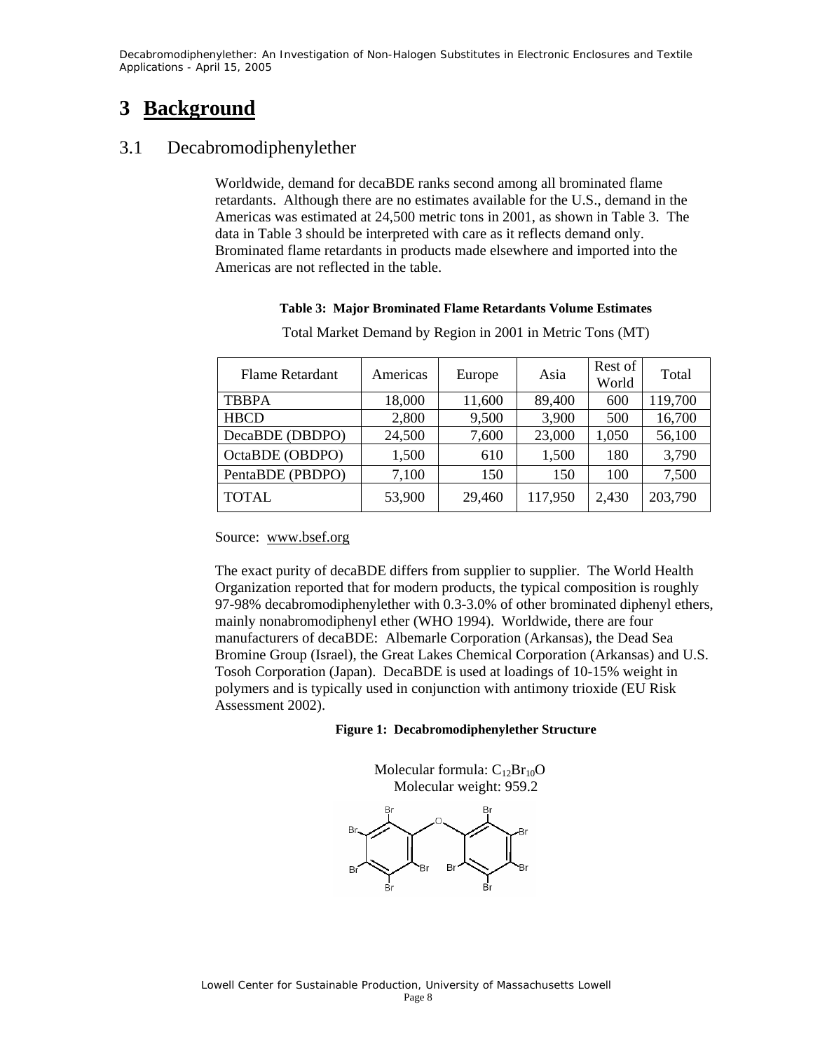# 3 Background

## 3.1 Decabromodiphenylether

Worldwide, demand for decaBDE ranks second among all brominated flame retardants. Although there are no estimates available for the U.S., demand in the Americas was estimated at 24,500 metric tons in 2001, as shown in Table 3. The data in Table 3 should be interpreted with care as it reflects demand only. Brominated flame retardants in products made elsewhere and imported into the Americas are not reflected in the table.

**Table 3: Major Brominated Flame Retardants Volume Estimates**

Total Market Demand by Region in 2001 in Metric Tons (MT)

| Flame Retardant | Americas | Europe | Asia | Rest of World | Total |
|---|---|---|---|---|---|
| TBBPA | 18,000 | 11,600 | 89,400 | 600 | 119,700 |
| HBCD | 2,800 | 9,500 | 3,900 | 500 | 16,700 |
| DecaBDE (DBDPO) | 24,500 | 7,600 | 23,000 | 1,050 | 56,100 |
| OctaBDE (OBDPO) | 1,500 | 610 | 1,500 | 180 | 3,790 |
| PentaBDE (PBDPO) | 7,100 | 150 | 150 | 100 | 7,500 |
| TOTAL | 53,900 | 29,460 | 117,950 | 2,430 | 203,790 |

Source: www.bsef.org

The exact purity of decaBDE differs from supplier to supplier. The World Health Organization reported that for modern products, the typical composition is roughly 97-98% decabromodiphenylether with 0.3-3.0% of other brominated diphenyl ethers, mainly nonabromodiphenyl ether (WHO 1994). Worldwide, there are four manufacturers of decaBDE: Albemarle Corporation (Arkansas), the Dead Sea Bromine Group (Israel), the Great Lakes Chemical Corporation (Arkansas) and U.S. Tosoh Corporation (Japan). DecaBDE is used at loadings of 10-15% weight in polymers and is typically used in conjunction with antimony trioxide (EU Risk Assessment 2002).

**Figure 1: Decabromodiphenylether Structure**

Molecular formula: $C_{12}Br_{10}O$
Molecular weight: 959.2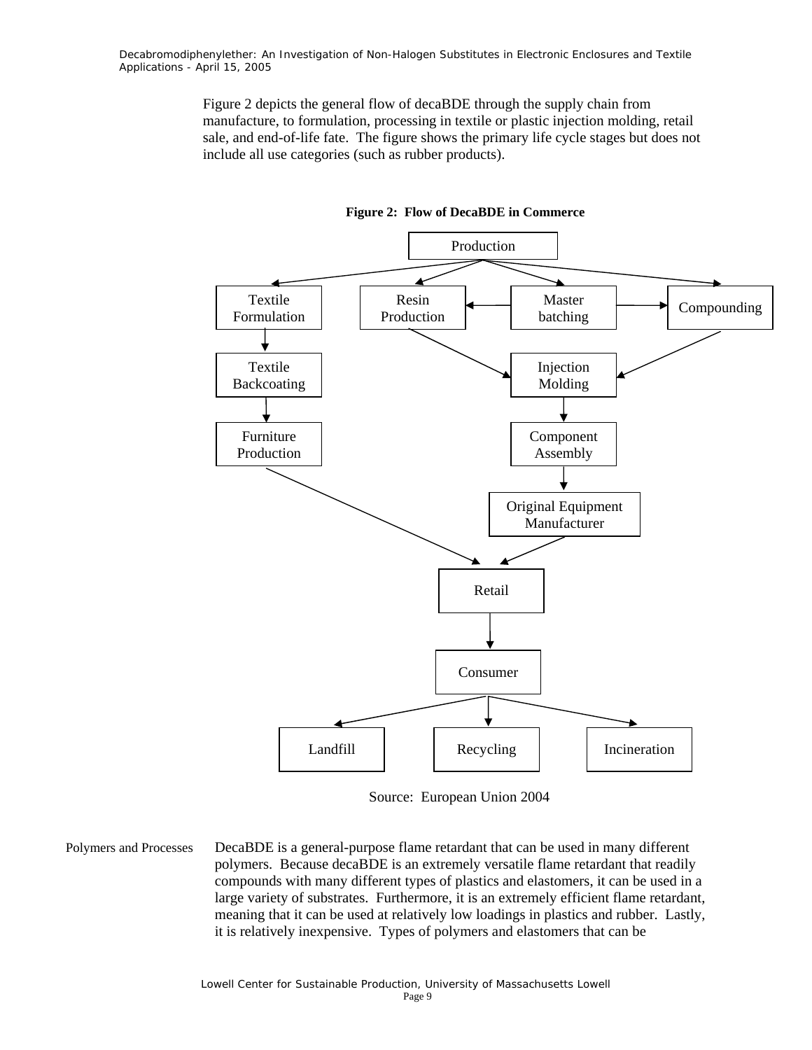Figure 2 depicts the general flow of decaBDE through the supply chain from manufacture, to formulation, processing in textile or plastic injection molding, retail sale, and end-of-life fate. The figure shows the primary life cycle stages but does not include all use categories (such as rubber products).

**Figure 2: Flow of DecaBDE in Commerce**

Production

Textile Formulation | Resin Production | Master batching | Compounding

Textile Backcoating | Injection Molding

Furniture Production | Component Assembly

Original Equipment Manufacturer

Retail

Consumer

Landfill | Recycling | Incineration

Source: European Union 2004

Polymers and Processes

DecaBDE is a general-purpose flame retardant that can be used in many different polymers. Because decaBDE is an extremely versatile flame retardant that readily compounds with many different types of plastics and elastomers, it can be used in a large variety of substrates. Furthermore, it is an extremely efficient flame retardant, meaning that it can be used at relatively low loadings in plastics and rubber. Lastly, it is relatively inexpensive. Types of polymers and elastomers that can be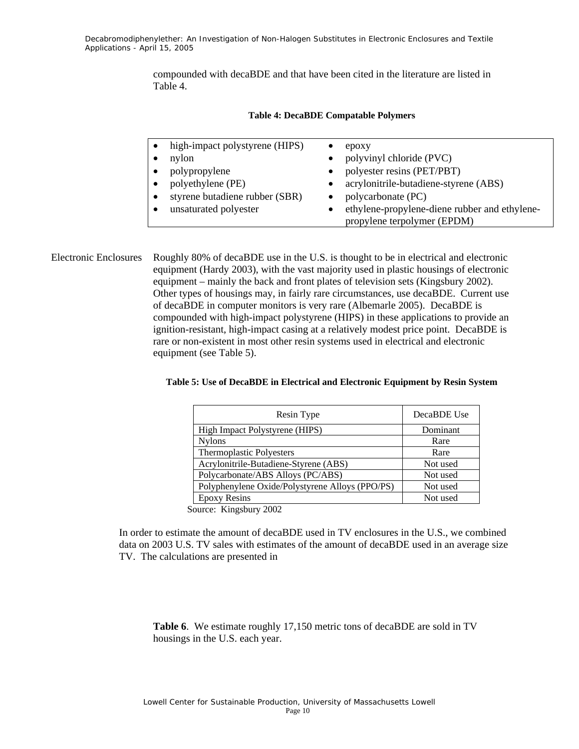compounded with decaBDE and that have been cited in the literature are listed in Table 4.

**Table 4: DecaBDE Compatable Polymers**

| | |
|---|---|
| • high-impact polystyrene (HIPS) | • epoxy |
| • nylon | • polyvinyl chloride (PVC) |
| • polypropylene | • polyester resins (PET/PBT) |
| • polyethylene (PE) | • acrylonitrile-butadiene-styrene (ABS) |
| • styrene butadiene rubber (SBR) | • polycarbonate (PC) |
| • unsaturated polyester | • ethylene-propylene-diene rubber and ethylene-propylene terpolymer (EPDM) |

Electronic Enclosures

Roughly 80% of decaBDE use in the U.S. is thought to be in electrical and electronic equipment (Hardy 2003), with the vast majority used in plastic housings of electronic equipment – mainly the back and front plates of television sets (Kingsbury 2002). Other types of housings may, in fairly rare circumstances, use decaBDE. Current use of decaBDE in computer monitors is very rare (Albemarle 2005). DecaBDE is compounded with high-impact polystyrene (HIPS) in these applications to provide an ignition-resistant, high-impact casing at a relatively modest price point. DecaBDE is rare or non-existent in most other resin systems used in electrical and electronic equipment (see Table 5).

**Table 5: Use of DecaBDE in Electrical and Electronic Equipment by Resin System**

| Resin Type | DecaBDE Use |
|---|---|
| High Impact Polystyrene (HIPS) | Dominant |
| Nylons | Rare |
| Thermoplastic Polyesters | Rare |
| Acrylonitrile-Butadiene-Styrene (ABS) | Not used |
| Polycarbonate/ABS Alloys (PC/ABS) | Not used |
| Polyphenylene Oxide/Polystyrene Alloys (PPO/PS) | Not used |
| Epoxy Resins | Not used |

Source: Kingsbury 2002

In order to estimate the amount of decaBDE used in TV enclosures in the U.S., we combined data on 2003 U.S. TV sales with estimates of the amount of decaBDE used in an average size TV. The calculations are presented in

**Table 6**. We estimate roughly 17,150 metric tons of decaBDE are sold in TV housings in the U.S. each year.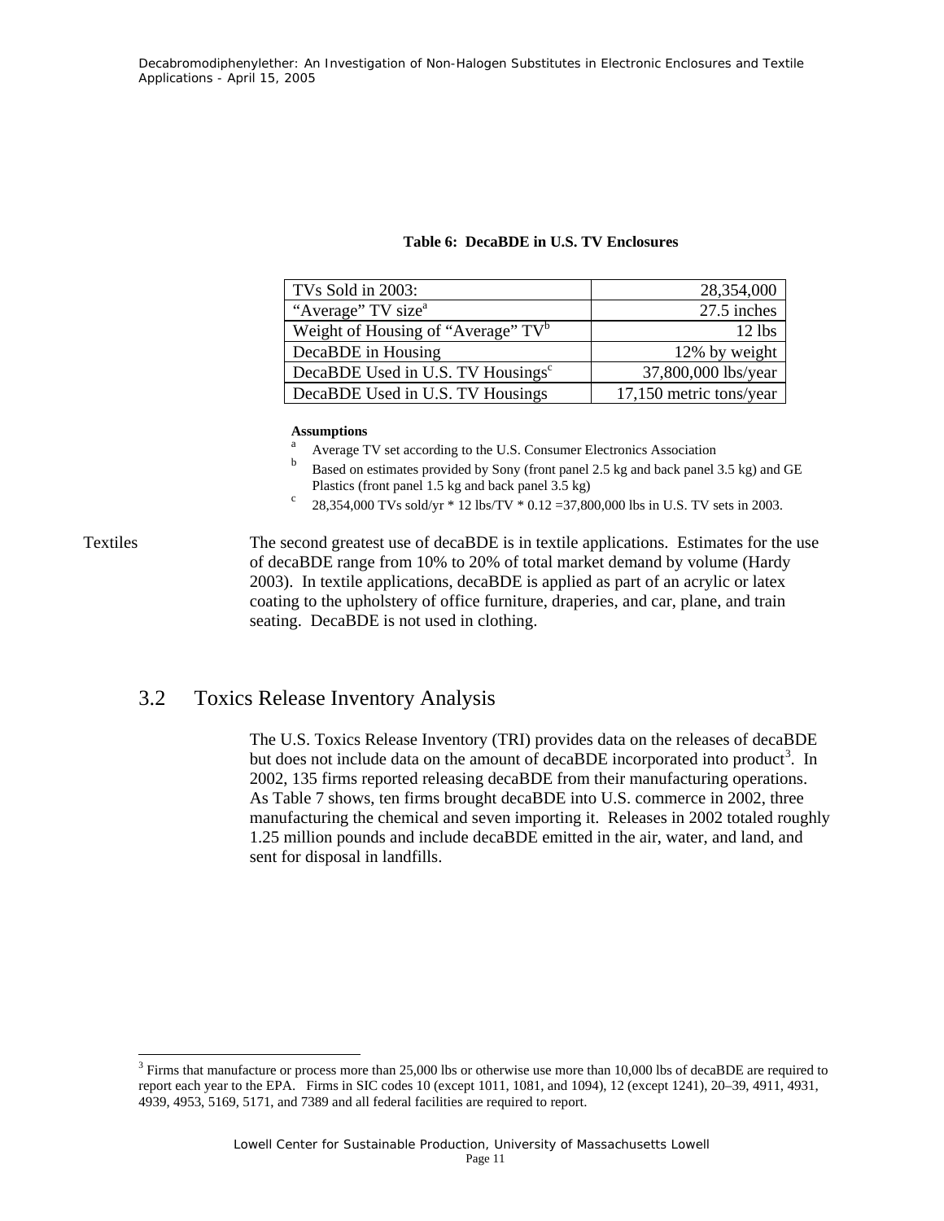**Table 6: DecaBDE in U.S. TV Enclosures**

| | |
|---|---:|
| TVs Sold in 2003: | 28,354,000 |
| "Average" TV size[a] | 27.5 inches |
| Weight of Housing of "Average" TV[b] | 12 lbs |
| DecaBDE in Housing | 12% by weight |
| DecaBDE Used in U.S. TV Housings[c] | 37,800,000 lbs/year |
| DecaBDE Used in U.S. TV Housings | 17,150 metric tons/year |

**Assumptions**

[a] Average TV set according to the U.S. Consumer Electronics Association

[b] Based on estimates provided by Sony (front panel 2.5 kg and back panel 3.5 kg) and GE Plastics (front panel 1.5 kg and back panel 3.5 kg)

[c] 28,354,000 TVs sold/yr * 12 lbs/TV * 0.12 =37,800,000 lbs in U.S. TV sets in 2003.

Textiles

The second greatest use of decaBDE is in textile applications. Estimates for the use of decaBDE range from 10% to 20% of total market demand by volume (Hardy 2003). In textile applications, decaBDE is applied as part of an acrylic or latex coating to the upholstery of office furniture, draperies, and car, plane, and train seating. DecaBDE is not used in clothing.

## 3.2 Toxics Release Inventory Analysis

The U.S. Toxics Release Inventory (TRI) provides data on the releases of decaBDE but does not include data on the amount of decaBDE incorporated into product[3]. In 2002, 135 firms reported releasing decaBDE from their manufacturing operations. As Table 7 shows, ten firms brought decaBDE into U.S. commerce in 2002, three manufacturing the chemical and seven importing it. Releases in 2002 totaled roughly 1.25 million pounds and include decaBDE emitted in the air, water, and land, and sent for disposal in landfills.

[3] Firms that manufacture or process more than 25,000 lbs or otherwise use more than 10,000 lbs of decaBDE are required to report each year to the EPA. Firms in SIC codes 10 (except 1011, 1081, and 1094), 12 (except 1241), 20–39, 4911, 4931, 4939, 4953, 5169, 5171, and 7389 and all federal facilities are required to report.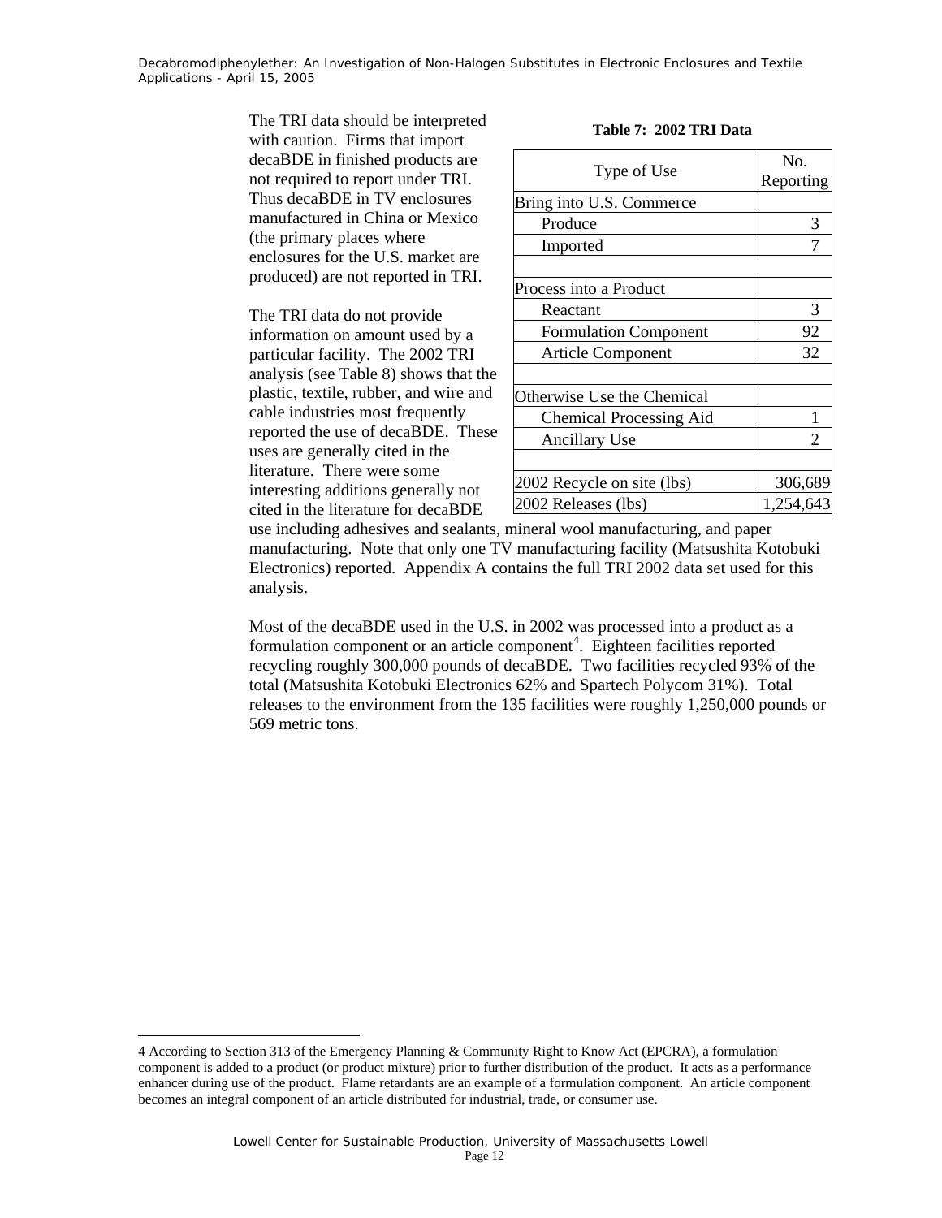The TRI data should be interpreted with caution. Firms that import decaBDE in finished products are not required to report under TRI. Thus decaBDE in TV enclosures manufactured in China or Mexico (the primary places where enclosures for the U.S. market are produced) are not reported in TRI.

**Table 7: 2002 TRI Data**

| Type of Use | No. Reporting |
|---|---|
| Bring into U.S. Commerce | |
| Produce | 3 |
| Imported | 7 |
| | |
| Process into a Product | |
| Reactant | 3 |
| Formulation Component | 92 |
| Article Component | 32 |
| | |
| Otherwise Use the Chemical | |
| Chemical Processing Aid | 1 |
| Ancillary Use | 2 |
| | |
| 2002 Recycle on site (lbs) | 306,689 |
| 2002 Releases (lbs) | 1,254,643 |

The TRI data do not provide information on amount used by a particular facility. The 2002 TRI analysis (see Table 8) shows that the plastic, textile, rubber, and wire and cable industries most frequently reported the use of decaBDE. These uses are generally cited in the literature. There were some interesting additions generally not cited in the literature for decaBDE use including adhesives and sealants, mineral wool manufacturing, and paper manufacturing. Note that only one TV manufacturing facility (Matsushita Kotobuki Electronics) reported. Appendix A contains the full TRI 2002 data set used for this analysis.

Most of the decaBDE used in the U.S. in 2002 was processed into a product as a formulation component or an article component[4]. Eighteen facilities reported recycling roughly 300,000 pounds of decaBDE. Two facilities recycled 93% of the total (Matsushita Kotobuki Electronics 62% and Spartech Polycom 31%). Total releases to the environment from the 135 facilities were roughly 1,250,000 pounds or 569 metric tons.

4 According to Section 313 of the Emergency Planning & Community Right to Know Act (EPCRA), a formulation component is added to a product (or product mixture) prior to further distribution of the product. It acts as a performance enhancer during use of the product. Flame retardants are an example of a formulation component. An article component becomes an integral component of an article distributed for industrial, trade, or consumer use.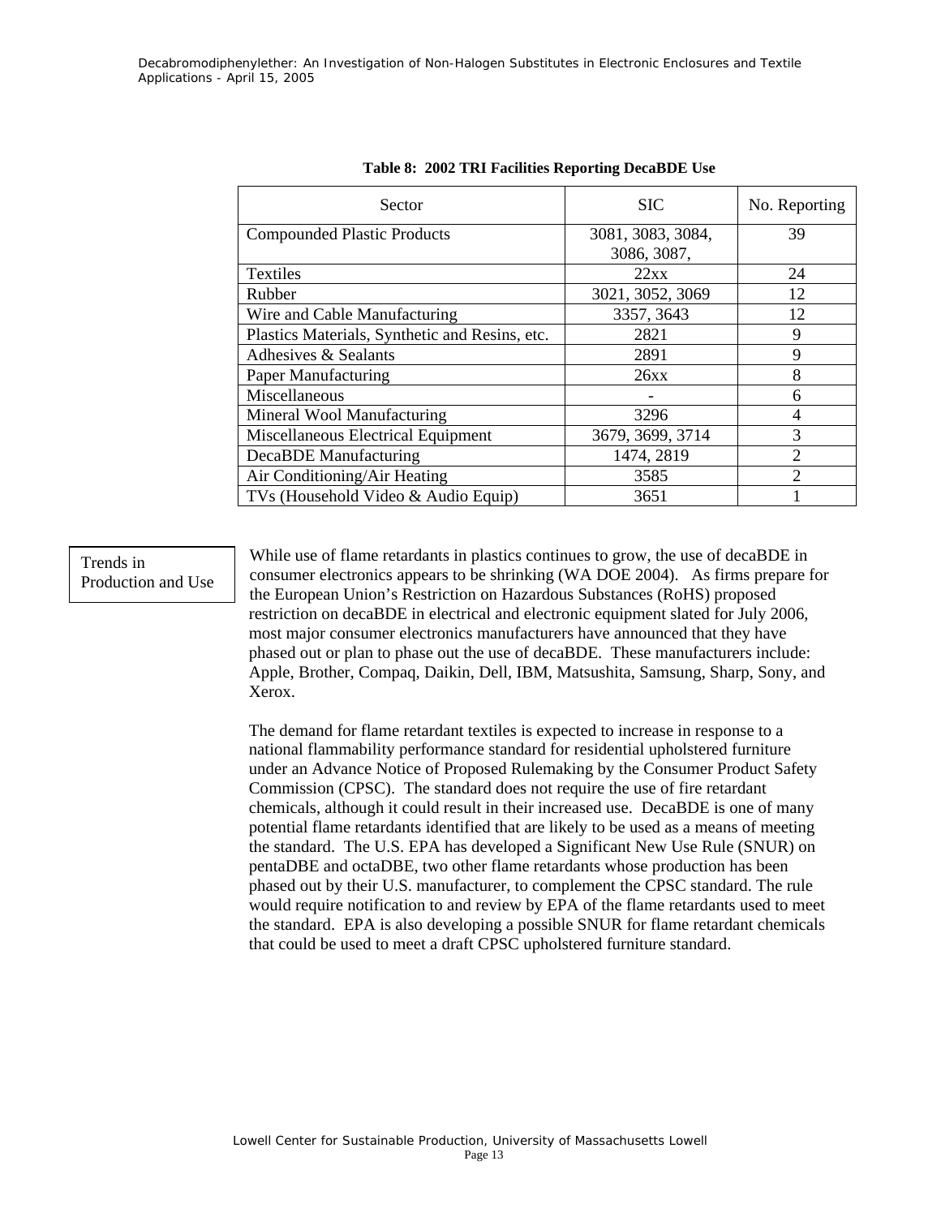**Table 8: 2002 TRI Facilities Reporting DecaBDE Use**

| Sector | SIC | No. Reporting |
|---|---|---|
| Compounded Plastic Products | 3081, 3083, 3084, 3086, 3087, | 39 |
| Textiles | 22xx | 24 |
| Rubber | 3021, 3052, 3069 | 12 |
| Wire and Cable Manufacturing | 3357, 3643 | 12 |
| Plastics Materials, Synthetic and Resins, etc. | 2821 | 9 |
| Adhesives & Sealants | 2891 | 9 |
| Paper Manufacturing | 26xx | 8 |
| Miscellaneous | - | 6 |
| Mineral Wool Manufacturing | 3296 | 4 |
| Miscellaneous Electrical Equipment | 3679, 3699, 3714 | 3 |
| DecaBDE Manufacturing | 1474, 2819 | 2 |
| Air Conditioning/Air Heating | 3585 | 2 |
| TVs (Household Video & Audio Equip) | 3651 | 1 |

### Trends in Production and Use

While use of flame retardants in plastics continues to grow, the use of decaBDE in consumer electronics appears to be shrinking (WA DOE 2004). As firms prepare for the European Union's Restriction on Hazardous Substances (RoHS) proposed restriction on decaBDE in electrical and electronic equipment slated for July 2006, most major consumer electronics manufacturers have announced that they have phased out or plan to phase out the use of decaBDE. These manufacturers include: Apple, Brother, Compaq, Daikin, Dell, IBM, Matsushita, Samsung, Sharp, Sony, and Xerox.

The demand for flame retardant textiles is expected to increase in response to a national flammability performance standard for residential upholstered furniture under an Advance Notice of Proposed Rulemaking by the Consumer Product Safety Commission (CPSC). The standard does not require the use of fire retardant chemicals, although it could result in their increased use. DecaBDE is one of many potential flame retardants identified that are likely to be used as a means of meeting the standard. The U.S. EPA has developed a Significant New Use Rule (SNUR) on pentaDBE and octaDBE, two other flame retardants whose production has been phased out by their U.S. manufacturer, to complement the CPSC standard. The rule would require notification to and review by EPA of the flame retardants used to meet the standard. EPA is also developing a possible SNUR for flame retardant chemicals that could be used to meet a draft CPSC upholstered furniture standard.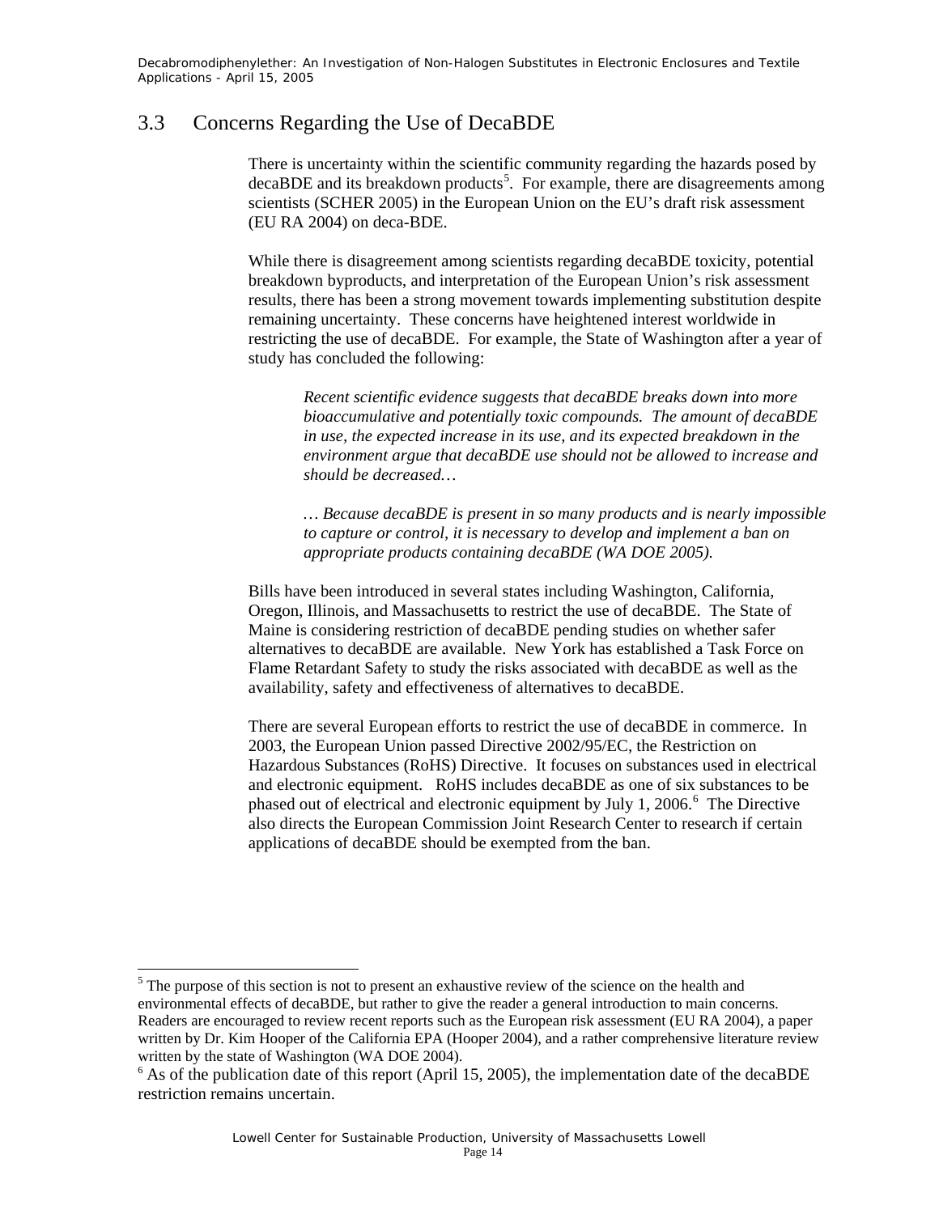## 3.3 Concerns Regarding the Use of DecaBDE

There is uncertainty within the scientific community regarding the hazards posed by decaBDE and its breakdown products[5]. For example, there are disagreements among scientists (SCHER 2005) in the European Union on the EU's draft risk assessment (EU RA 2004) on deca-BDE.

While there is disagreement among scientists regarding decaBDE toxicity, potential breakdown byproducts, and interpretation of the European Union's risk assessment results, there has been a strong movement towards implementing substitution despite remaining uncertainty. These concerns have heightened interest worldwide in restricting the use of decaBDE. For example, the State of Washington after a year of study has concluded the following:

> *Recent scientific evidence suggests that decaBDE breaks down into more bioaccumulative and potentially toxic compounds. The amount of decaBDE in use, the expected increase in its use, and its expected breakdown in the environment argue that decaBDE use should not be allowed to increase and should be decreased…*
>
> *… Because decaBDE is present in so many products and is nearly impossible to capture or control, it is necessary to develop and implement a ban on appropriate products containing decaBDE (WA DOE 2005).*

Bills have been introduced in several states including Washington, California, Oregon, Illinois, and Massachusetts to restrict the use of decaBDE. The State of Maine is considering restriction of decaBDE pending studies on whether safer alternatives to decaBDE are available. New York has established a Task Force on Flame Retardant Safety to study the risks associated with decaBDE as well as the availability, safety and effectiveness of alternatives to decaBDE.

There are several European efforts to restrict the use of decaBDE in commerce. In 2003, the European Union passed Directive 2002/95/EC, the Restriction on Hazardous Substances (RoHS) Directive. It focuses on substances used in electrical and electronic equipment. RoHS includes decaBDE as one of six substances to be phased out of electrical and electronic equipment by July 1, 2006.[6] The Directive also directs the European Commission Joint Research Center to research if certain applications of decaBDE should be exempted from the ban.

---

[5] The purpose of this section is not to present an exhaustive review of the science on the health and environmental effects of decaBDE, but rather to give the reader a general introduction to main concerns. Readers are encouraged to review recent reports such as the European risk assessment (EU RA 2004), a paper written by Dr. Kim Hooper of the California EPA (Hooper 2004), and a rather comprehensive literature review written by the state of Washington (WA DOE 2004).

[6] As of the publication date of this report (April 15, 2005), the implementation date of the decaBDE restriction remains uncertain.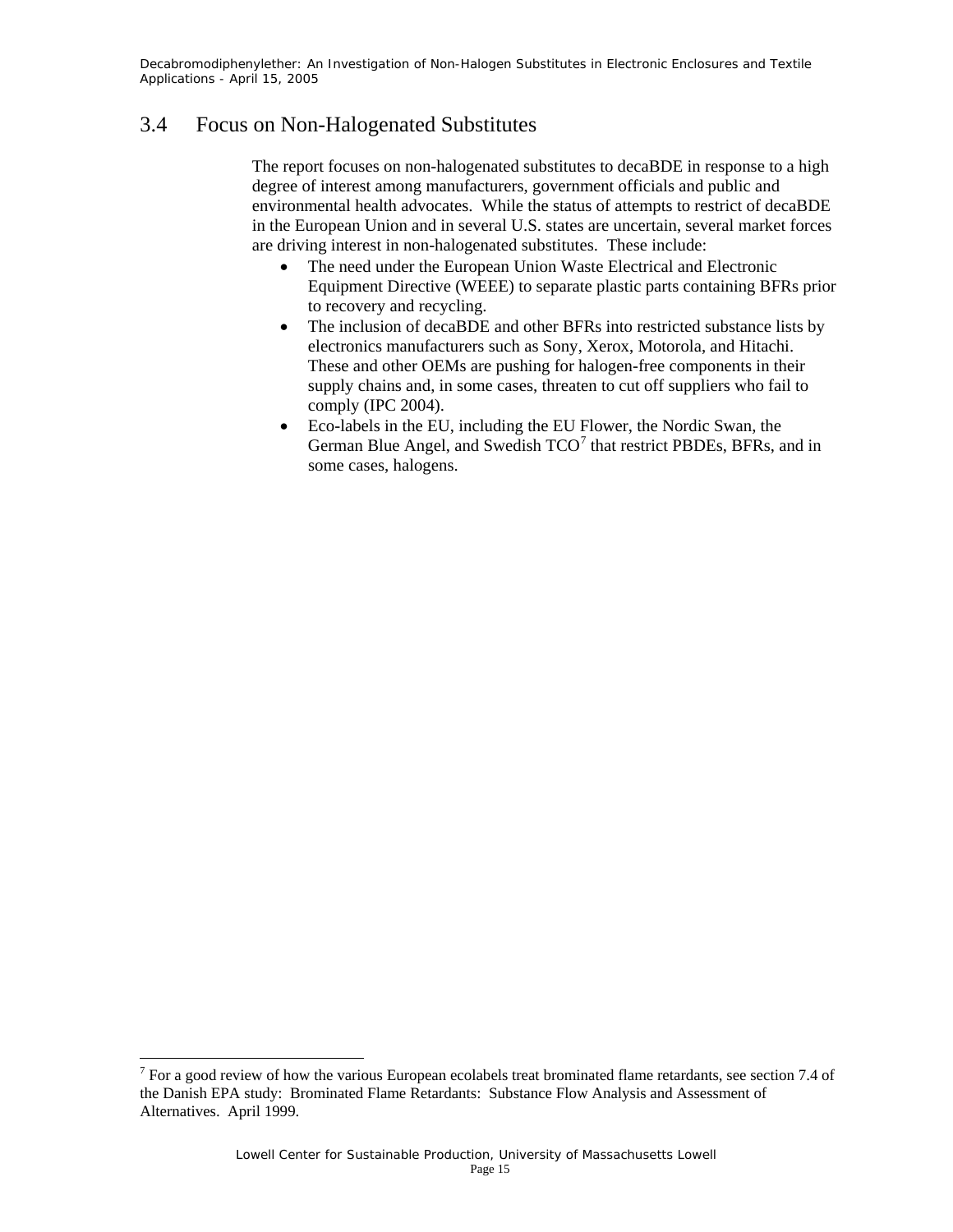## 3.4 Focus on Non-Halogenated Substitutes

The report focuses on non-halogenated substitutes to decaBDE in response to a high degree of interest among manufacturers, government officials and public and environmental health advocates. While the status of attempts to restrict of decaBDE in the European Union and in several U.S. states are uncertain, several market forces are driving interest in non-halogenated substitutes. These include:

- The need under the European Union Waste Electrical and Electronic Equipment Directive (WEEE) to separate plastic parts containing BFRs prior to recovery and recycling.
- The inclusion of decaBDE and other BFRs into restricted substance lists by electronics manufacturers such as Sony, Xerox, Motorola, and Hitachi. These and other OEMs are pushing for halogen-free components in their supply chains and, in some cases, threaten to cut off suppliers who fail to comply (IPC 2004).
- Eco-labels in the EU, including the EU Flower, the Nordic Swan, the German Blue Angel, and Swedish TCO[7] that restrict PBDEs, BFRs, and in some cases, halogens.

[7] For a good review of how the various European ecolabels treat brominated flame retardants, see section 7.4 of the Danish EPA study: Brominated Flame Retardants: Substance Flow Analysis and Assessment of Alternatives. April 1999.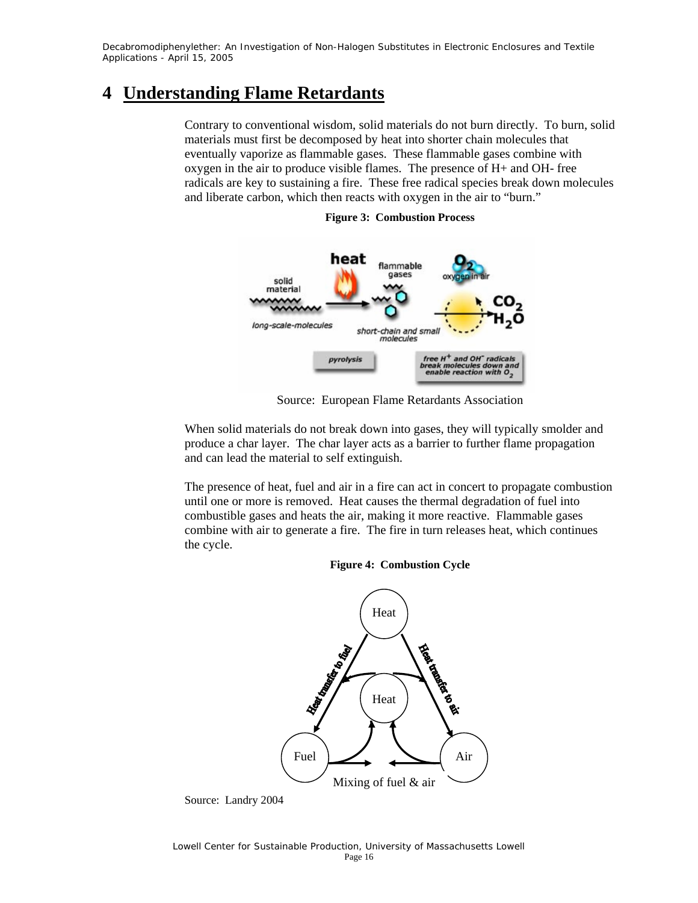# 4 Understanding Flame Retardants

Contrary to conventional wisdom, solid materials do not burn directly. To burn, solid materials must first be decomposed by heat into shorter chain molecules that eventually vaporize as flammable gases. These flammable gases combine with oxygen in the air to produce visible flames. The presence of H+ and OH- free radicals are key to sustaining a fire. These free radical species break down molecules and liberate carbon, which then reacts with oxygen in the air to "burn."

**Figure 3: Combustion Process**

Source: European Flame Retardants Association

When solid materials do not break down into gases, they will typically smolder and produce a char layer. The char layer acts as a barrier to further flame propagation and can lead the material to self extinguish.

The presence of heat, fuel and air in a fire can act in concert to propagate combustion until one or more is removed. Heat causes the thermal degradation of fuel into combustible gases and heats the air, making it more reactive. Flammable gases combine with air to generate a fire. The fire in turn releases heat, which continues the cycle.

**Figure 4: Combustion Cycle**

Source: Landry 2004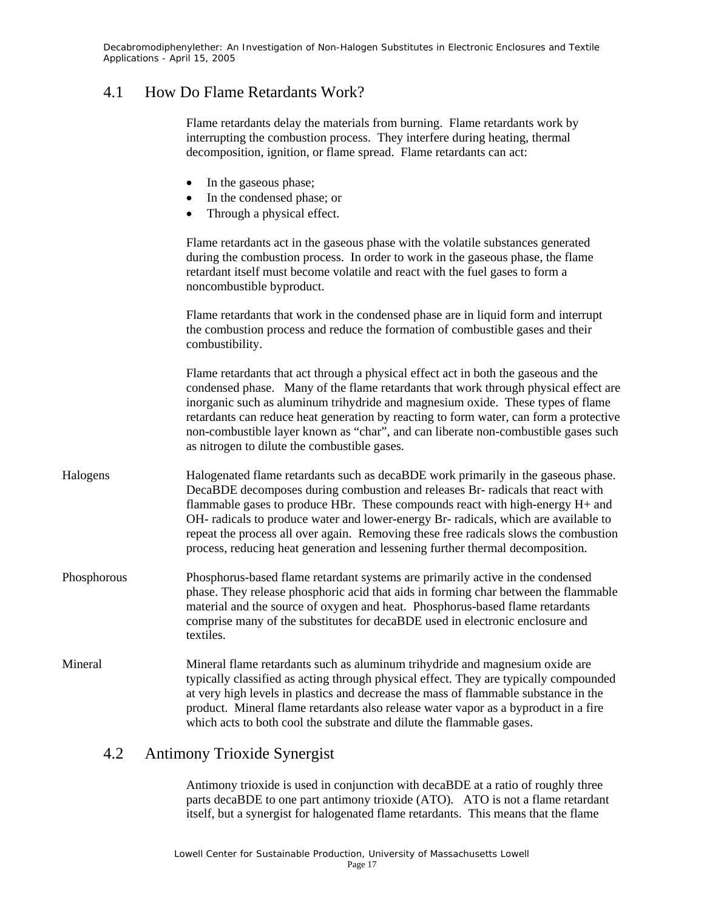## 4.1 How Do Flame Retardants Work?

Flame retardants delay the materials from burning. Flame retardants work by interrupting the combustion process. They interfere during heating, thermal decomposition, ignition, or flame spread. Flame retardants can act:

- In the gaseous phase;
- In the condensed phase; or
- Through a physical effect.

Flame retardants act in the gaseous phase with the volatile substances generated during the combustion process. In order to work in the gaseous phase, the flame retardant itself must become volatile and react with the fuel gases to form a noncombustible byproduct.

Flame retardants that work in the condensed phase are in liquid form and interrupt the combustion process and reduce the formation of combustible gases and their combustibility.

Flame retardants that act through a physical effect act in both the gaseous and the condensed phase. Many of the flame retardants that work through physical effect are inorganic such as aluminum trihydride and magnesium oxide. These types of flame retardants can reduce heat generation by reacting to form water, can form a protective non-combustible layer known as "char", and can liberate non-combustible gases such as nitrogen to dilute the combustible gases.

**Halogens**

Halogenated flame retardants such as decaBDE work primarily in the gaseous phase. DecaBDE decomposes during combustion and releases Br- radicals that react with flammable gases to produce HBr. These compounds react with high-energy H+ and OH- radicals to produce water and lower-energy Br- radicals, which are available to repeat the process all over again. Removing these free radicals slows the combustion process, reducing heat generation and lessening further thermal decomposition.

**Phosphorous**

Phosphorus-based flame retardant systems are primarily active in the condensed phase. They release phosphoric acid that aids in forming char between the flammable material and the source of oxygen and heat. Phosphorus-based flame retardants comprise many of the substitutes for decaBDE used in electronic enclosure and textiles.

**Mineral**

Mineral flame retardants such as aluminum trihydride and magnesium oxide are typically classified as acting through physical effect. They are typically compounded at very high levels in plastics and decrease the mass of flammable substance in the product. Mineral flame retardants also release water vapor as a byproduct in a fire which acts to both cool the substrate and dilute the flammable gases.

## 4.2 Antimony Trioxide Synergist

Antimony trioxide is used in conjunction with decaBDE at a ratio of roughly three parts decaBDE to one part antimony trioxide (ATO). ATO is not a flame retardant itself, but a synergist for halogenated flame retardants. This means that the flame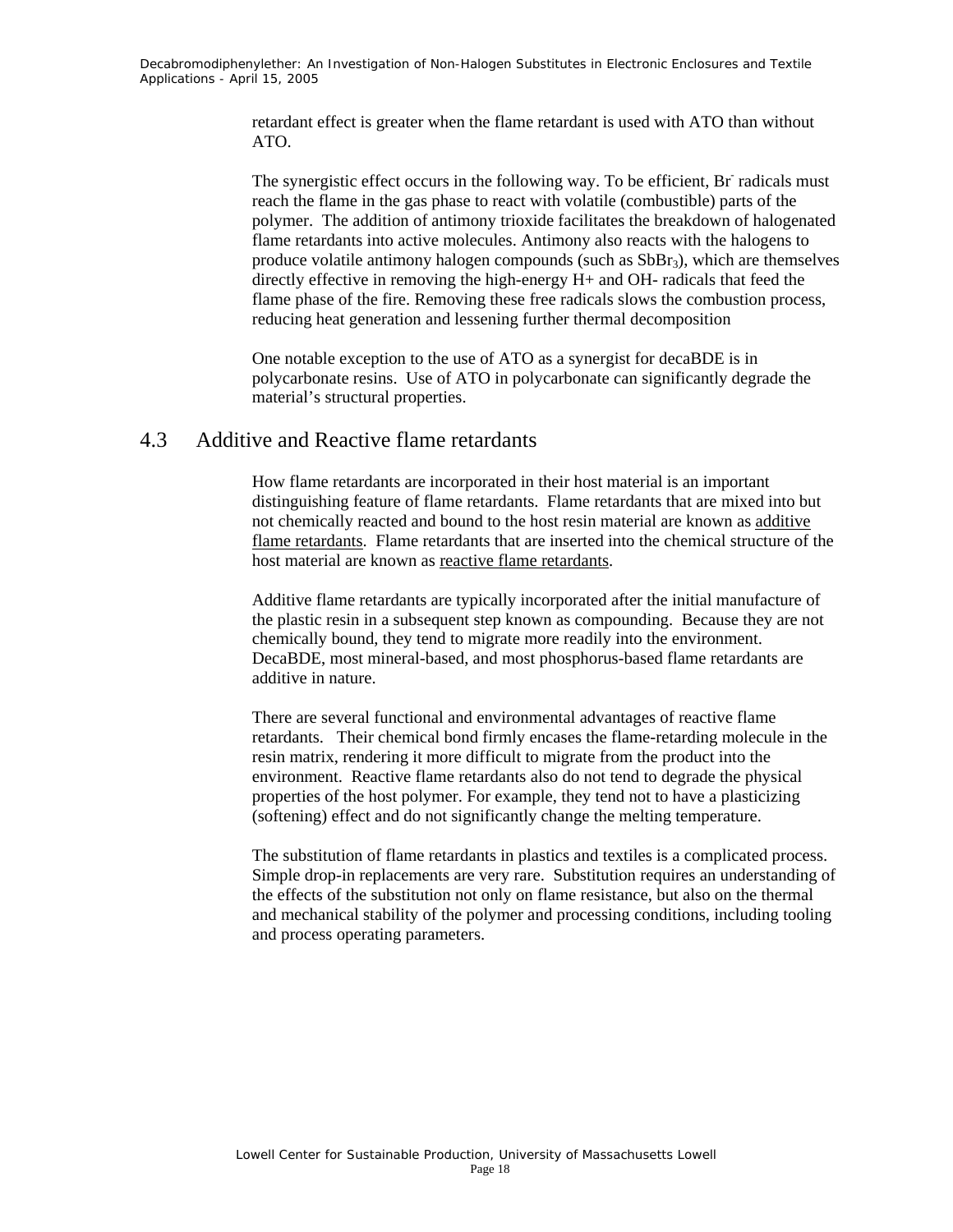retardant effect is greater when the flame retardant is used with ATO than without ATO.

The synergistic effect occurs in the following way. To be efficient, $Br^-$ radicals must reach the flame in the gas phase to react with volatile (combustible) parts of the polymer. The addition of antimony trioxide facilitates the breakdown of halogenated flame retardants into active molecules. Antimony also reacts with the halogens to produce volatile antimony halogen compounds (such as $SbBr_3$), which are themselves directly effective in removing the high-energy H+ and OH- radicals that feed the flame phase of the fire. Removing these free radicals slows the combustion process, reducing heat generation and lessening further thermal decomposition

One notable exception to the use of ATO as a synergist for decaBDE is in polycarbonate resins. Use of ATO in polycarbonate can significantly degrade the material's structural properties.

## 4.3 Additive and Reactive flame retardants

How flame retardants are incorporated in their host material is an important distinguishing feature of flame retardants. Flame retardants that are mixed into but not chemically reacted and bound to the host resin material are known as additive flame retardants. Flame retardants that are inserted into the chemical structure of the host material are known as reactive flame retardants.

Additive flame retardants are typically incorporated after the initial manufacture of the plastic resin in a subsequent step known as compounding. Because they are not chemically bound, they tend to migrate more readily into the environment. DecaBDE, most mineral-based, and most phosphorus-based flame retardants are additive in nature.

There are several functional and environmental advantages of reactive flame retardants. Their chemical bond firmly encases the flame-retarding molecule in the resin matrix, rendering it more difficult to migrate from the product into the environment. Reactive flame retardants also do not tend to degrade the physical properties of the host polymer. For example, they tend not to have a plasticizing (softening) effect and do not significantly change the melting temperature.

The substitution of flame retardants in plastics and textiles is a complicated process. Simple drop-in replacements are very rare. Substitution requires an understanding of the effects of the substitution not only on flame resistance, but also on the thermal and mechanical stability of the polymer and processing conditions, including tooling and process operating parameters.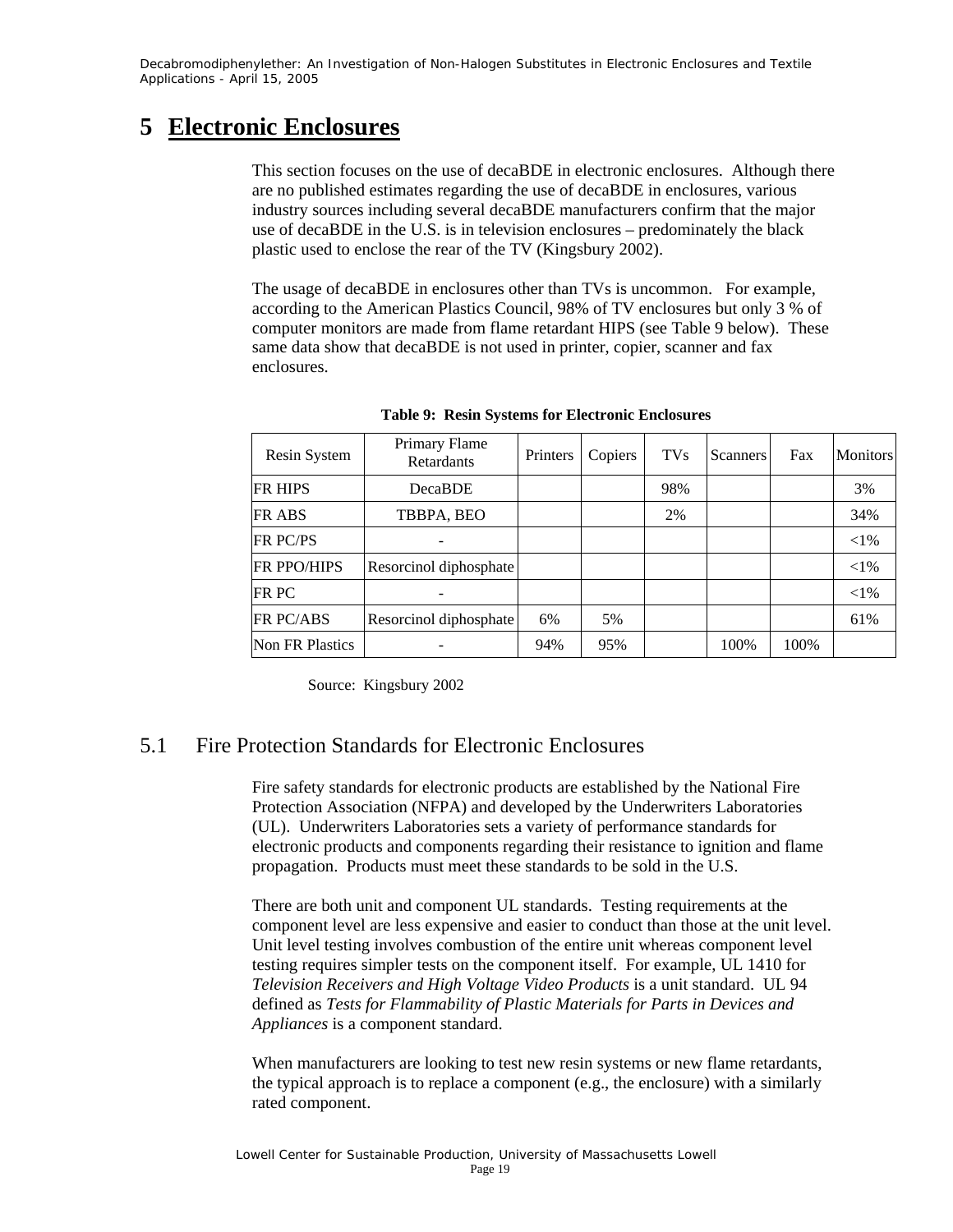# 5 Electronic Enclosures

This section focuses on the use of decaBDE in electronic enclosures. Although there are no published estimates regarding the use of decaBDE in enclosures, various industry sources including several decaBDE manufacturers confirm that the major use of decaBDE in the U.S. is in television enclosures – predominately the black plastic used to enclose the rear of the TV (Kingsbury 2002).

The usage of decaBDE in enclosures other than TVs is uncommon. For example, according to the American Plastics Council, 98% of TV enclosures but only 3 % of computer monitors are made from flame retardant HIPS (see Table 9 below). These same data show that decaBDE is not used in printer, copier, scanner and fax enclosures.

**Table 9: Resin Systems for Electronic Enclosures**

| Resin System | Primary Flame Retardants | Printers | Copiers | TVs | Scanners | Fax | Monitors |
|---|---|---|---|---|---|---|---|
| FR HIPS | DecaBDE | | | 98% | | | 3% |
| FR ABS | TBBPA, BEO | | | 2% | | | 34% |
| FR PC/PS | - | | | | | | <1% |
| FR PPO/HIPS | Resorcinol diphosphate | | | | | | <1% |
| FR PC | - | | | | | | <1% |
| FR PC/ABS | Resorcinol diphosphate | 6% | 5% | | | | 61% |
| Non FR Plastics | - | 94% | 95% | | 100% | 100% | |

Source: Kingsbury 2002

## 5.1 Fire Protection Standards for Electronic Enclosures

Fire safety standards for electronic products are established by the National Fire Protection Association (NFPA) and developed by the Underwriters Laboratories (UL). Underwriters Laboratories sets a variety of performance standards for electronic products and components regarding their resistance to ignition and flame propagation. Products must meet these standards to be sold in the U.S.

There are both unit and component UL standards. Testing requirements at the component level are less expensive and easier to conduct than those at the unit level. Unit level testing involves combustion of the entire unit whereas component level testing requires simpler tests on the component itself. For example, UL 1410 for *Television Receivers and High Voltage Video Products* is a unit standard. UL 94 defined as *Tests for Flammability of Plastic Materials for Parts in Devices and Appliances* is a component standard.

When manufacturers are looking to test new resin systems or new flame retardants, the typical approach is to replace a component (e.g., the enclosure) with a similarly rated component.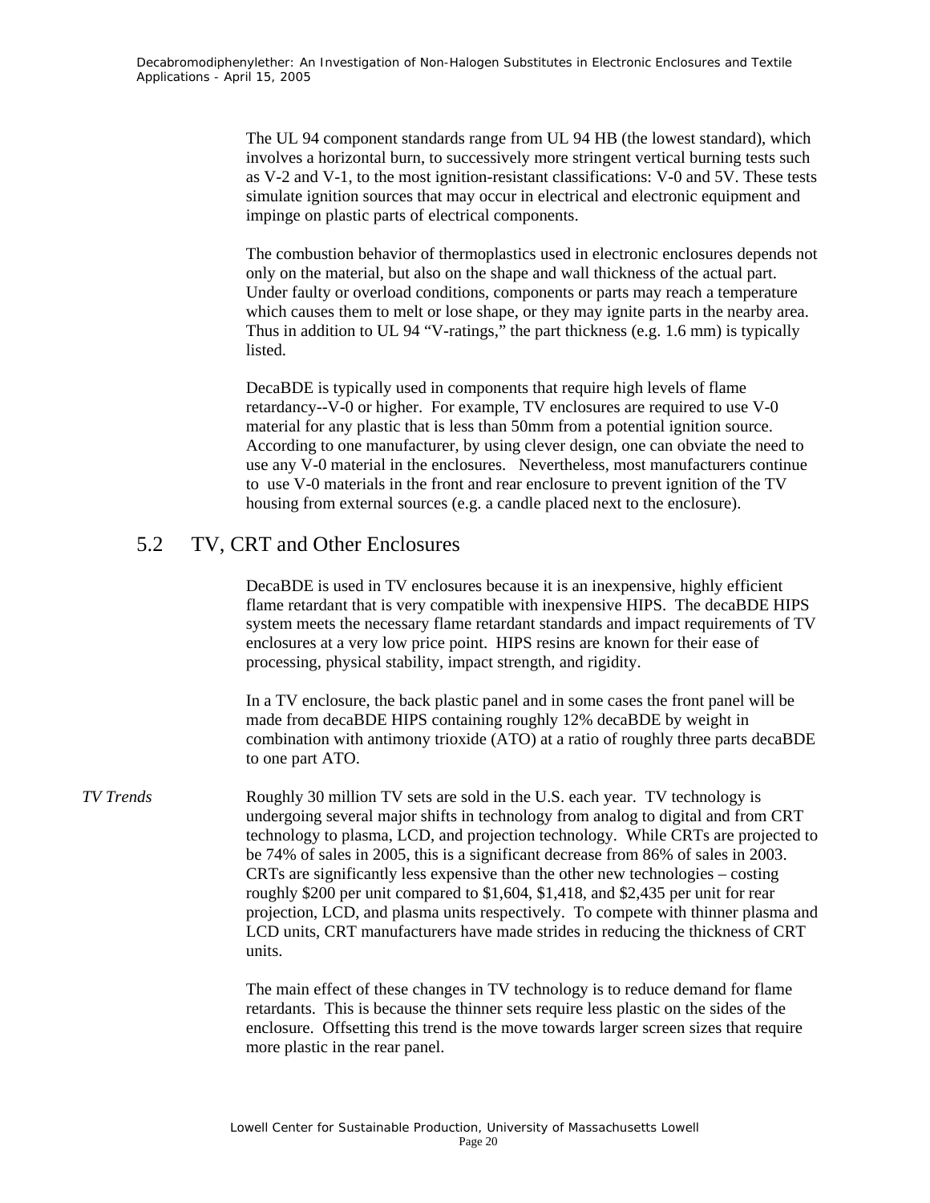The UL 94 component standards range from UL 94 HB (the lowest standard), which involves a horizontal burn, to successively more stringent vertical burning tests such as V-2 and V-1, to the most ignition-resistant classifications: V-0 and 5V. These tests simulate ignition sources that may occur in electrical and electronic equipment and impinge on plastic parts of electrical components.

The combustion behavior of thermoplastics used in electronic enclosures depends not only on the material, but also on the shape and wall thickness of the actual part. Under faulty or overload conditions, components or parts may reach a temperature which causes them to melt or lose shape, or they may ignite parts in the nearby area. Thus in addition to UL 94 "V-ratings," the part thickness (e.g. 1.6 mm) is typically listed.

DecaBDE is typically used in components that require high levels of flame retardancy--V-0 or higher. For example, TV enclosures are required to use V-0 material for any plastic that is less than 50mm from a potential ignition source. According to one manufacturer, by using clever design, one can obviate the need to use any V-0 material in the enclosures. Nevertheless, most manufacturers continue to use V-0 materials in the front and rear enclosure to prevent ignition of the TV housing from external sources (e.g. a candle placed next to the enclosure).

## 5.2 TV, CRT and Other Enclosures

DecaBDE is used in TV enclosures because it is an inexpensive, highly efficient flame retardant that is very compatible with inexpensive HIPS. The decaBDE HIPS system meets the necessary flame retardant standards and impact requirements of TV enclosures at a very low price point. HIPS resins are known for their ease of processing, physical stability, impact strength, and rigidity.

In a TV enclosure, the back plastic panel and in some cases the front panel will be made from decaBDE HIPS containing roughly 12% decaBDE by weight in combination with antimony trioxide (ATO) at a ratio of roughly three parts decaBDE to one part ATO.

*TV Trends*

Roughly 30 million TV sets are sold in the U.S. each year. TV technology is undergoing several major shifts in technology from analog to digital and from CRT technology to plasma, LCD, and projection technology. While CRTs are projected to be 74% of sales in 2005, this is a significant decrease from 86% of sales in 2003. CRTs are significantly less expensive than the other new technologies – costing roughly $200 per unit compared to $1,604, $1,418, and $2,435 per unit for rear projection, LCD, and plasma units respectively. To compete with thinner plasma and LCD units, CRT manufacturers have made strides in reducing the thickness of CRT units.

The main effect of these changes in TV technology is to reduce demand for flame retardants. This is because the thinner sets require less plastic on the sides of the enclosure. Offsetting this trend is the move towards larger screen sizes that require more plastic in the rear panel.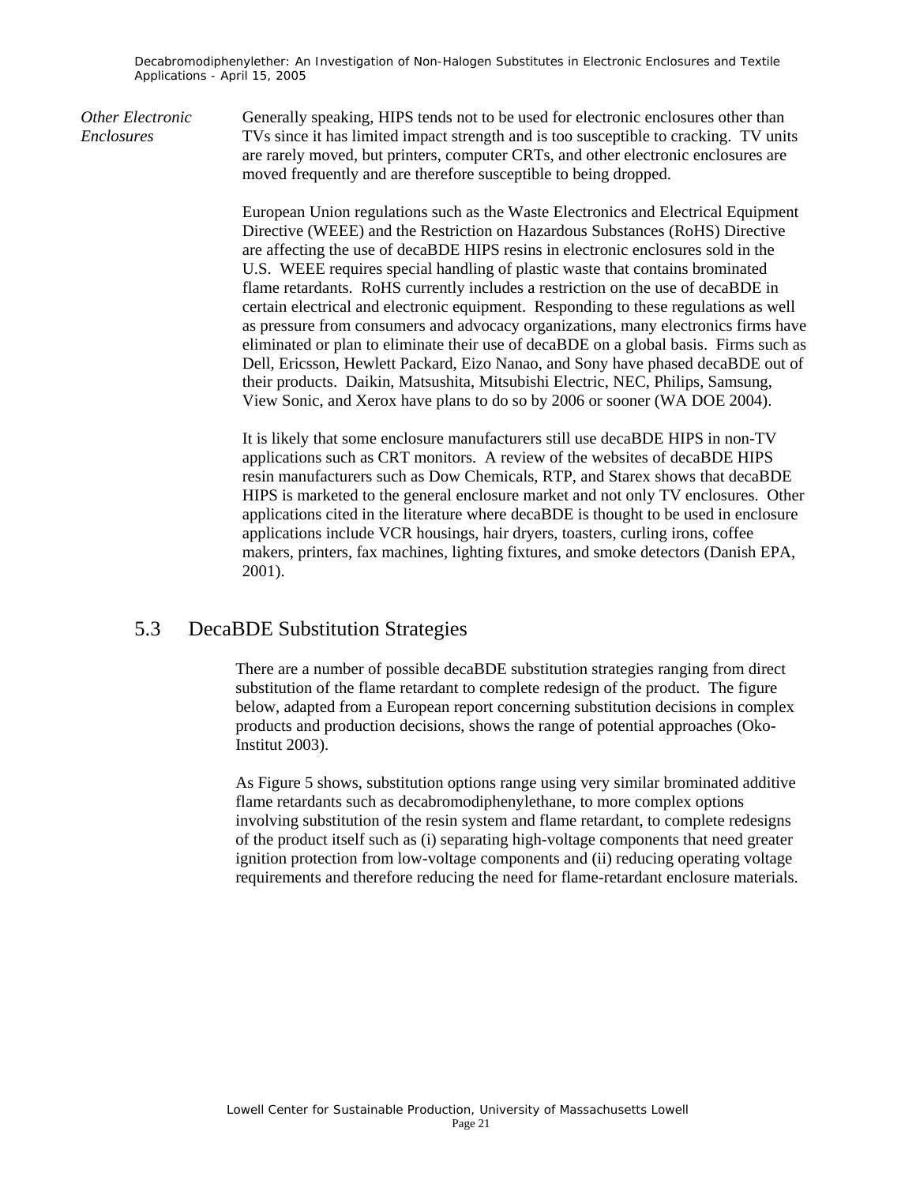*Other Electronic Enclosures*

Generally speaking, HIPS tends not to be used for electronic enclosures other than TVs since it has limited impact strength and is too susceptible to cracking. TV units are rarely moved, but printers, computer CRTs, and other electronic enclosures are moved frequently and are therefore susceptible to being dropped.

European Union regulations such as the Waste Electronics and Electrical Equipment Directive (WEEE) and the Restriction on Hazardous Substances (RoHS) Directive are affecting the use of decaBDE HIPS resins in electronic enclosures sold in the U.S. WEEE requires special handling of plastic waste that contains brominated flame retardants. RoHS currently includes a restriction on the use of decaBDE in certain electrical and electronic equipment. Responding to these regulations as well as pressure from consumers and advocacy organizations, many electronics firms have eliminated or plan to eliminate their use of decaBDE on a global basis. Firms such as Dell, Ericsson, Hewlett Packard, Eizo Nanao, and Sony have phased decaBDE out of their products. Daikin, Matsushita, Mitsubishi Electric, NEC, Philips, Samsung, View Sonic, and Xerox have plans to do so by 2006 or sooner (WA DOE 2004).

It is likely that some enclosure manufacturers still use decaBDE HIPS in non-TV applications such as CRT monitors. A review of the websites of decaBDE HIPS resin manufacturers such as Dow Chemicals, RTP, and Starex shows that decaBDE HIPS is marketed to the general enclosure market and not only TV enclosures. Other applications cited in the literature where decaBDE is thought to be used in enclosure applications include VCR housings, hair dryers, toasters, curling irons, coffee makers, printers, fax machines, lighting fixtures, and smoke detectors (Danish EPA, 2001).

## 5.3 DecaBDE Substitution Strategies

There are a number of possible decaBDE substitution strategies ranging from direct substitution of the flame retardant to complete redesign of the product. The figure below, adapted from a European report concerning substitution decisions in complex products and production decisions, shows the range of potential approaches (Oko-Institut 2003).

As Figure 5 shows, substitution options range using very similar brominated additive flame retardants such as decabromodiphenylethane, to more complex options involving substitution of the resin system and flame retardant, to complete redesigns of the product itself such as (i) separating high-voltage components that need greater ignition protection from low-voltage components and (ii) reducing operating voltage requirements and therefore reducing the need for flame-retardant enclosure materials.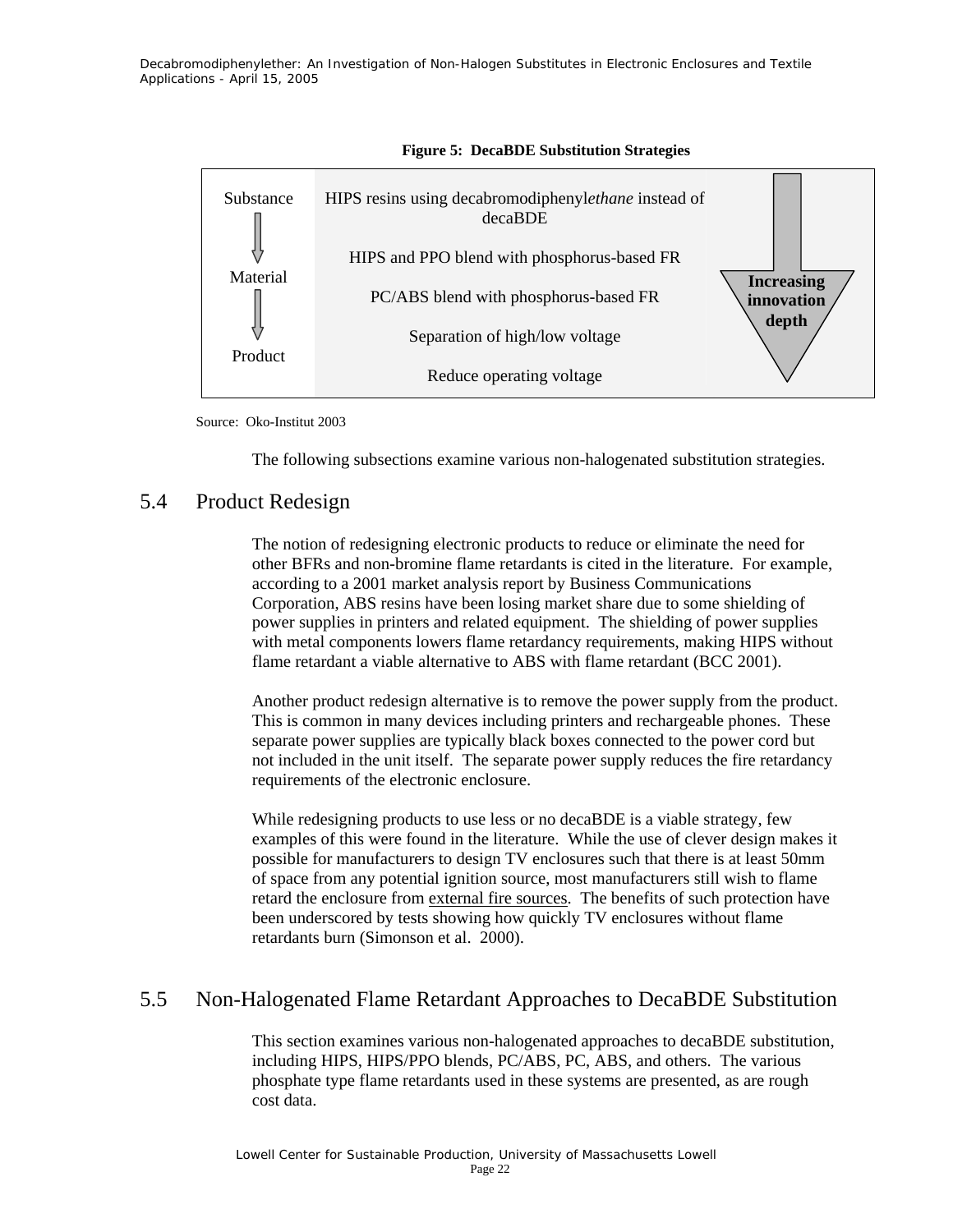**Figure 5: DecaBDE Substitution Strategies**

| | | |
|---|---|---|
| Substance | HIPS resins using decabromodiphenyl*ethane* instead of decaBDE | Increasing innovation depth |
| ↓ | HIPS and PPO blend with phosphorus-based FR | |
| Material | PC/ABS blend with phosphorus-based FR | |
| ↓ | Separation of high/low voltage | |
| Product | Reduce operating voltage | |

Source: Oko-Institut 2003

The following subsections examine various non-halogenated substitution strategies.

## 5.4 Product Redesign

The notion of redesigning electronic products to reduce or eliminate the need for other BFRs and non-bromine flame retardants is cited in the literature. For example, according to a 2001 market analysis report by Business Communications Corporation, ABS resins have been losing market share due to some shielding of power supplies in printers and related equipment. The shielding of power supplies with metal components lowers flame retardancy requirements, making HIPS without flame retardant a viable alternative to ABS with flame retardant (BCC 2001).

Another product redesign alternative is to remove the power supply from the product. This is common in many devices including printers and rechargeable phones. These separate power supplies are typically black boxes connected to the power cord but not included in the unit itself. The separate power supply reduces the fire retardancy requirements of the electronic enclosure.

While redesigning products to use less or no decaBDE is a viable strategy, few examples of this were found in the literature. While the use of clever design makes it possible for manufacturers to design TV enclosures such that there is at least 50mm of space from any potential ignition source, most manufacturers still wish to flame retard the enclosure from external fire sources. The benefits of such protection have been underscored by tests showing how quickly TV enclosures without flame retardants burn (Simonson et al. 2000).

## 5.5 Non-Halogenated Flame Retardant Approaches to DecaBDE Substitution

This section examines various non-halogenated approaches to decaBDE substitution, including HIPS, HIPS/PPO blends, PC/ABS, PC, ABS, and others. The various phosphate type flame retardants used in these systems are presented, as are rough cost data.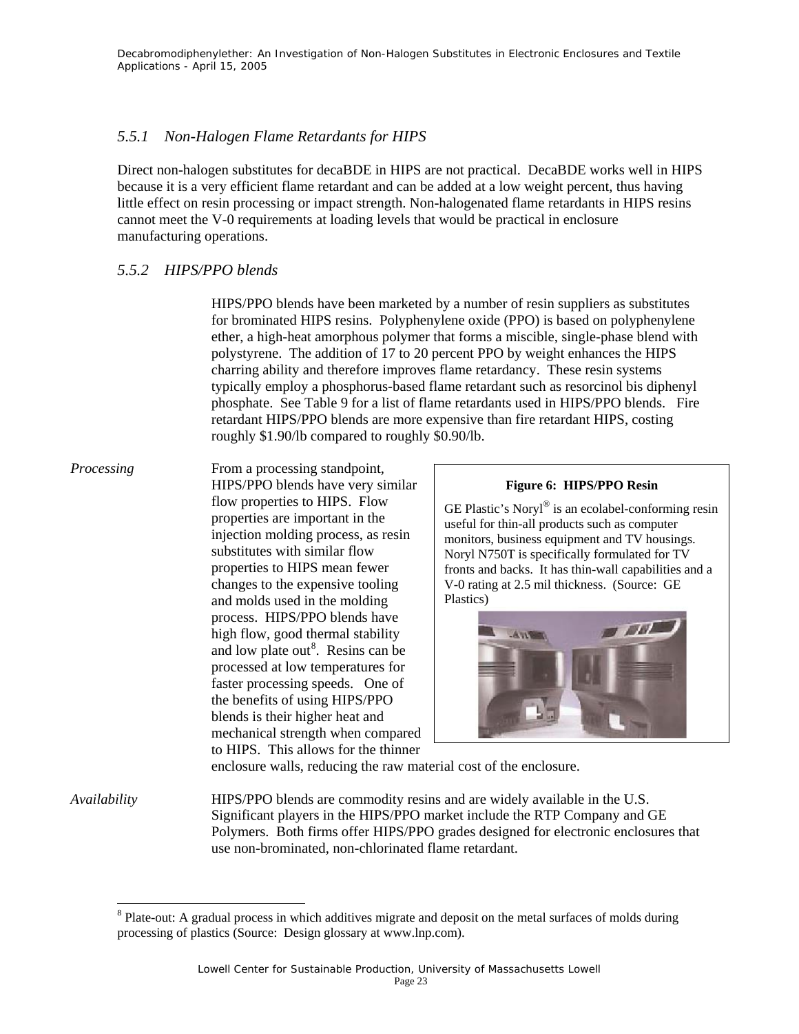### *5.5.1 Non-Halogen Flame Retardants for HIPS*

Direct non-halogen substitutes for decaBDE in HIPS are not practical. DecaBDE works well in HIPS because it is a very efficient flame retardant and can be added at a low weight percent, thus having little effect on resin processing or impact strength. Non-halogenated flame retardants in HIPS resins cannot meet the V-0 requirements at loading levels that would be practical in enclosure manufacturing operations.

### *5.5.2 HIPS/PPO blends*

HIPS/PPO blends have been marketed by a number of resin suppliers as substitutes for brominated HIPS resins. Polyphenylene oxide (PPO) is based on polyphenylene ether, a high-heat amorphous polymer that forms a miscible, single-phase blend with polystyrene. The addition of 17 to 20 percent PPO by weight enhances the HIPS charring ability and therefore improves flame retardancy. These resin systems typically employ a phosphorus-based flame retardant such as resorcinol bis diphenyl phosphate. See Table 9 for a list of flame retardants used in HIPS/PPO blends. Fire retardant HIPS/PPO blends are more expensive than fire retardant HIPS, costing roughly $1.90/lb compared to roughly $0.90/lb.

*Processing*

From a processing standpoint, HIPS/PPO blends have very similar flow properties to HIPS. Flow properties are important in the injection molding process, as resin substitutes with similar flow properties to HIPS mean fewer changes to the expensive tooling and molds used in the molding process. HIPS/PPO blends have high flow, good thermal stability and low plate out[8]. Resins can be processed at low temperatures for faster processing speeds. One of the benefits of using HIPS/PPO blends is their higher heat and mechanical strength when compared to HIPS. This allows for the thinner enclosure walls, reducing the raw material cost of the enclosure.

**Figure 6: HIPS/PPO Resin**

GE Plastic's Noryl® is an ecolabel-conforming resin useful for thin-all products such as computer monitors, business equipment and TV housings. Noryl N750T is specifically formulated for TV fronts and backs. It has thin-wall capabilities and a V-0 rating at 2.5 mil thickness. (Source: GE Plastics)

*Availability*

HIPS/PPO blends are commodity resins and are widely available in the U.S. Significant players in the HIPS/PPO market include the RTP Company and GE Polymers. Both firms offer HIPS/PPO grades designed for electronic enclosures that use non-brominated, non-chlorinated flame retardant.

---

[8] Plate-out: A gradual process in which additives migrate and deposit on the metal surfaces of molds during processing of plastics (Source: Design glossary at www.lnp.com).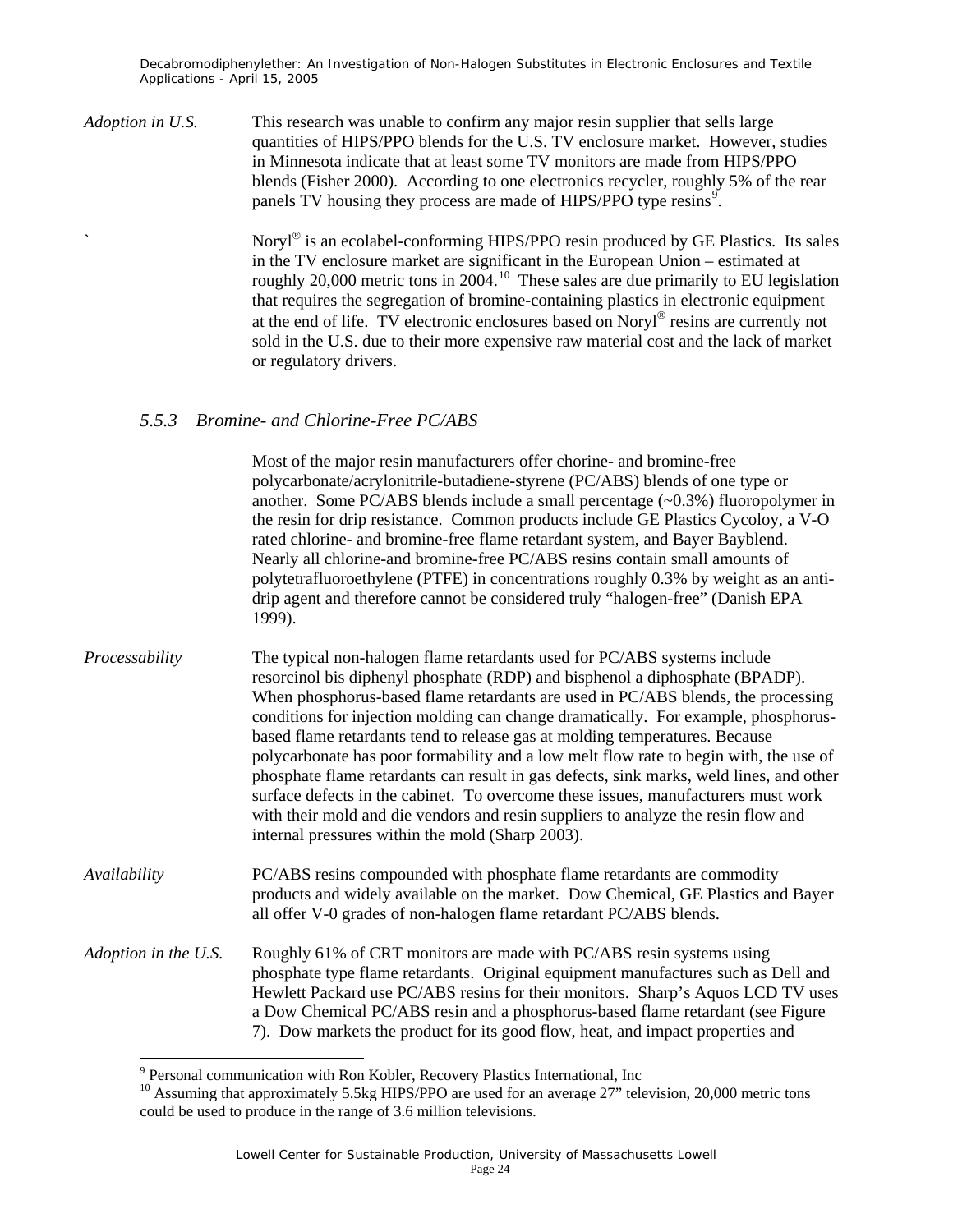*Adoption in U.S.* This research was unable to confirm any major resin supplier that sells large quantities of HIPS/PPO blends for the U.S. TV enclosure market. However, studies in Minnesota indicate that at least some TV monitors are made from HIPS/PPO blends (Fisher 2000). According to one electronics recycler, roughly 5% of the rear panels TV housing they process are made of HIPS/PPO type resins[9].

` Noryl® is an ecolabel-conforming HIPS/PPO resin produced by GE Plastics. Its sales in the TV enclosure market are significant in the European Union – estimated at roughly 20,000 metric tons in 2004.[10] These sales are due primarily to EU legislation that requires the segregation of bromine-containing plastics in electronic equipment at the end of life. TV electronic enclosures based on Noryl® resins are currently not sold in the U.S. due to their more expensive raw material cost and the lack of market or regulatory drivers.

### *5.5.3 Bromine- and Chlorine-Free PC/ABS*

Most of the major resin manufacturers offer chorine- and bromine-free polycarbonate/acrylonitrile-butadiene-styrene (PC/ABS) blends of one type or another. Some PC/ABS blends include a small percentage (~0.3%) fluoropolymer in the resin for drip resistance. Common products include GE Plastics Cycoloy, a V-O rated chlorine- and bromine-free flame retardant system, and Bayer Bayblend. Nearly all chlorine-and bromine-free PC/ABS resins contain small amounts of polytetrafluoroethylene (PTFE) in concentrations roughly 0.3% by weight as an anti-drip agent and therefore cannot be considered truly "halogen-free" (Danish EPA 1999).

*Processability* The typical non-halogen flame retardants used for PC/ABS systems include resorcinol bis diphenyl phosphate (RDP) and bisphenol a diphosphate (BPADP). When phosphorus-based flame retardants are used in PC/ABS blends, the processing conditions for injection molding can change dramatically. For example, phosphorus-based flame retardants tend to release gas at molding temperatures. Because polycarbonate has poor formability and a low melt flow rate to begin with, the use of phosphate flame retardants can result in gas defects, sink marks, weld lines, and other surface defects in the cabinet. To overcome these issues, manufacturers must work with their mold and die vendors and resin suppliers to analyze the resin flow and internal pressures within the mold (Sharp 2003).

*Availability* PC/ABS resins compounded with phosphate flame retardants are commodity products and widely available on the market. Dow Chemical, GE Plastics and Bayer all offer V-0 grades of non-halogen flame retardant PC/ABS blends.

*Adoption in the U.S.* Roughly 61% of CRT monitors are made with PC/ABS resin systems using phosphate type flame retardants. Original equipment manufactures such as Dell and Hewlett Packard use PC/ABS resins for their monitors. Sharp's Aquos LCD TV uses a Dow Chemical PC/ABS resin and a phosphorus-based flame retardant (see Figure 7). Dow markets the product for its good flow, heat, and impact properties and

---

[9] Personal communication with Ron Kobler, Recovery Plastics International, Inc

[10] Assuming that approximately 5.5kg HIPS/PPO are used for an average 27" television, 20,000 metric tons could be used to produce in the range of 3.6 million televisions.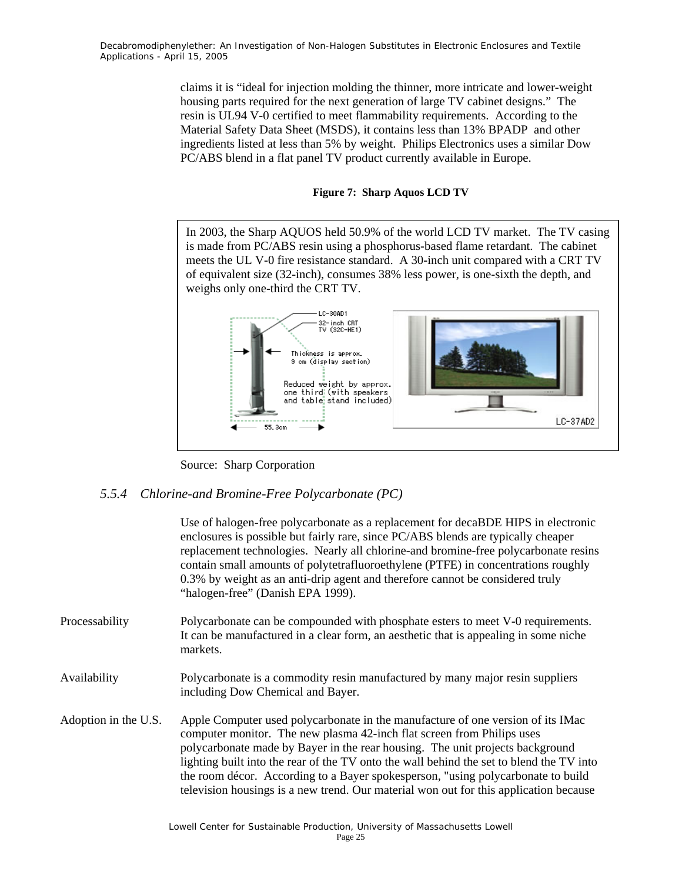claims it is "ideal for injection molding the thinner, more intricate and lower-weight housing parts required for the next generation of large TV cabinet designs." The resin is UL94 V-0 certified to meet flammability requirements. According to the Material Safety Data Sheet (MSDS), it contains less than 13% BPADP and other ingredients listed at less than 5% by weight. Philips Electronics uses a similar Dow PC/ABS blend in a flat panel TV product currently available in Europe.

**Figure 7: Sharp Aquos LCD TV**

In 2003, the Sharp AQUOS held 50.9% of the world LCD TV market. The TV casing is made from PC/ABS resin using a phosphorus-based flame retardant. The cabinet meets the UL V-0 fire resistance standard. A 30-inch unit compared with a CRT TV of equivalent size (32-inch), consumes 38% less power, is one-sixth the depth, and weighs only one-third the CRT TV.

Source: Sharp Corporation

### *5.5.4 Chlorine-and Bromine-Free Polycarbonate (PC)*

Use of halogen-free polycarbonate as a replacement for decaBDE HIPS in electronic enclosures is possible but fairly rare, since PC/ABS blends are typically cheaper replacement technologies. Nearly all chlorine-and bromine-free polycarbonate resins contain small amounts of polytetrafluoroethylene (PTFE) in concentrations roughly 0.3% by weight as an anti-drip agent and therefore cannot be considered truly "halogen-free" (Danish EPA 1999).

Processability

Polycarbonate can be compounded with phosphate esters to meet V-0 requirements. It can be manufactured in a clear form, an aesthetic that is appealing in some niche markets.

Availability

Polycarbonate is a commodity resin manufactured by many major resin suppliers including Dow Chemical and Bayer.

Adoption in the U.S.

Apple Computer used polycarbonate in the manufacture of one version of its IMac computer monitor. The new plasma 42-inch flat screen from Philips uses polycarbonate made by Bayer in the rear housing. The unit projects background lighting built into the rear of the TV onto the wall behind the set to blend the TV into the room décor. According to a Bayer spokesperson, "using polycarbonate to build television housings is a new trend. Our material won out for this application because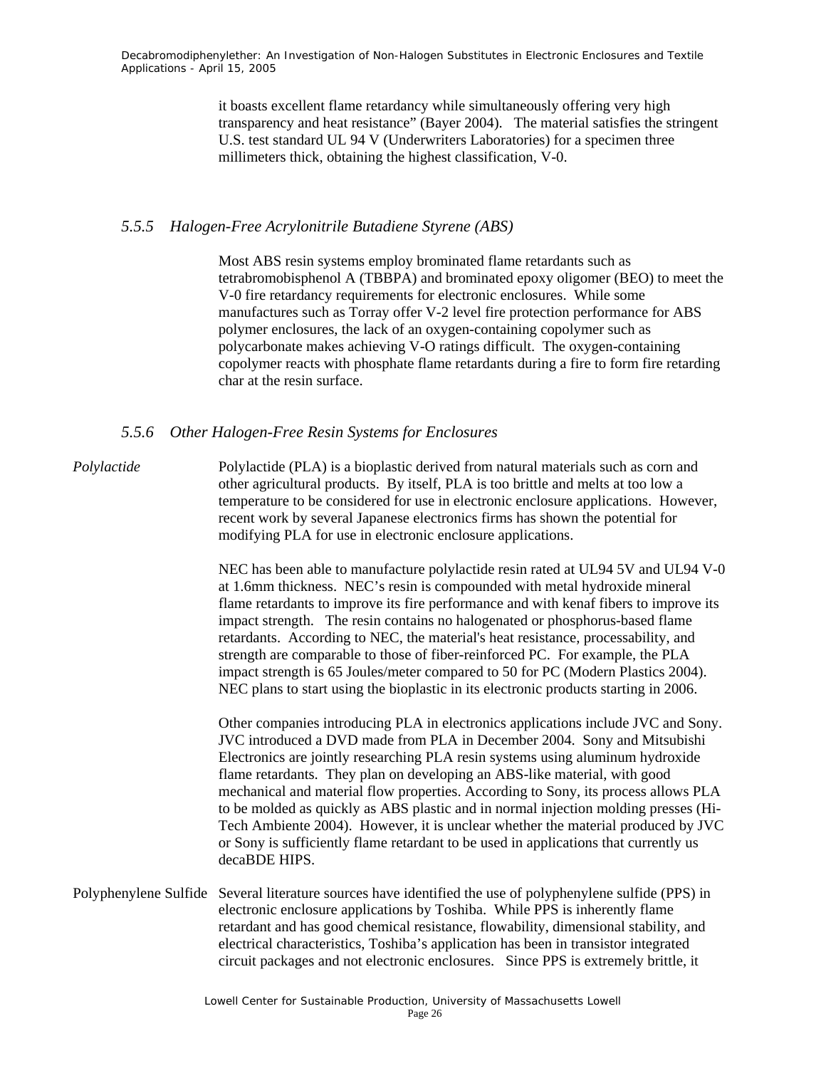it boasts excellent flame retardancy while simultaneously offering very high transparency and heat resistance" (Bayer 2004). The material satisfies the stringent U.S. test standard UL 94 V (Underwriters Laboratories) for a specimen three millimeters thick, obtaining the highest classification, V-0.

### *5.5.5 Halogen-Free Acrylonitrile Butadiene Styrene (ABS)*

Most ABS resin systems employ brominated flame retardants such as tetrabromobisphenol A (TBBPA) and brominated epoxy oligomer (BEO) to meet the V-0 fire retardancy requirements for electronic enclosures. While some manufactures such as Torray offer V-2 level fire protection performance for ABS polymer enclosures, the lack of an oxygen-containing copolymer such as polycarbonate makes achieving V-O ratings difficult. The oxygen-containing copolymer reacts with phosphate flame retardants during a fire to form fire retarding char at the resin surface.

### *5.5.6 Other Halogen-Free Resin Systems for Enclosures*

*Polylactide*

Polylactide (PLA) is a bioplastic derived from natural materials such as corn and other agricultural products. By itself, PLA is too brittle and melts at too low a temperature to be considered for use in electronic enclosure applications. However, recent work by several Japanese electronics firms has shown the potential for modifying PLA for use in electronic enclosure applications.

NEC has been able to manufacture polylactide resin rated at UL94 5V and UL94 V-0 at 1.6mm thickness. NEC's resin is compounded with metal hydroxide mineral flame retardants to improve its fire performance and with kenaf fibers to improve its impact strength. The resin contains no halogenated or phosphorus-based flame retardants. According to NEC, the material's heat resistance, processability, and strength are comparable to those of fiber-reinforced PC. For example, the PLA impact strength is 65 Joules/meter compared to 50 for PC (Modern Plastics 2004). NEC plans to start using the bioplastic in its electronic products starting in 2006.

Other companies introducing PLA in electronics applications include JVC and Sony. JVC introduced a DVD made from PLA in December 2004. Sony and Mitsubishi Electronics are jointly researching PLA resin systems using aluminum hydroxide flame retardants. They plan on developing an ABS-like material, with good mechanical and material flow properties. According to Sony, its process allows PLA to be molded as quickly as ABS plastic and in normal injection molding presses (Hi-Tech Ambiente 2004). However, it is unclear whether the material produced by JVC or Sony is sufficiently flame retardant to be used in applications that currently us decaBDE HIPS.

Polyphenylene Sulfide

Several literature sources have identified the use of polyphenylene sulfide (PPS) in electronic enclosure applications by Toshiba. While PPS is inherently flame retardant and has good chemical resistance, flowability, dimensional stability, and electrical characteristics, Toshiba's application has been in transistor integrated circuit packages and not electronic enclosures. Since PPS is extremely brittle, it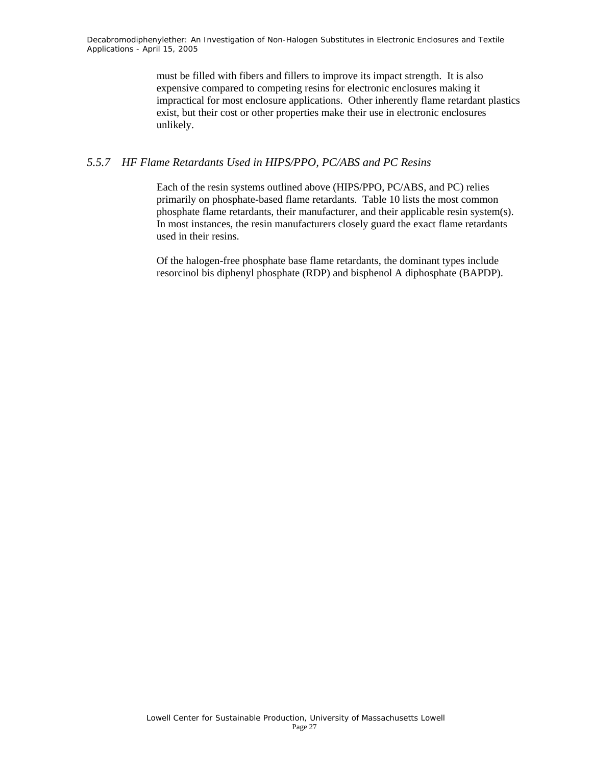must be filled with fibers and fillers to improve its impact strength. It is also expensive compared to competing resins for electronic enclosures making it impractical for most enclosure applications. Other inherently flame retardant plastics exist, but their cost or other properties make their use in electronic enclosures unlikely.

### *5.5.7 HF Flame Retardants Used in HIPS/PPO, PC/ABS and PC Resins*

Each of the resin systems outlined above (HIPS/PPO, PC/ABS, and PC) relies primarily on phosphate-based flame retardants. Table 10 lists the most common phosphate flame retardants, their manufacturer, and their applicable resin system(s). In most instances, the resin manufacturers closely guard the exact flame retardants used in their resins.

Of the halogen-free phosphate base flame retardants, the dominant types include resorcinol bis diphenyl phosphate (RDP) and bisphenol A diphosphate (BAPDP).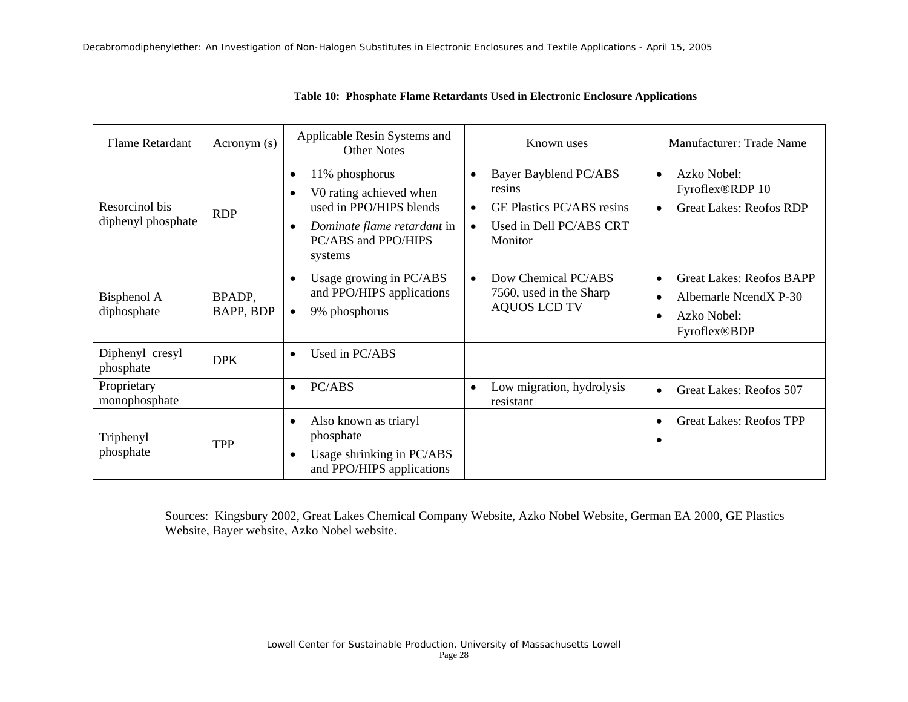**Table 10: Phosphate Flame Retardants Used in Electronic Enclosure Applications**

| Flame Retardant | Acronym (s) | Applicable Resin Systems and Other Notes | Known uses | Manufacturer: Trade Name |
|---|---|---|---|---|
| Resorcinol bis diphenyl phosphate | RDP | • 11% phosphorus<br>• V0 rating achieved when used in PPO/HIPS blends<br>• *Dominate flame retardant* in PC/ABS and PPO/HIPS systems | • Bayer Bayblend PC/ABS resins<br>• GE Plastics PC/ABS resins<br>• Used in Dell PC/ABS CRT Monitor | • Azko Nobel: Fyroflex®RDP 10<br>• Great Lakes: Reofos RDP |
| Bisphenol A diphosphate | BPADP, BAPP, BDP | • Usage growing in PC/ABS and PPO/HIPS applications<br>• 9% phosphorus | • Dow Chemical PC/ABS 7560, used in the Sharp AQUOS LCD TV | • Great Lakes: Reofos BAPP<br>• Albemarle NcendX P-30<br>• Azko Nobel: Fyroflex®BDP |
| Diphenyl cresyl phosphate | DPK | • Used in PC/ABS | | |
| Proprietary monophosphate | | • PC/ABS | • Low migration, hydrolysis resistant | • Great Lakes: Reofos 507 |
| Triphenyl phosphate | TPP | • Also known as triaryl phosphate<br>• Usage shrinking in PC/ABS and PPO/HIPS applications | | • Great Lakes: Reofos TPP<br>• |

Sources: Kingsbury 2002, Great Lakes Chemical Company Website, Azko Nobel Website, German EA 2000, GE Plastics Website, Bayer website, Azko Nobel website.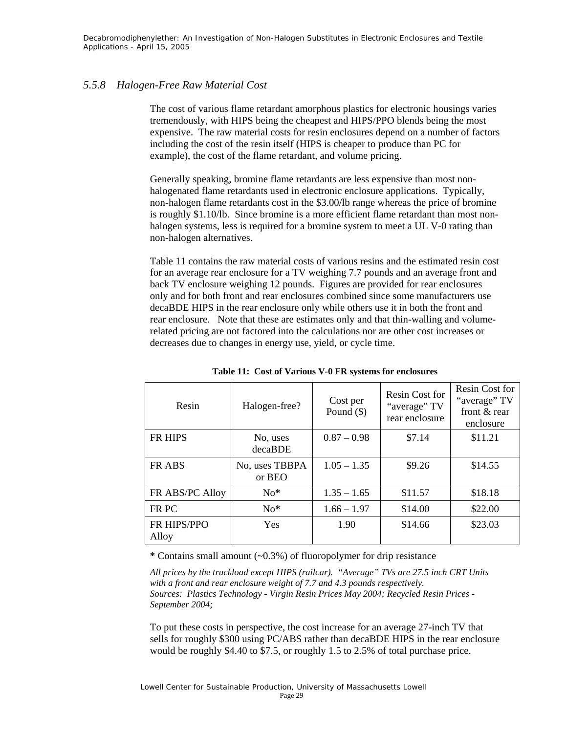### 5.5.8 Halogen-Free Raw Material Cost

The cost of various flame retardant amorphous plastics for electronic housings varies tremendously, with HIPS being the cheapest and HIPS/PPO blends being the most expensive. The raw material costs for resin enclosures depend on a number of factors including the cost of the resin itself (HIPS is cheaper to produce than PC for example), the cost of the flame retardant, and volume pricing.

Generally speaking, bromine flame retardants are less expensive than most non-halogenated flame retardants used in electronic enclosure applications. Typically, non-halogen flame retardants cost in the $3.00/lb range whereas the price of bromine is roughly $1.10/lb. Since bromine is a more efficient flame retardant than most non-halogen systems, less is required for a bromine system to meet a UL V-0 rating than non-halogen alternatives.

Table 11 contains the raw material costs of various resins and the estimated resin cost for an average rear enclosure for a TV weighing 7.7 pounds and an average front and back TV enclosure weighing 12 pounds. Figures are provided for rear enclosures only and for both front and rear enclosures combined since some manufacturers use decaBDE HIPS in the rear enclosure only while others use it in both the front and rear enclosure. Note that these are estimates only and that thin-walling and volume-related pricing are not factored into the calculations nor are other cost increases or decreases due to changes in energy use, yield, or cycle time.

**Table 11: Cost of Various V-0 FR systems for enclosures**

| Resin | Halogen-free? | Cost per Pound ($) | Resin Cost for "average" TV rear enclosure | Resin Cost for "average" TV front & rear enclosure |
|---|---|---|---|---|
| FR HIPS | No, uses decaBDE | 0.87 – 0.98 | $7.14 | $11.21 |
| FR ABS | No, uses TBBPA or BEO | 1.05 – 1.35 | $9.26 | $14.55 |
| FR ABS/PC Alloy | No* | 1.35 – 1.65 | $11.57 | $18.18 |
| FR PC | No* | 1.66 – 1.97 | $14.00 | $22.00 |
| FR HIPS/PPO Alloy | Yes | 1.90 | $14.66 | $23.03 |

**\*** Contains small amount (~0.3%) of fluoropolymer for drip resistance

*All prices by the truckload except HIPS (railcar). "Average" TVs are 27.5 inch CRT Units with a front and rear enclosure weight of 7.7 and 4.3 pounds respectively.*
*Sources: Plastics Technology - Virgin Resin Prices May 2004; Recycled Resin Prices - September 2004;*

To put these costs in perspective, the cost increase for an average 27-inch TV that sells for roughly $300 using PC/ABS rather than decaBDE HIPS in the rear enclosure would be roughly $4.40 to $7.5, or roughly 1.5 to 2.5% of total purchase price.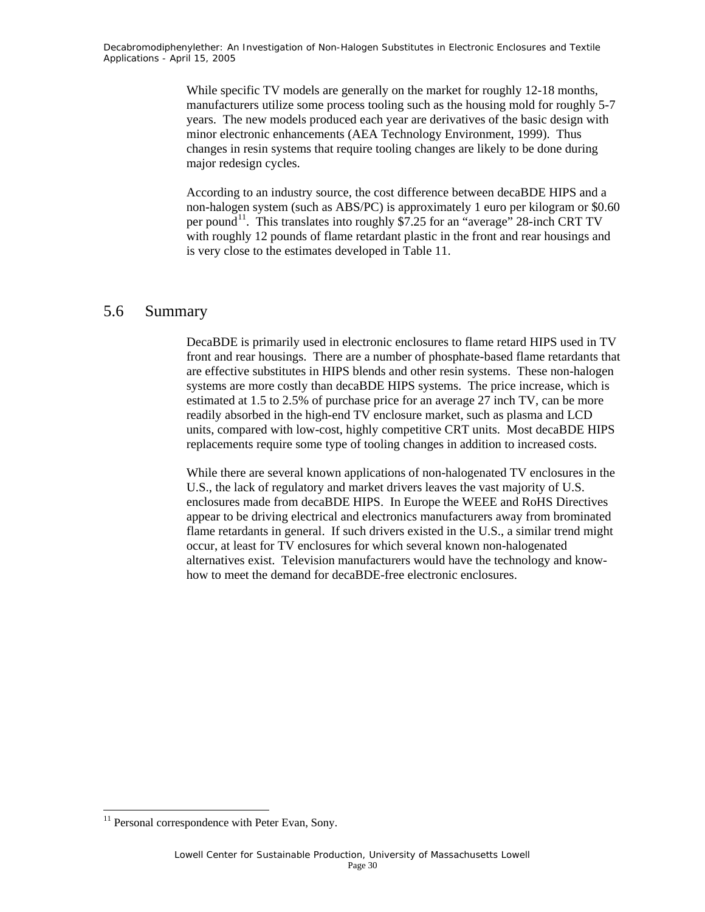While specific TV models are generally on the market for roughly 12-18 months, manufacturers utilize some process tooling such as the housing mold for roughly 5-7 years. The new models produced each year are derivatives of the basic design with minor electronic enhancements (AEA Technology Environment, 1999). Thus changes in resin systems that require tooling changes are likely to be done during major redesign cycles.

According to an industry source, the cost difference between decaBDE HIPS and a non-halogen system (such as ABS/PC) is approximately 1 euro per kilogram or $0.60 per pound[11]. This translates into roughly $7.25 for an "average" 28-inch CRT TV with roughly 12 pounds of flame retardant plastic in the front and rear housings and is very close to the estimates developed in Table 11.

## 5.6 Summary

DecaBDE is primarily used in electronic enclosures to flame retard HIPS used in TV front and rear housings. There are a number of phosphate-based flame retardants that are effective substitutes in HIPS blends and other resin systems. These non-halogen systems are more costly than decaBDE HIPS systems. The price increase, which is estimated at 1.5 to 2.5% of purchase price for an average 27 inch TV, can be more readily absorbed in the high-end TV enclosure market, such as plasma and LCD units, compared with low-cost, highly competitive CRT units. Most decaBDE HIPS replacements require some type of tooling changes in addition to increased costs.

While there are several known applications of non-halogenated TV enclosures in the U.S., the lack of regulatory and market drivers leaves the vast majority of U.S. enclosures made from decaBDE HIPS. In Europe the WEEE and RoHS Directives appear to be driving electrical and electronics manufacturers away from brominated flame retardants in general. If such drivers existed in the U.S., a similar trend might occur, at least for TV enclosures for which several known non-halogenated alternatives exist. Television manufacturers would have the technology and know-how to meet the demand for decaBDE-free electronic enclosures.

[11] Personal correspondence with Peter Evan, Sony.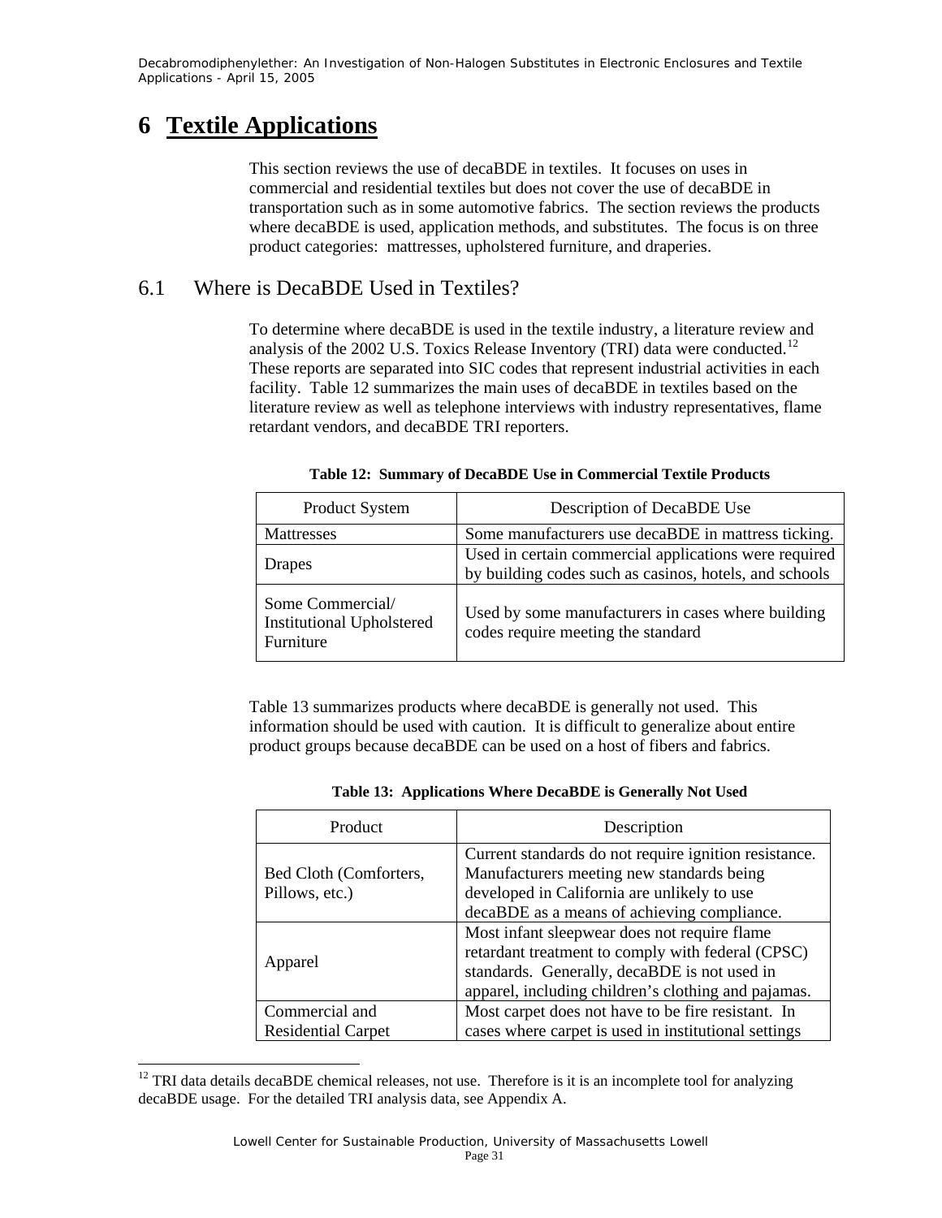# 6 Textile Applications

This section reviews the use of decaBDE in textiles. It focuses on uses in commercial and residential textiles but does not cover the use of decaBDE in transportation such as in some automotive fabrics. The section reviews the products where decaBDE is used, application methods, and substitutes. The focus is on three product categories: mattresses, upholstered furniture, and draperies.

## 6.1 Where is DecaBDE Used in Textiles?

To determine where decaBDE is used in the textile industry, a literature review and analysis of the 2002 U.S. Toxics Release Inventory (TRI) data were conducted.[12] These reports are separated into SIC codes that represent industrial activities in each facility. Table 12 summarizes the main uses of decaBDE in textiles based on the literature review as well as telephone interviews with industry representatives, flame retardant vendors, and decaBDE TRI reporters.

**Table 12: Summary of DecaBDE Use in Commercial Textile Products**

| Product System | Description of DecaBDE Use |
|---|---|
| Mattresses | Some manufacturers use decaBDE in mattress ticking. |
| Drapes | Used in certain commercial applications were required by building codes such as casinos, hotels, and schools |
| Some Commercial/ Institutional Upholstered Furniture | Used by some manufacturers in cases where building codes require meeting the standard |

Table 13 summarizes products where decaBDE is generally not used. This information should be used with caution. It is difficult to generalize about entire product groups because decaBDE can be used on a host of fibers and fabrics.

**Table 13: Applications Where DecaBDE is Generally Not Used**

| Product | Description |
|---|---|
| Bed Cloth (Comforters, Pillows, etc.) | Current standards do not require ignition resistance. Manufacturers meeting new standards being developed in California are unlikely to use decaBDE as a means of achieving compliance. |
| Apparel | Most infant sleepwear does not require flame retardant treatment to comply with federal (CPSC) standards. Generally, decaBDE is not used in apparel, including children's clothing and pajamas. |
| Commercial and Residential Carpet | Most carpet does not have to be fire resistant. In cases where carpet is used in institutional settings |

[12] TRI data details decaBDE chemical releases, not use. Therefore is it is an incomplete tool for analyzing decaBDE usage. For the detailed TRI analysis data, see Appendix A.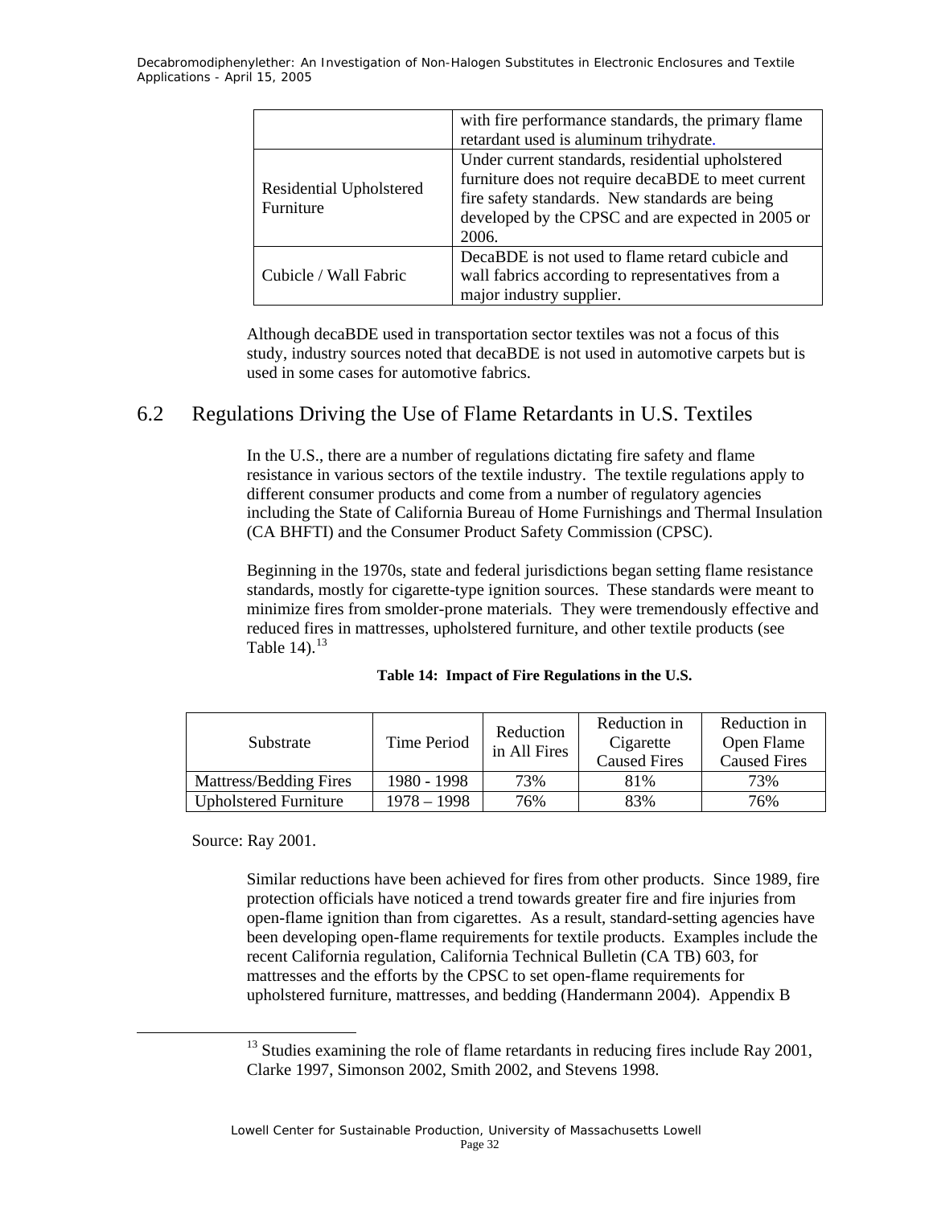| | with fire performance standards, the primary flame retardant used is aluminum trihydrate. |
|---|---|
| Residential Upholstered Furniture | Under current standards, residential upholstered furniture does not require decaBDE to meet current fire safety standards. New standards are being developed by the CPSC and are expected in 2005 or 2006. |
| Cubicle / Wall Fabric | DecaBDE is not used to flame retard cubicle and wall fabrics according to representatives from a major industry supplier. |

Although decaBDE used in transportation sector textiles was not a focus of this study, industry sources noted that decaBDE is not used in automotive carpets but is used in some cases for automotive fabrics.

## 6.2 Regulations Driving the Use of Flame Retardants in U.S. Textiles

In the U.S., there are a number of regulations dictating fire safety and flame resistance in various sectors of the textile industry. The textile regulations apply to different consumer products and come from a number of regulatory agencies including the State of California Bureau of Home Furnishings and Thermal Insulation (CA BHFTI) and the Consumer Product Safety Commission (CPSC).

Beginning in the 1970s, state and federal jurisdictions began setting flame resistance standards, mostly for cigarette-type ignition sources. These standards were meant to minimize fires from smolder-prone materials. They were tremendously effective and reduced fires in mattresses, upholstered furniture, and other textile products (see Table 14).[13]

**Table 14: Impact of Fire Regulations in the U.S.**

| Substrate | Time Period | Reduction in All Fires | Reduction in Cigarette Caused Fires | Reduction in Open Flame Caused Fires |
|---|---|---|---|---|
| Mattress/Bedding Fires | 1980 - 1998 | 73% | 81% | 73% |
| Upholstered Furniture | 1978 – 1998 | 76% | 83% | 76% |

Source: Ray 2001.

Similar reductions have been achieved for fires from other products. Since 1989, fire protection officials have noticed a trend towards greater fire and fire injuries from open-flame ignition than from cigarettes. As a result, standard-setting agencies have been developing open-flame requirements for textile products. Examples include the recent California regulation, California Technical Bulletin (CA TB) 603, for mattresses and the efforts by the CPSC to set open-flame requirements for upholstered furniture, mattresses, and bedding (Handermann 2004). Appendix B

[13] Studies examining the role of flame retardants in reducing fires include Ray 2001, Clarke 1997, Simonson 2002, Smith 2002, and Stevens 1998.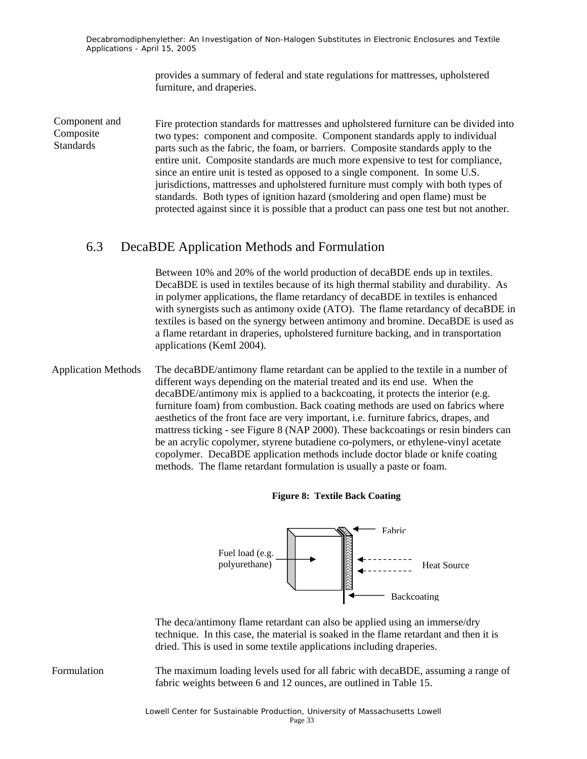provides a summary of federal and state regulations for mattresses, upholstered furniture, and draperies.

**Component and Composite Standards**

Fire protection standards for mattresses and upholstered furniture can be divided into two types: component and composite. Component standards apply to individual parts such as the fabric, the foam, or barriers. Composite standards apply to the entire unit. Composite standards are much more expensive to test for compliance, since an entire unit is tested as opposed to a single component. In some U.S. jurisdictions, mattresses and upholstered furniture must comply with both types of standards. Both types of ignition hazard (smoldering and open flame) must be protected against since it is possible that a product can pass one test but not another.

## 6.3 DecaBDE Application Methods and Formulation

Between 10% and 20% of the world production of decaBDE ends up in textiles. DecaBDE is used in textiles because of its high thermal stability and durability. As in polymer applications, the flame retardancy of decaBDE in textiles is enhanced with synergists such as antimony oxide (ATO). The flame retardancy of decaBDE in textiles is based on the synergy between antimony and bromine. DecaBDE is used as a flame retardant in draperies, upholstered furniture backing, and in transportation applications (KemI 2004).

**Application Methods**

The decaBDE/antimony flame retardant can be applied to the textile in a number of different ways depending on the material treated and its end use. When the decaBDE/antimony mix is applied to a backcoating, it protects the interior (e.g. furniture foam) from combustion. Back coating methods are used on fabrics where aesthetics of the front face are very important, i.e. furniture fabrics, drapes, and mattress ticking - see Figure 8 (NAP 2000). These backcoatings or resin binders can be an acrylic copolymer, styrene butadiene co-polymers, or ethylene-vinyl acetate copolymer. DecaBDE application methods include doctor blade or knife coating methods. The flame retardant formulation is usually a paste or foam.

**Figure 8: Textile Back Coating**

Fuel load (e.g. polyurethane)

Fabric

Heat Source

Backcoating

The deca/antimony flame retardant can also be applied using an immerse/dry technique. In this case, the material is soaked in the flame retardant and then it is dried. This is used in some textile applications including draperies.

**Formulation**

The maximum loading levels used for all fabric with decaBDE, assuming a range of fabric weights between 6 and 12 ounces, are outlined in Table 15.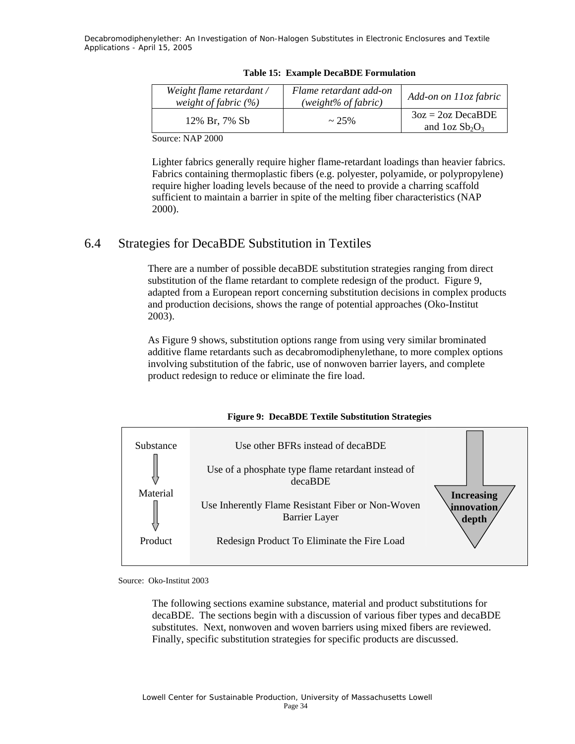**Table 15: Example DecaBDE Formulation**

| *Weight flame retardant / weight of fabric (%)* | *Flame retardant add-on (weight% of fabric)* | *Add-on on 11oz fabric* |
|---|---|---|
| 12% Br, 7% Sb | ~ 25% | 3oz = 2oz DecaBDE and 1oz $Sb_2O_3$ |

Source: NAP 2000

Lighter fabrics generally require higher flame-retardant loadings than heavier fabrics. Fabrics containing thermoplastic fibers (e.g. polyester, polyamide, or polypropylene) require higher loading levels because of the need to provide a charring scaffold sufficient to maintain a barrier in spite of the melting fiber characteristics (NAP 2000).

## 6.4 Strategies for DecaBDE Substitution in Textiles

There are a number of possible decaBDE substitution strategies ranging from direct substitution of the flame retardant to complete redesign of the product. Figure 9, adapted from a European report concerning substitution decisions in complex products and production decisions, shows the range of potential approaches (Oko-Institut 2003).

As Figure 9 shows, substitution options range from using very similar brominated additive flame retardants such as decabromodiphenylethane, to more complex options involving substitution of the fabric, use of nonwoven barrier layers, and complete product redesign to reduce or eliminate the fire load.

**Figure 9: DecaBDE Textile Substitution Strategies**

| Level | Strategy |
|---|---|
| Substance | Use other BFRs instead of decaBDE |
| ↓ | Use of a phosphate type flame retardant instead of decaBDE |
| Material | Use Inherently Flame Resistant Fiber or Non-Woven Barrier Layer |
| ↓ | |
| Product | Redesign Product To Eliminate the Fire Load |

**Increasing innovation depth** ↓

Source: Oko-Institut 2003

The following sections examine substance, material and product substitutions for decaBDE. The sections begin with a discussion of various fiber types and decaBDE substitutes. Next, nonwoven and woven barriers using mixed fibers are reviewed. Finally, specific substitution strategies for specific products are discussed.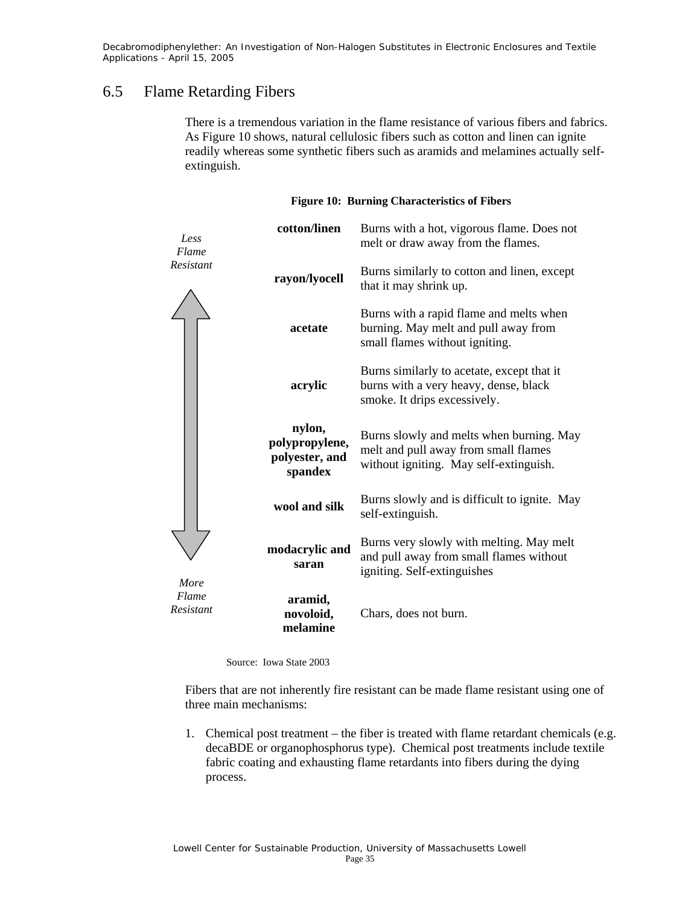## 6.5 Flame Retarding Fibers

There is a tremendous variation in the flame resistance of various fibers and fabrics. As Figure 10 shows, natural cellulosic fibers such as cotton and linen can ignite readily whereas some synthetic fibers such as aramids and melamines actually self-extinguish.

**Figure 10: Burning Characteristics of Fibers**

| | Fiber | Burning Characteristics |
|---|---|---|
| *Less Flame Resistant* | **cotton/linen** | Burns with a hot, vigorous flame. Does not melt or draw away from the flames. |
| ↑ | **rayon/lyocell** | Burns similarly to cotton and linen, except that it may shrink up. |
| | **acetate** | Burns with a rapid flame and melts when burning. May melt and pull away from small flames without igniting. |
| | **acrylic** | Burns similarly to acetate, except that it burns with a very heavy, dense, black smoke. It drips excessively. |
| | **nylon, polypropylene, polyester, and spandex** | Burns slowly and melts when burning. May melt and pull away from small flames without igniting. May self-extinguish. |
| | **wool and silk** | Burns slowly and is difficult to ignite. May self-extinguish. |
| ↓ | **modacrylic and saran** | Burns very slowly with melting. May melt and pull away from small flames without igniting. Self-extinguishes |
| *More Flame Resistant* | **aramid, novoloid, melamine** | Chars, does not burn. |

Source: Iowa State 2003

Fibers that are not inherently fire resistant can be made flame resistant using one of three main mechanisms:

1. Chemical post treatment – the fiber is treated with flame retardant chemicals (e.g. decaBDE or organophosphorus type). Chemical post treatments include textile fabric coating and exhausting flame retardants into fibers during the dying process.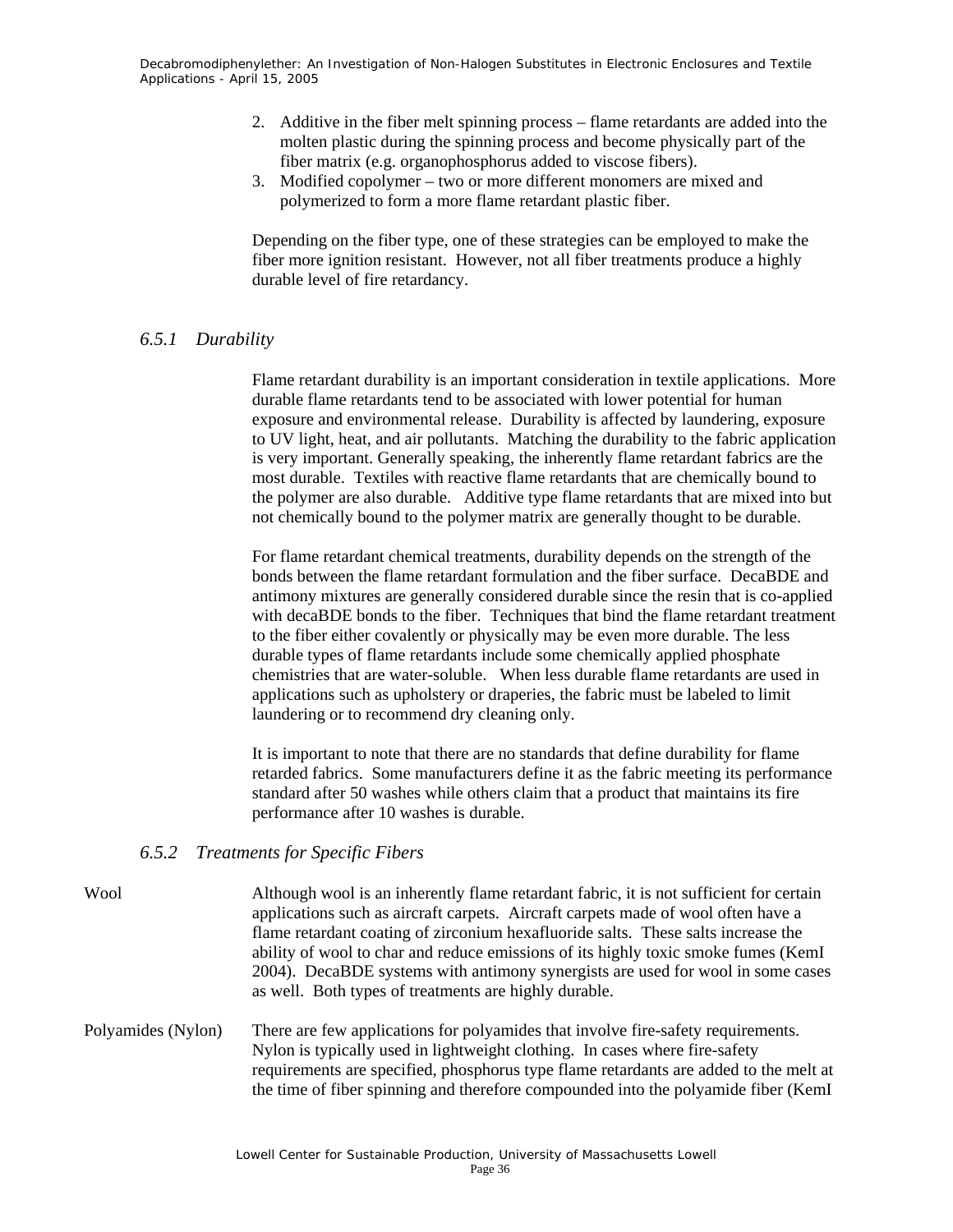2. Additive in the fiber melt spinning process – flame retardants are added into the molten plastic during the spinning process and become physically part of the fiber matrix (e.g. organophosphorus added to viscose fibers).
3. Modified copolymer – two or more different monomers are mixed and polymerized to form a more flame retardant plastic fiber.

Depending on the fiber type, one of these strategies can be employed to make the fiber more ignition resistant. However, not all fiber treatments produce a highly durable level of fire retardancy.

### *6.5.1 Durability*

Flame retardant durability is an important consideration in textile applications. More durable flame retardants tend to be associated with lower potential for human exposure and environmental release. Durability is affected by laundering, exposure to UV light, heat, and air pollutants. Matching the durability to the fabric application is very important. Generally speaking, the inherently flame retardant fabrics are the most durable. Textiles with reactive flame retardants that are chemically bound to the polymer are also durable. Additive type flame retardants that are mixed into but not chemically bound to the polymer matrix are generally thought to be durable.

For flame retardant chemical treatments, durability depends on the strength of the bonds between the flame retardant formulation and the fiber surface. DecaBDE and antimony mixtures are generally considered durable since the resin that is co-applied with decaBDE bonds to the fiber. Techniques that bind the flame retardant treatment to the fiber either covalently or physically may be even more durable. The less durable types of flame retardants include some chemically applied phosphate chemistries that are water-soluble. When less durable flame retardants are used in applications such as upholstery or draperies, the fabric must be labeled to limit laundering or to recommend dry cleaning only.

It is important to note that there are no standards that define durability for flame retarded fabrics. Some manufacturers define it as the fabric meeting its performance standard after 50 washes while others claim that a product that maintains its fire performance after 10 washes is durable.

### *6.5.2 Treatments for Specific Fibers*

**Wool**

Although wool is an inherently flame retardant fabric, it is not sufficient for certain applications such as aircraft carpets. Aircraft carpets made of wool often have a flame retardant coating of zirconium hexafluoride salts. These salts increase the ability of wool to char and reduce emissions of its highly toxic smoke fumes (KemI 2004). DecaBDE systems with antimony synergists are used for wool in some cases as well. Both types of treatments are highly durable.

**Polyamides (Nylon)**

There are few applications for polyamides that involve fire-safety requirements. Nylon is typically used in lightweight clothing. In cases where fire-safety requirements are specified, phosphorus type flame retardants are added to the melt at the time of fiber spinning and therefore compounded into the polyamide fiber (KemI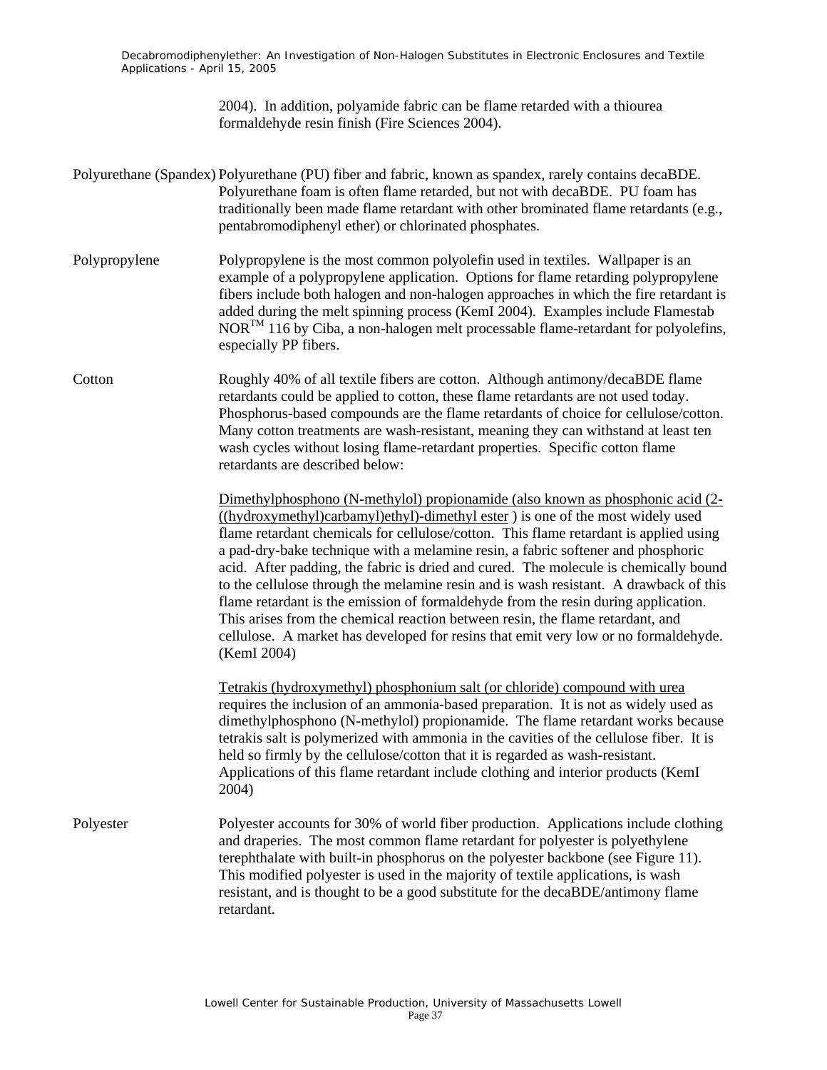2004). In addition, polyamide fabric can be flame retarded with a thiourea formaldehyde resin finish (Fire Sciences 2004).

**Polyurethane (Spandex)** Polyurethane (PU) fiber and fabric, known as spandex, rarely contains decaBDE. Polyurethane foam is often flame retarded, but not with decaBDE. PU foam has traditionally been made flame retardant with other brominated flame retardants (e.g., pentabromodiphenyl ether) or chlorinated phosphates.

**Polypropylene** Polypropylene is the most common polyolefin used in textiles. Wallpaper is an example of a polypropylene application. Options for flame retarding polypropylene fibers include both halogen and non-halogen approaches in which the fire retardant is added during the melt spinning process (KemI 2004). Examples include Flamestab NOR™ 116 by Ciba, a non-halogen melt processable flame-retardant for polyolefins, especially PP fibers.

**Cotton** Roughly 40% of all textile fibers are cotton. Although antimony/decaBDE flame retardants could be applied to cotton, these flame retardants are not used today. Phosphorus-based compounds are the flame retardants of choice for cellulose/cotton. Many cotton treatments are wash-resistant, meaning they can withstand at least ten wash cycles without losing flame-retardant properties. Specific cotton flame retardants are described below:

Dimethylphosphono (N-methylol) propionamide (also known as phosphonic acid (2-((hydroxymethyl)carbamyl)ethyl)-dimethyl ester ) is one of the most widely used flame retardant chemicals for cellulose/cotton. This flame retardant is applied using a pad-dry-bake technique with a melamine resin, a fabric softener and phosphoric acid. After padding, the fabric is dried and cured. The molecule is chemically bound to the cellulose through the melamine resin and is wash resistant. A drawback of this flame retardant is the emission of formaldehyde from the resin during application. This arises from the chemical reaction between resin, the flame retardant, and cellulose. A market has developed for resins that emit very low or no formaldehyde. (KemI 2004)

Tetrakis (hydroxymethyl) phosphonium salt (or chloride) compound with urea requires the inclusion of an ammonia-based preparation. It is not as widely used as dimethylphosphono (N-methylol) propionamide. The flame retardant works because tetrakis salt is polymerized with ammonia in the cavities of the cellulose fiber. It is held so firmly by the cellulose/cotton that it is regarded as wash-resistant. Applications of this flame retardant include clothing and interior products (KemI 2004)

**Polyester** Polyester accounts for 30% of world fiber production. Applications include clothing and draperies. The most common flame retardant for polyester is polyethylene terephthalate with built-in phosphorus on the polyester backbone (see Figure 11). This modified polyester is used in the majority of textile applications, is wash resistant, and is thought to be a good substitute for the decaBDE/antimony flame retardant.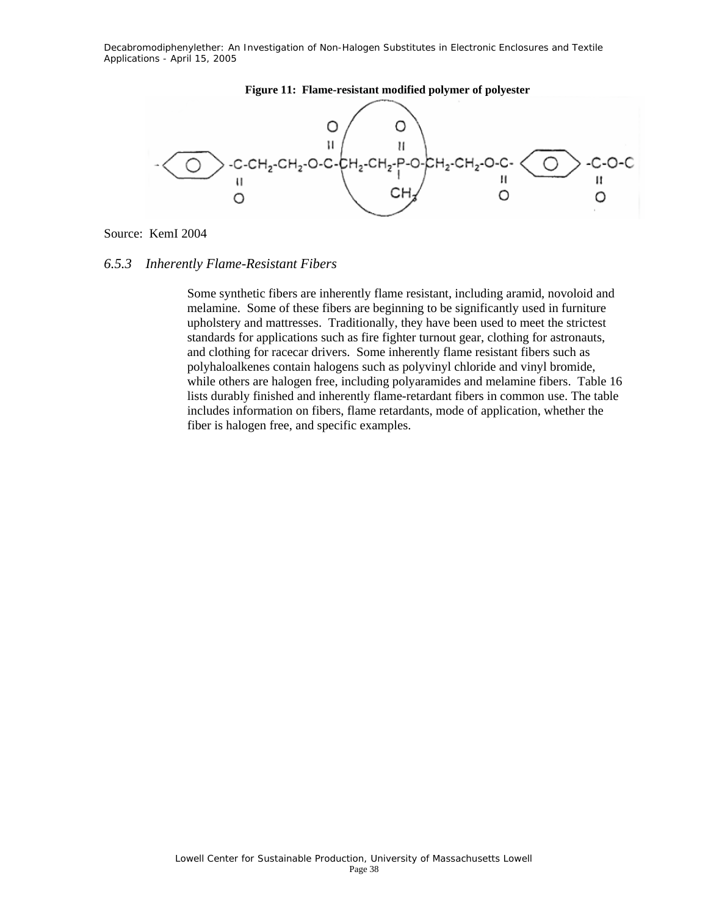**Figure 11: Flame-resistant modified polymer of polyester**

Source: KemI 2004

### *6.5.3 Inherently Flame-Resistant Fibers*

Some synthetic fibers are inherently flame resistant, including aramid, novoloid and melamine. Some of these fibers are beginning to be significantly used in furniture upholstery and mattresses. Traditionally, they have been used to meet the strictest standards for applications such as fire fighter turnout gear, clothing for astronauts, and clothing for racecar drivers. Some inherently flame resistant fibers such as polyhaloalkenes contain halogens such as polyvinyl chloride and vinyl bromide, while others are halogen free, including polyaramides and melamine fibers. Table 16 lists durably finished and inherently flame-retardant fibers in common use. The table includes information on fibers, flame retardants, mode of application, whether the fiber is halogen free, and specific examples.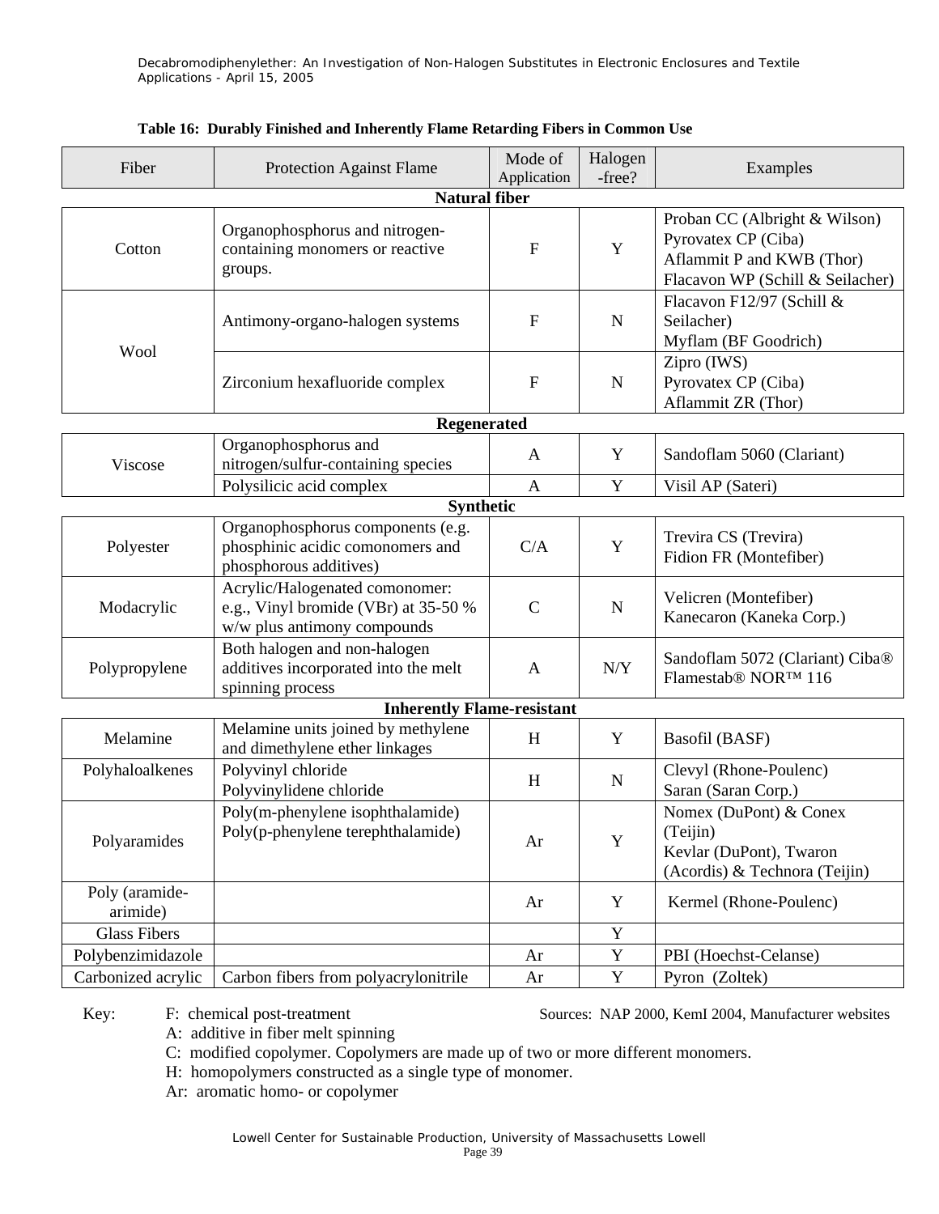**Table 16: Durably Finished and Inherently Flame Retarding Fibers in Common Use**

| Fiber | Protection Against Flame | Mode of Application | Halogen -free? | Examples |
|---|---|---|---|---|
| **Natural fiber** | | | | |
| Cotton | Organophosphorus and nitrogen-containing monomers or reactive groups. | F | Y | Proban CC (Albright & Wilson)<br>Pyrovatex CP (Ciba)<br>Aflammit P and KWB (Thor)<br>Flacavon WP (Schill & Seilacher) |
| Wool | Antimony-organo-halogen systems | F | N | Flacavon F12/97 (Schill & Seilacher)<br>Myflam (BF Goodrich) |
| | Zirconium hexafluoride complex | F | N | Zipro (IWS)<br>Pyrovatex CP (Ciba)<br>Aflammit ZR (Thor) |
| **Regenerated** | | | | |
| Viscose | Organophosphorus and nitrogen/sulfur-containing species | A | Y | Sandoflam 5060 (Clariant) |
| | Polysilicic acid complex | A | Y | Visil AP (Sateri) |
| **Synthetic** | | | | |
| Polyester | Organophosphorus components (e.g. phosphinic acidic comonomers and phosphorous additives) | C/A | Y | Trevira CS (Trevira)<br>Fidion FR (Montefiber) |
| Modacrylic | Acrylic/Halogenated comonomer: e.g., Vinyl bromide (VBr) at 35-50 % w/w plus antimony compounds | C | N | Velicren (Montefiber)<br>Kanecaron (Kaneka Corp.) |
| Polypropylene | Both halogen and non-halogen additives incorporated into the melt spinning process | A | N/Y | Sandoflam 5072 (Clariant) Ciba® Flamestab® NOR™ 116 |
| **Inherently Flame-resistant** | | | | |
| Melamine | Melamine units joined by methylene and dimethylene ether linkages | H | Y | Basofil (BASF) |
| Polyhaloalkenes | Polyvinyl chloride<br>Polyvinylidene chloride | H | N | Clevyl (Rhone-Poulenc)<br>Saran (Saran Corp.) |
| Polyaramides | Poly(m-phenylene isophthalamide)<br>Poly(p-phenylene terephthalamide) | Ar | Y | Nomex (DuPont) & Conex (Teijin)<br>Kevlar (DuPont), Twaron (Acordis) & Technora (Teijin) |
| Poly (aramide-arimide) | | Ar | Y | Kermel (Rhone-Poulenc) |
| Glass Fibers | | | Y | |
| Polybenzimidazole | | Ar | Y | PBI (Hoechst-Celanse) |
| Carbonized acrylic | Carbon fibers from polyacrylonitrile | Ar | Y | Pyron (Zoltek) |

Key:
- F: chemical post-treatment
- A: additive in fiber melt spinning
- C: modified copolymer. Copolymers are made up of two or more different monomers.
- H: homopolymers constructed as a single type of monomer.
- Ar: aromatic homo- or copolymer

Sources: NAP 2000, KemI 2004, Manufacturer websites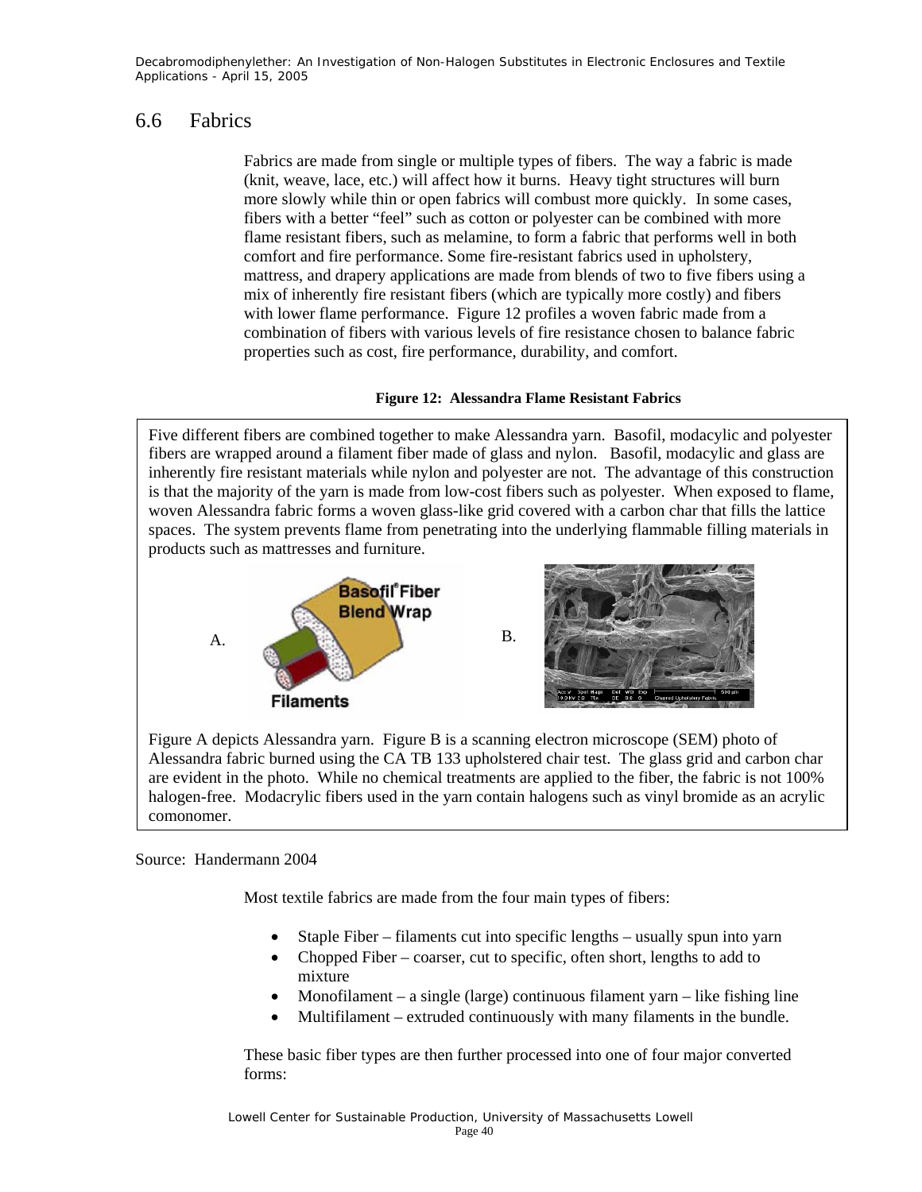## 6.6 Fabrics

Fabrics are made from single or multiple types of fibers. The way a fabric is made (knit, weave, lace, etc.) will affect how it burns. Heavy tight structures will burn more slowly while thin or open fabrics will combust more quickly. In some cases, fibers with a better "feel" such as cotton or polyester can be combined with more flame resistant fibers, such as melamine, to form a fabric that performs well in both comfort and fire performance. Some fire-resistant fabrics used in upholstery, mattress, and drapery applications are made from blends of two to five fibers using a mix of inherently fire resistant fibers (which are typically more costly) and fibers with lower flame performance. Figure 12 profiles a woven fabric made from a combination of fibers with various levels of fire resistance chosen to balance fabric properties such as cost, fire performance, durability, and comfort.

**Figure 12: Alessandra Flame Resistant Fabrics**

Five different fibers are combined together to make Alessandra yarn. Basofil, modacylic and polyester fibers are wrapped around a filament fiber made of glass and nylon. Basofil, modacylic and glass are inherently fire resistant materials while nylon and polyester are not. The advantage of this construction is that the majority of the yarn is made from low-cost fibers such as polyester. When exposed to flame, woven Alessandra fabric forms a woven glass-like grid covered with a carbon char that fills the lattice spaces. The system prevents flame from penetrating into the underlying flammable filling materials in products such as mattresses and furniture.

A. Basofil® Fiber Blend Wrap; Filaments

B.

Figure A depicts Alessandra yarn. Figure B is a scanning electron microscope (SEM) photo of Alessandra fabric burned using the CA TB 133 upholstered chair test. The glass grid and carbon char are evident in the photo. While no chemical treatments are applied to the fiber, the fabric is not 100% halogen-free. Modacrylic fibers used in the yarn contain halogens such as vinyl bromide as an acrylic comonomer.

Source: Handermann 2004

Most textile fabrics are made from the four main types of fibers:

- Staple Fiber – filaments cut into specific lengths – usually spun into yarn
- Chopped Fiber – coarser, cut to specific, often short, lengths to add to mixture
- Monofilament – a single (large) continuous filament yarn – like fishing line
- Multifilament – extruded continuously with many filaments in the bundle.

These basic fiber types are then further processed into one of four major converted forms: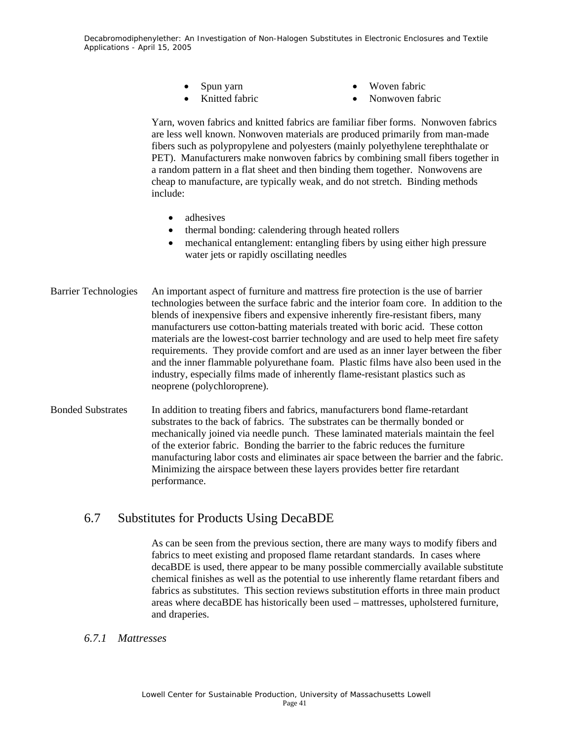- Spun yarn
- Knitted fabric
- Woven fabric
- Nonwoven fabric

Yarn, woven fabrics and knitted fabrics are familiar fiber forms. Nonwoven fabrics are less well known. Nonwoven materials are produced primarily from man-made fibers such as polypropylene and polyesters (mainly polyethylene terephthalate or PET). Manufacturers make nonwoven fabrics by combining small fibers together in a random pattern in a flat sheet and then binding them together. Nonwovens are cheap to manufacture, are typically weak, and do not stretch. Binding methods include:

- adhesives
- thermal bonding: calendering through heated rollers
- mechanical entanglement: entangling fibers by using either high pressure water jets or rapidly oscillating needles

**Barrier Technologies** An important aspect of furniture and mattress fire protection is the use of barrier technologies between the surface fabric and the interior foam core. In addition to the blends of inexpensive fibers and expensive inherently fire-resistant fibers, many manufacturers use cotton-batting materials treated with boric acid. These cotton materials are the lowest-cost barrier technology and are used to help meet fire safety requirements. They provide comfort and are used as an inner layer between the fiber and the inner flammable polyurethane foam. Plastic films have also been used in the industry, especially films made of inherently flame-resistant plastics such as neoprene (polychloroprene).

**Bonded Substrates** In addition to treating fibers and fabrics, manufacturers bond flame-retardant substrates to the back of fabrics. The substrates can be thermally bonded or mechanically joined via needle punch. These laminated materials maintain the feel of the exterior fabric. Bonding the barrier to the fabric reduces the furniture manufacturing labor costs and eliminates air space between the barrier and the fabric. Minimizing the airspace between these layers provides better fire retardant performance.

## 6.7 Substitutes for Products Using DecaBDE

As can be seen from the previous section, there are many ways to modify fibers and fabrics to meet existing and proposed flame retardant standards. In cases where decaBDE is used, there appear to be many possible commercially available substitute chemical finishes as well as the potential to use inherently flame retardant fibers and fabrics as substitutes. This section reviews substitution efforts in three main product areas where decaBDE has historically been used – mattresses, upholstered furniture, and draperies.

### *6.7.1 Mattresses*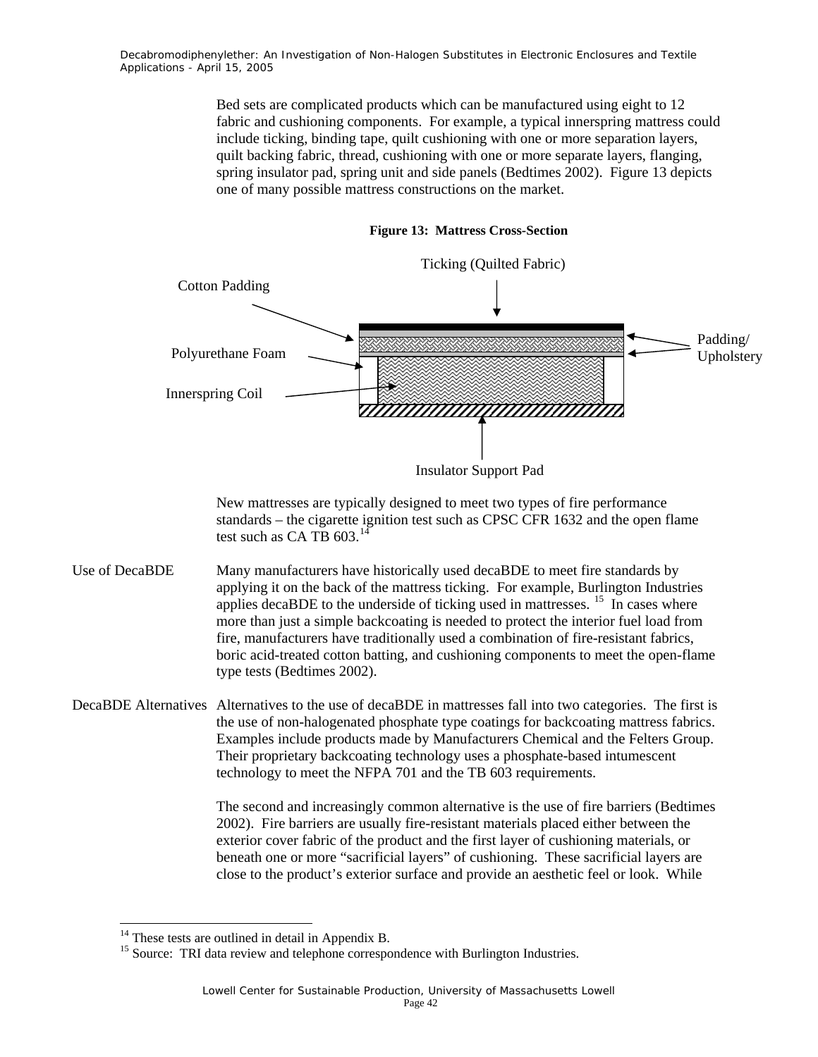Bed sets are complicated products which can be manufactured using eight to 12 fabric and cushioning components. For example, a typical innerspring mattress could include ticking, binding tape, quilt cushioning with one or more separation layers, quilt backing fabric, thread, cushioning with one or more separate layers, flanging, spring insulator pad, spring unit and side panels (Bedtimes 2002). Figure 13 depicts one of many possible mattress constructions on the market.

**Figure 13: Mattress Cross-Section**

Ticking (Quilted Fabric)

Cotton Padding

Polyurethane Foam

Innerspring Coil

Padding/ Upholstery

Insulator Support Pad

New mattresses are typically designed to meet two types of fire performance standards – the cigarette ignition test such as CPSC CFR 1632 and the open flame test such as CA TB 603.[14]

**Use of DecaBDE**

Many manufacturers have historically used decaBDE to meet fire standards by applying it on the back of the mattress ticking. For example, Burlington Industries applies decaBDE to the underside of ticking used in mattresses.[15] In cases where more than just a simple backcoating is needed to protect the interior fuel load from fire, manufacturers have traditionally used a combination of fire-resistant fabrics, boric acid-treated cotton batting, and cushioning components to meet the open-flame type tests (Bedtimes 2002).

**DecaBDE Alternatives**

Alternatives to the use of decaBDE in mattresses fall into two categories. The first is the use of non-halogenated phosphate type coatings for backcoating mattress fabrics. Examples include products made by Manufacturers Chemical and the Felters Group. Their proprietary backcoating technology uses a phosphate-based intumescent technology to meet the NFPA 701 and the TB 603 requirements.

The second and increasingly common alternative is the use of fire barriers (Bedtimes 2002). Fire barriers are usually fire-resistant materials placed either between the exterior cover fabric of the product and the first layer of cushioning materials, or beneath one or more "sacrificial layers" of cushioning. These sacrificial layers are close to the product's exterior surface and provide an aesthetic feel or look. While

[14] These tests are outlined in detail in Appendix B.

[15] Source: TRI data review and telephone correspondence with Burlington Industries.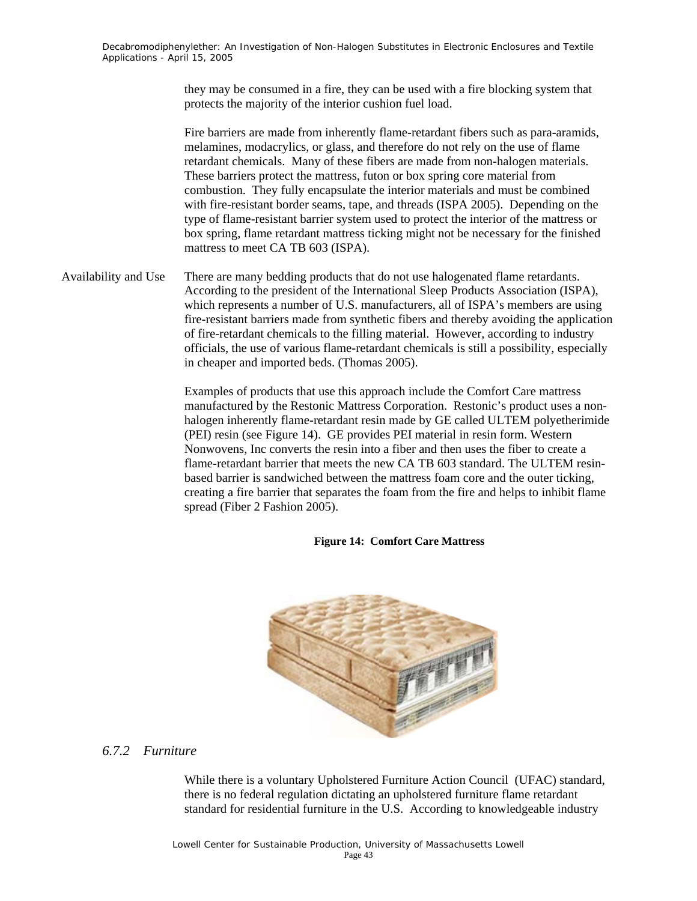they may be consumed in a fire, they can be used with a fire blocking system that protects the majority of the interior cushion fuel load.

Fire barriers are made from inherently flame-retardant fibers such as para-aramids, melamines, modacrylics, or glass, and therefore do not rely on the use of flame retardant chemicals. Many of these fibers are made from non-halogen materials. These barriers protect the mattress, futon or box spring core material from combustion. They fully encapsulate the interior materials and must be combined with fire-resistant border seams, tape, and threads (ISPA 2005). Depending on the type of flame-resistant barrier system used to protect the interior of the mattress or box spring, flame retardant mattress ticking might not be necessary for the finished mattress to meet CA TB 603 (ISPA).

Availability and Use

There are many bedding products that do not use halogenated flame retardants. According to the president of the International Sleep Products Association (ISPA), which represents a number of U.S. manufacturers, all of ISPA's members are using fire-resistant barriers made from synthetic fibers and thereby avoiding the application of fire-retardant chemicals to the filling material. However, according to industry officials, the use of various flame-retardant chemicals is still a possibility, especially in cheaper and imported beds. (Thomas 2005).

Examples of products that use this approach include the Comfort Care mattress manufactured by the Restonic Mattress Corporation. Restonic's product uses a non-halogen inherently flame-retardant resin made by GE called ULTEM polyetherimide (PEI) resin (see Figure 14). GE provides PEI material in resin form. Western Nonwovens, Inc converts the resin into a fiber and then uses the fiber to create a flame-retardant barrier that meets the new CA TB 603 standard. The ULTEM resin-based barrier is sandwiched between the mattress foam core and the outer ticking, creating a fire barrier that separates the foam from the fire and helps to inhibit flame spread (Fiber 2 Fashion 2005).

**Figure 14: Comfort Care Mattress**

### *6.7.2 Furniture*

While there is a voluntary Upholstered Furniture Action Council (UFAC) standard, there is no federal regulation dictating an upholstered furniture flame retardant standard for residential furniture in the U.S. According to knowledgeable industry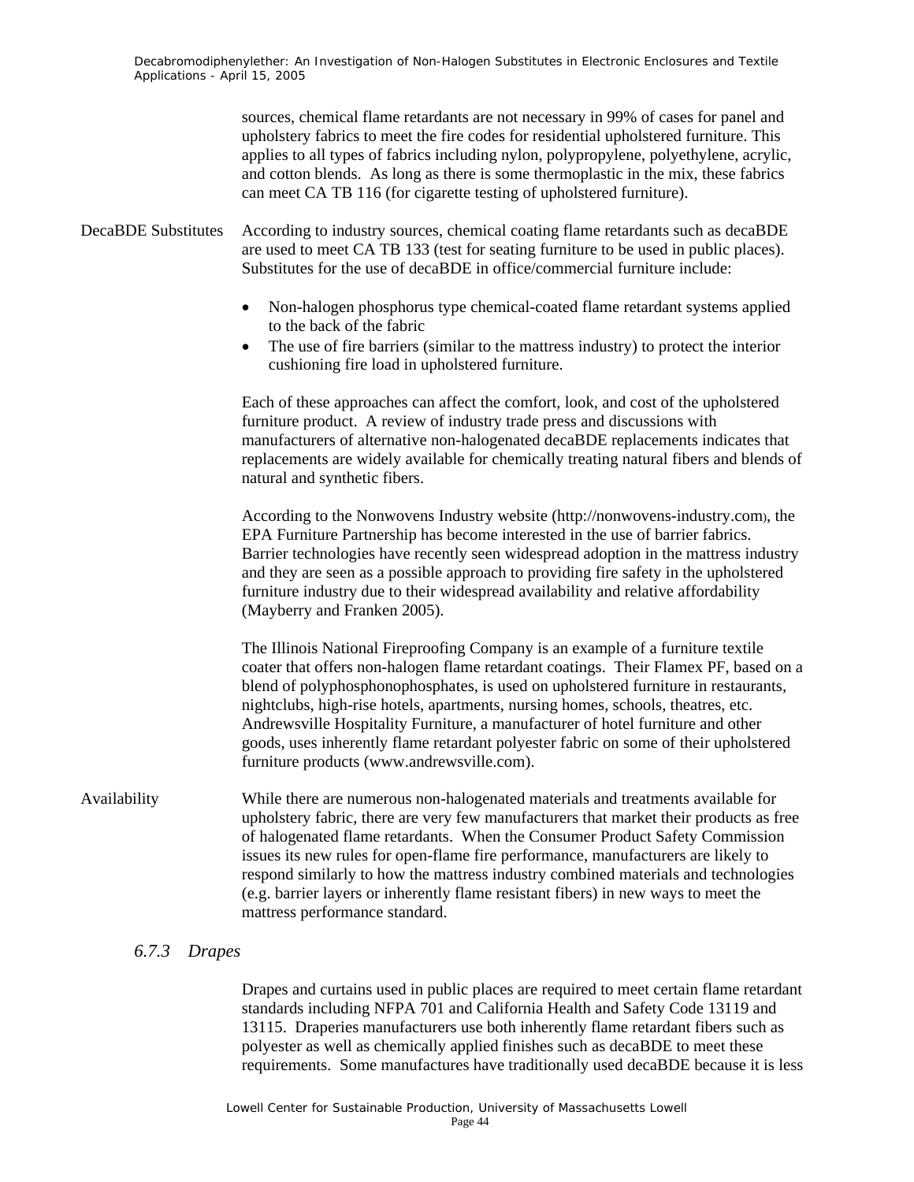sources, chemical flame retardants are not necessary in 99% of cases for panel and upholstery fabrics to meet the fire codes for residential upholstered furniture. This applies to all types of fabrics including nylon, polypropylene, polyethylene, acrylic, and cotton blends. As long as there is some thermoplastic in the mix, these fabrics can meet CA TB 116 (for cigarette testing of upholstered furniture).

**DecaBDE Substitutes**

According to industry sources, chemical coating flame retardants such as decaBDE are used to meet CA TB 133 (test for seating furniture to be used in public places). Substitutes for the use of decaBDE in office/commercial furniture include:

- Non-halogen phosphorus type chemical-coated flame retardant systems applied to the back of the fabric
- The use of fire barriers (similar to the mattress industry) to protect the interior cushioning fire load in upholstered furniture.

Each of these approaches can affect the comfort, look, and cost of the upholstered furniture product. A review of industry trade press and discussions with manufacturers of alternative non-halogenated decaBDE replacements indicates that replacements are widely available for chemically treating natural fibers and blends of natural and synthetic fibers.

According to the Nonwovens Industry website (http://nonwovens-industry.com), the EPA Furniture Partnership has become interested in the use of barrier fabrics. Barrier technologies have recently seen widespread adoption in the mattress industry and they are seen as a possible approach to providing fire safety in the upholstered furniture industry due to their widespread availability and relative affordability (Mayberry and Franken 2005).

The Illinois National Fireproofing Company is an example of a furniture textile coater that offers non-halogen flame retardant coatings. Their Flamex PF, based on a blend of polyphosphonophosphates, is used on upholstered furniture in restaurants, nightclubs, high-rise hotels, apartments, nursing homes, schools, theatres, etc. Andrewsville Hospitality Furniture, a manufacturer of hotel furniture and other goods, uses inherently flame retardant polyester fabric on some of their upholstered furniture products (www.andrewsville.com).

**Availability**

While there are numerous non-halogenated materials and treatments available for upholstery fabric, there are very few manufacturers that market their products as free of halogenated flame retardants. When the Consumer Product Safety Commission issues its new rules for open-flame fire performance, manufacturers are likely to respond similarly to how the mattress industry combined materials and technologies (e.g. barrier layers or inherently flame resistant fibers) in new ways to meet the mattress performance standard.

### *6.7.3 Drapes*

Drapes and curtains used in public places are required to meet certain flame retardant standards including NFPA 701 and California Health and Safety Code 13119 and 13115. Draperies manufacturers use both inherently flame retardant fibers such as polyester as well as chemically applied finishes such as decaBDE to meet these requirements. Some manufactures have traditionally used decaBDE because it is less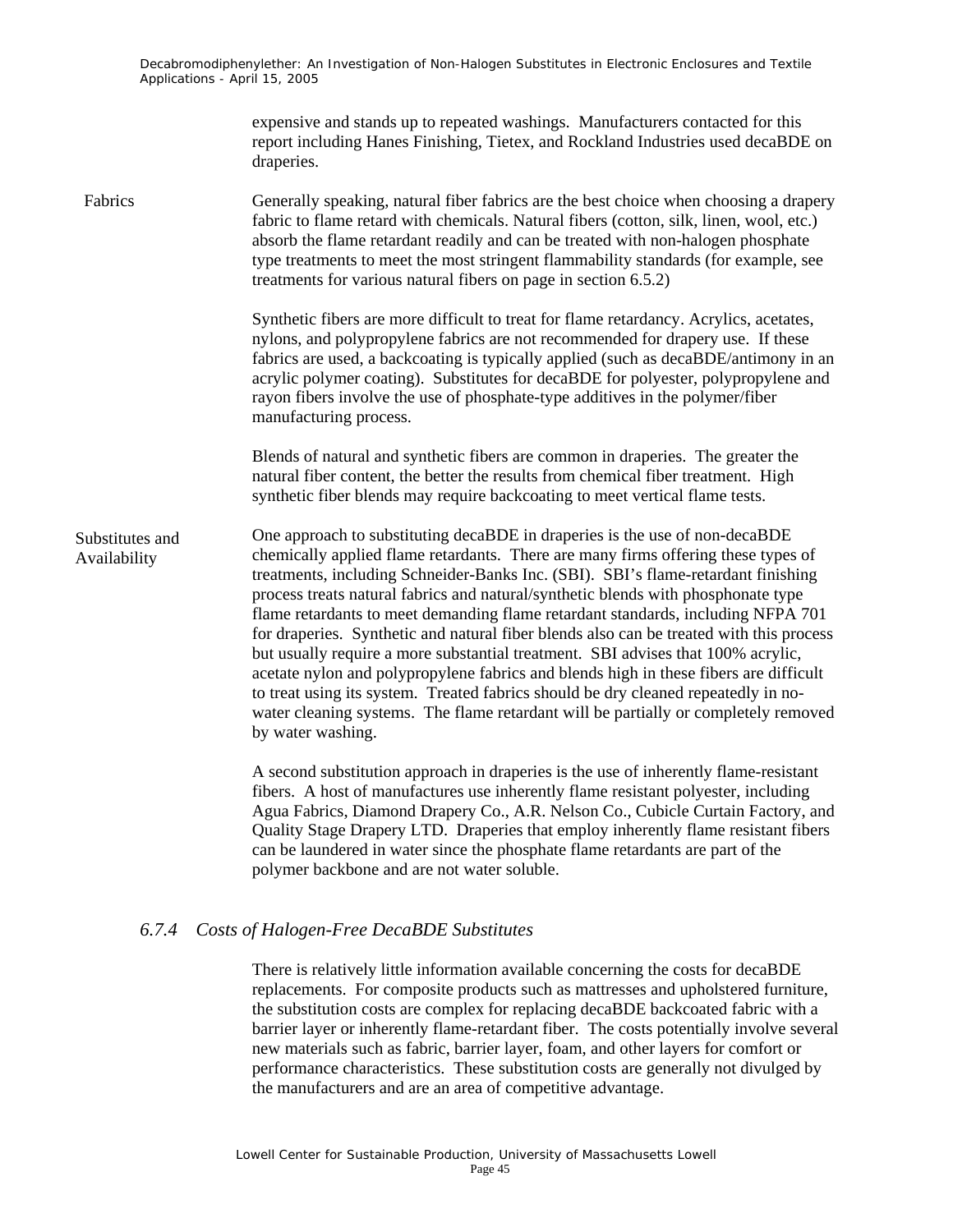expensive and stands up to repeated washings. Manufacturers contacted for this report including Hanes Finishing, Tietex, and Rockland Industries used decaBDE on draperies.

**Fabrics**

Generally speaking, natural fiber fabrics are the best choice when choosing a drapery fabric to flame retard with chemicals. Natural fibers (cotton, silk, linen, wool, etc.) absorb the flame retardant readily and can be treated with non-halogen phosphate type treatments to meet the most stringent flammability standards (for example, see treatments for various natural fibers on page in section 6.5.2)

Synthetic fibers are more difficult to treat for flame retardancy. Acrylics, acetates, nylons, and polypropylene fabrics are not recommended for drapery use. If these fabrics are used, a backcoating is typically applied (such as decaBDE/antimony in an acrylic polymer coating). Substitutes for decaBDE for polyester, polypropylene and rayon fibers involve the use of phosphate-type additives in the polymer/fiber manufacturing process.

Blends of natural and synthetic fibers are common in draperies. The greater the natural fiber content, the better the results from chemical fiber treatment. High synthetic fiber blends may require backcoating to meet vertical flame tests.

**Substitutes and Availability**

One approach to substituting decaBDE in draperies is the use of non-decaBDE chemically applied flame retardants. There are many firms offering these types of treatments, including Schneider-Banks Inc. (SBI). SBI's flame-retardant finishing process treats natural fabrics and natural/synthetic blends with phosphonate type flame retardants to meet demanding flame retardant standards, including NFPA 701 for draperies. Synthetic and natural fiber blends also can be treated with this process but usually require a more substantial treatment. SBI advises that 100% acrylic, acetate nylon and polypropylene fabrics and blends high in these fibers are difficult to treat using its system. Treated fabrics should be dry cleaned repeatedly in no-water cleaning systems. The flame retardant will be partially or completely removed by water washing.

A second substitution approach in draperies is the use of inherently flame-resistant fibers. A host of manufactures use inherently flame resistant polyester, including Agua Fabrics, Diamond Drapery Co., A.R. Nelson Co., Cubicle Curtain Factory, and Quality Stage Drapery LTD. Draperies that employ inherently flame resistant fibers can be laundered in water since the phosphate flame retardants are part of the polymer backbone and are not water soluble.

### *6.7.4 Costs of Halogen-Free DecaBDE Substitutes*

There is relatively little information available concerning the costs for decaBDE replacements. For composite products such as mattresses and upholstered furniture, the substitution costs are complex for replacing decaBDE backcoated fabric with a barrier layer or inherently flame-retardant fiber. The costs potentially involve several new materials such as fabric, barrier layer, foam, and other layers for comfort or performance characteristics. These substitution costs are generally not divulged by the manufacturers and are an area of competitive advantage.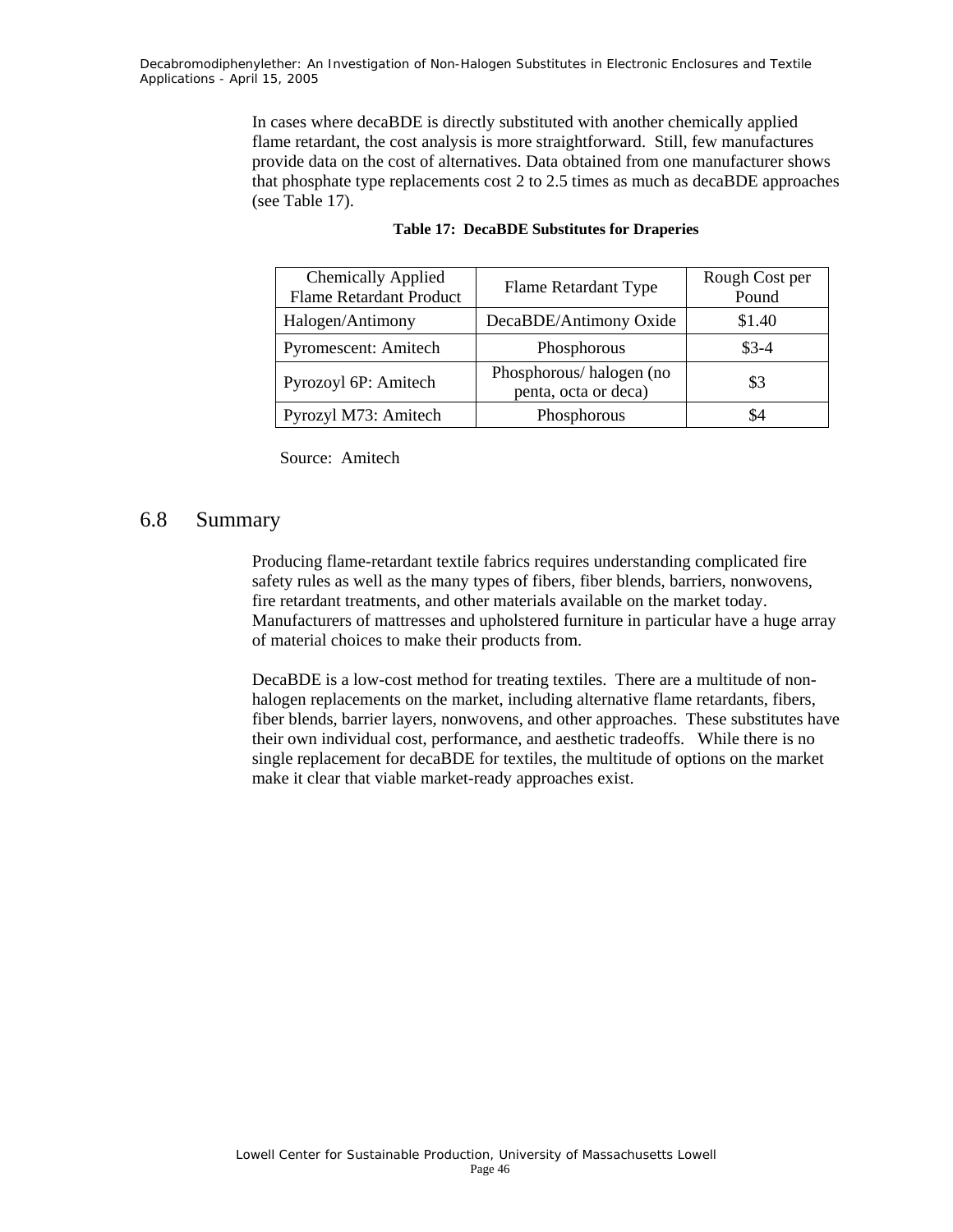In cases where decaBDE is directly substituted with another chemically applied flame retardant, the cost analysis is more straightforward. Still, few manufactures provide data on the cost of alternatives. Data obtained from one manufacturer shows that phosphate type replacements cost 2 to 2.5 times as much as decaBDE approaches (see Table 17).

**Table 17: DecaBDE Substitutes for Draperies**

| Chemically Applied Flame Retardant Product | Flame Retardant Type | Rough Cost per Pound |
|---|---|---|
| Halogen/Antimony | DecaBDE/Antimony Oxide | $1.40 |
| Pyromescent: Amitech | Phosphorous | $3-4 |
| Pyrozoyl 6P: Amitech | Phosphorous/ halogen (no penta, octa or deca) | $3 |
| Pyrozyl M73: Amitech | Phosphorous | $4 |

Source: Amitech

## 6.8 Summary

Producing flame-retardant textile fabrics requires understanding complicated fire safety rules as well as the many types of fibers, fiber blends, barriers, nonwovens, fire retardant treatments, and other materials available on the market today. Manufacturers of mattresses and upholstered furniture in particular have a huge array of material choices to make their products from.

DecaBDE is a low-cost method for treating textiles. There are a multitude of non-halogen replacements on the market, including alternative flame retardants, fibers, fiber blends, barrier layers, nonwovens, and other approaches. These substitutes have their own individual cost, performance, and aesthetic tradeoffs. While there is no single replacement for decaBDE for textiles, the multitude of options on the market make it clear that viable market-ready approaches exist.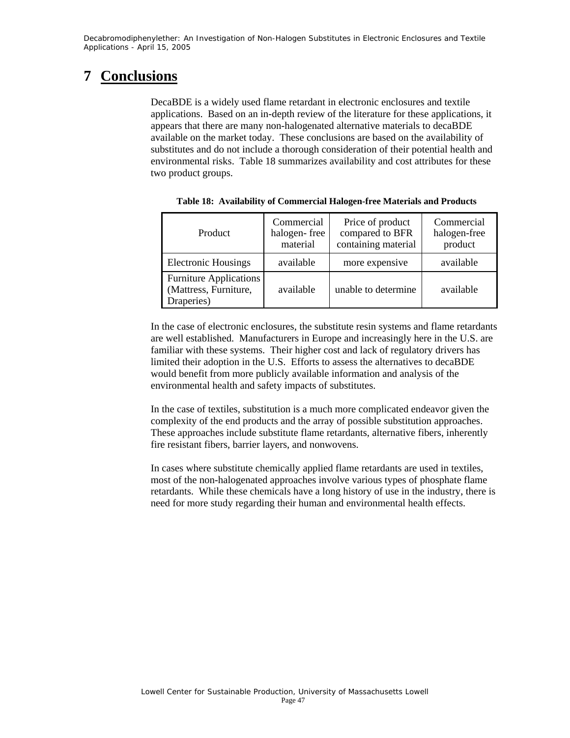# 7 Conclusions

DecaBDE is a widely used flame retardant in electronic enclosures and textile applications. Based on an in-depth review of the literature for these applications, it appears that there are many non-halogenated alternative materials to decaBDE available on the market today. These conclusions are based on the availability of substitutes and do not include a thorough consideration of their potential health and environmental risks. Table 18 summarizes availability and cost attributes for these two product groups.

**Table 18: Availability of Commercial Halogen-free Materials and Products**

| Product | Commercial halogen- free material | Price of product compared to BFR containing material | Commercial halogen-free product |
|---|---|---|---|
| Electronic Housings | available | more expensive | available |
| Furniture Applications (Mattress, Furniture, Draperies) | available | unable to determine | available |

In the case of electronic enclosures, the substitute resin systems and flame retardants are well established. Manufacturers in Europe and increasingly here in the U.S. are familiar with these systems. Their higher cost and lack of regulatory drivers has limited their adoption in the U.S. Efforts to assess the alternatives to decaBDE would benefit from more publicly available information and analysis of the environmental health and safety impacts of substitutes.

In the case of textiles, substitution is a much more complicated endeavor given the complexity of the end products and the array of possible substitution approaches. These approaches include substitute flame retardants, alternative fibers, inherently fire resistant fibers, barrier layers, and nonwovens.

In cases where substitute chemically applied flame retardants are used in textiles, most of the non-halogenated approaches involve various types of phosphate flame retardants. While these chemicals have a long history of use in the industry, there is need for more study regarding their human and environmental health effects.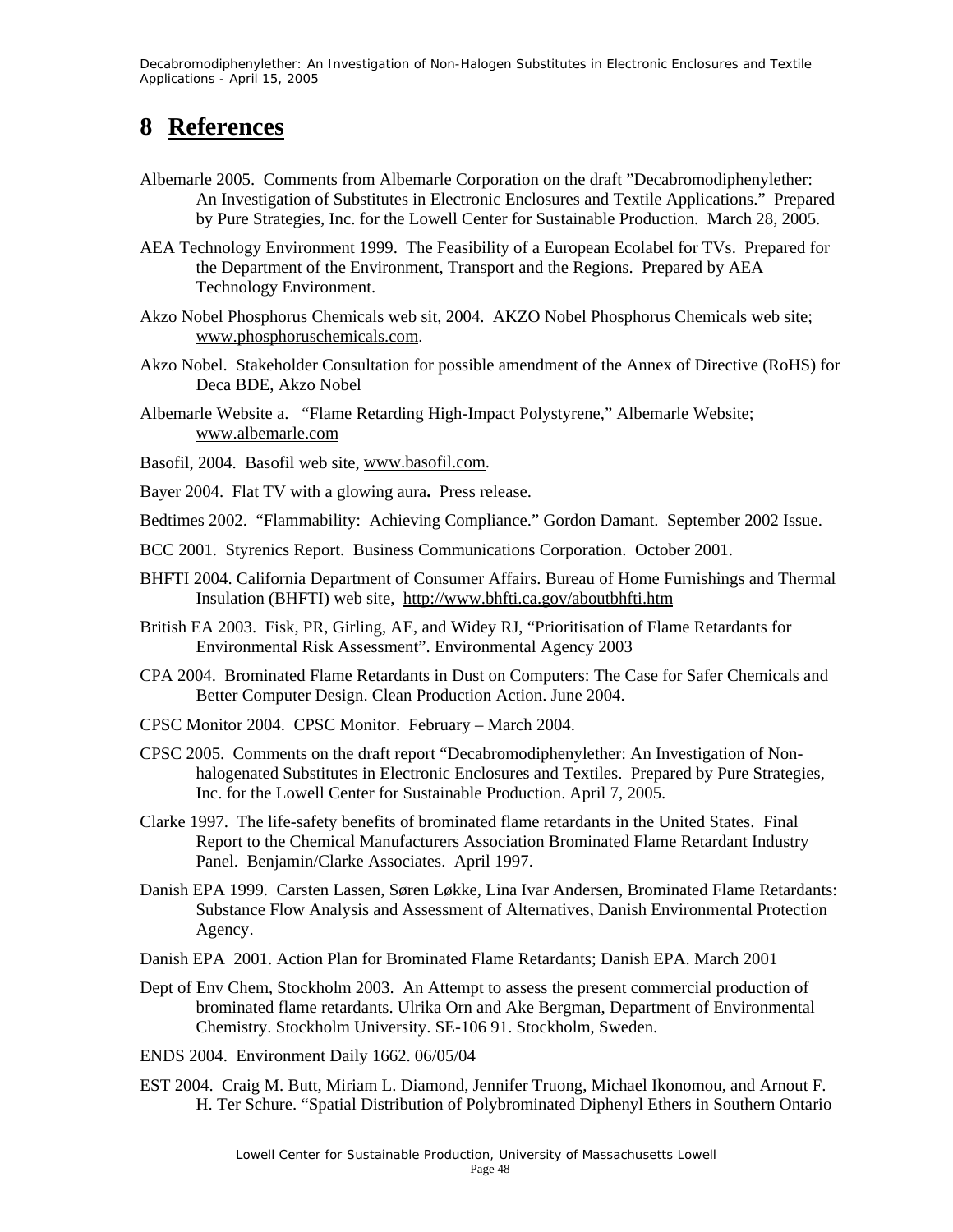# 8 References

Albemarle 2005. Comments from Albemarle Corporation on the draft "Decabromodiphenylether: An Investigation of Substitutes in Electronic Enclosures and Textile Applications." Prepared by Pure Strategies, Inc. for the Lowell Center for Sustainable Production. March 28, 2005.

AEA Technology Environment 1999. The Feasibility of a European Ecolabel for TVs. Prepared for the Department of the Environment, Transport and the Regions. Prepared by AEA Technology Environment.

Akzo Nobel Phosphorus Chemicals web sit, 2004. AKZO Nobel Phosphorus Chemicals web site; www.phosphoruschemicals.com.

Akzo Nobel. Stakeholder Consultation for possible amendment of the Annex of Directive (RoHS) for Deca BDE, Akzo Nobel

Albemarle Website a. "Flame Retarding High-Impact Polystyrene," Albemarle Website; www.albemarle.com

Basofil, 2004. Basofil web site, www.basofil.com.

Bayer 2004. Flat TV with a glowing aura**.** Press release.

Bedtimes 2002. "Flammability: Achieving Compliance." Gordon Damant. September 2002 Issue.

BCC 2001. Styrenics Report. Business Communications Corporation. October 2001.

BHFTI 2004. California Department of Consumer Affairs. Bureau of Home Furnishings and Thermal Insulation (BHFTI) web site, http://www.bhfti.ca.gov/aboutbhfti.htm

British EA 2003. Fisk, PR, Girling, AE, and Widey RJ, "Prioritisation of Flame Retardants for Environmental Risk Assessment". Environmental Agency 2003

CPA 2004. Brominated Flame Retardants in Dust on Computers: The Case for Safer Chemicals and Better Computer Design. Clean Production Action. June 2004.

CPSC Monitor 2004. CPSC Monitor. February – March 2004.

CPSC 2005. Comments on the draft report "Decabromodiphenylether: An Investigation of Non-halogenated Substitutes in Electronic Enclosures and Textiles. Prepared by Pure Strategies, Inc. for the Lowell Center for Sustainable Production. April 7, 2005.

Clarke 1997. The life-safety benefits of brominated flame retardants in the United States. Final Report to the Chemical Manufacturers Association Brominated Flame Retardant Industry Panel. Benjamin/Clarke Associates. April 1997.

Danish EPA 1999. Carsten Lassen, Søren Løkke, Lina Ivar Andersen, Brominated Flame Retardants: Substance Flow Analysis and Assessment of Alternatives, Danish Environmental Protection Agency.

Danish EPA 2001. Action Plan for Brominated Flame Retardants; Danish EPA. March 2001

Dept of Env Chem, Stockholm 2003. An Attempt to assess the present commercial production of brominated flame retardants. Ulrika Orn and Ake Bergman, Department of Environmental Chemistry. Stockholm University. SE-106 91. Stockholm, Sweden.

ENDS 2004. Environment Daily 1662. 06/05/04

EST 2004. Craig M. Butt, Miriam L. Diamond, Jennifer Truong, Michael Ikonomou, and Arnout F. H. Ter Schure. "Spatial Distribution of Polybrominated Diphenyl Ethers in Southern Ontario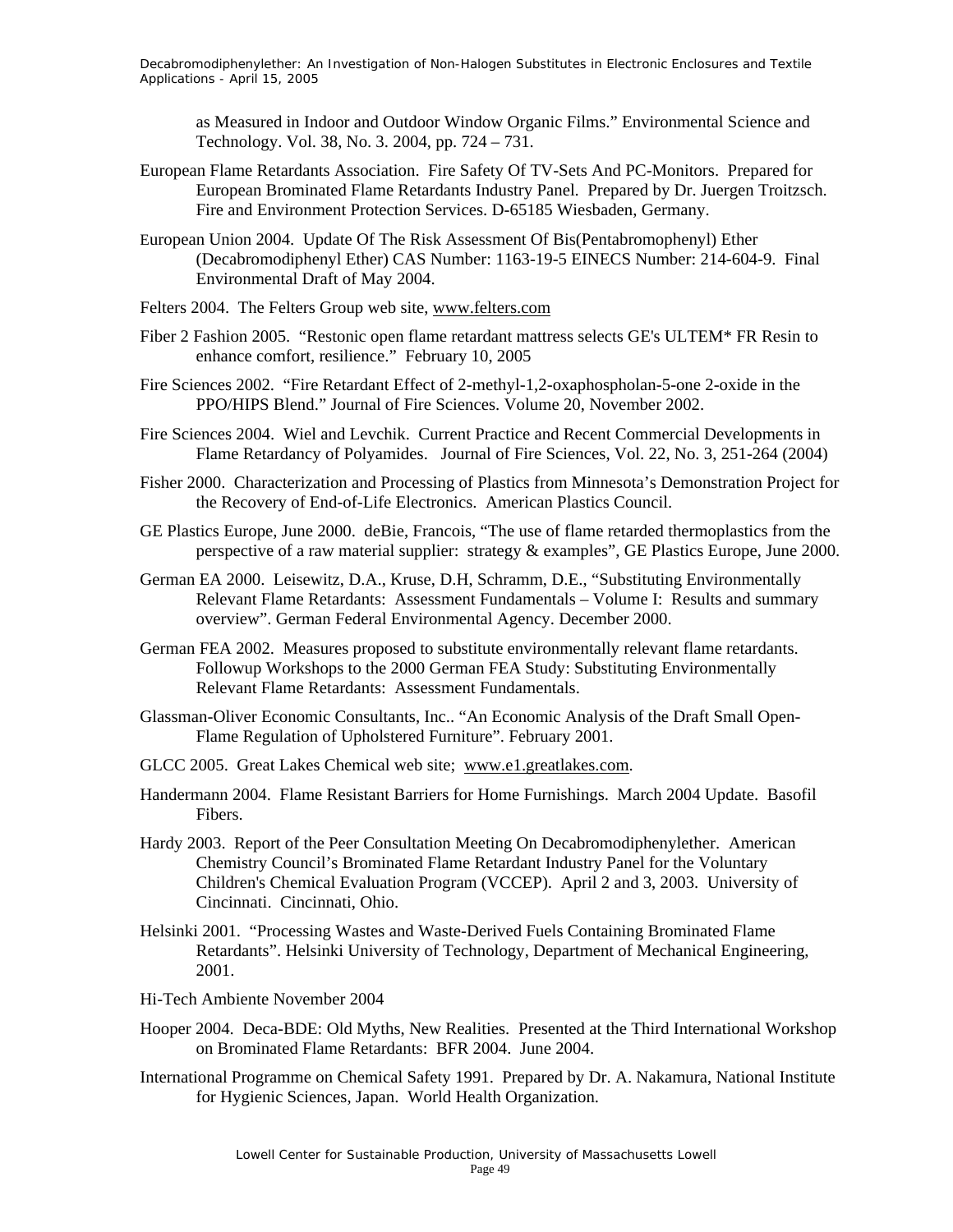as Measured in Indoor and Outdoor Window Organic Films." Environmental Science and Technology. Vol. 38, No. 3. 2004, pp. 724 – 731.

European Flame Retardants Association. Fire Safety Of TV-Sets And PC-Monitors. Prepared for European Brominated Flame Retardants Industry Panel. Prepared by Dr. Juergen Troitzsch. Fire and Environment Protection Services. D-65185 Wiesbaden, Germany.

European Union 2004. Update Of The Risk Assessment Of Bis(Pentabromophenyl) Ether (Decabromodiphenyl Ether) CAS Number: 1163-19-5 EINECS Number: 214-604-9. Final Environmental Draft of May 2004.

Felters 2004. The Felters Group web site, www.felters.com

Fiber 2 Fashion 2005. "Restonic open flame retardant mattress selects GE's ULTEM* FR Resin to enhance comfort, resilience." February 10, 2005

Fire Sciences 2002. "Fire Retardant Effect of 2-methyl-1,2-oxaphospholan-5-one 2-oxide in the PPO/HIPS Blend." Journal of Fire Sciences. Volume 20, November 2002.

Fire Sciences 2004. Wiel and Levchik. Current Practice and Recent Commercial Developments in Flame Retardancy of Polyamides. Journal of Fire Sciences, Vol. 22, No. 3, 251-264 (2004)

Fisher 2000. Characterization and Processing of Plastics from Minnesota's Demonstration Project for the Recovery of End-of-Life Electronics. American Plastics Council.

GE Plastics Europe, June 2000. deBie, Francois, "The use of flame retarded thermoplastics from the perspective of a raw material supplier: strategy & examples", GE Plastics Europe, June 2000.

German EA 2000. Leisewitz, D.A., Kruse, D.H, Schramm, D.E., "Substituting Environmentally Relevant Flame Retardants: Assessment Fundamentals – Volume I: Results and summary overview". German Federal Environmental Agency. December 2000.

German FEA 2002. Measures proposed to substitute environmentally relevant flame retardants. Followup Workshops to the 2000 German FEA Study: Substituting Environmentally Relevant Flame Retardants: Assessment Fundamentals.

Glassman-Oliver Economic Consultants, Inc.. "An Economic Analysis of the Draft Small Open-Flame Regulation of Upholstered Furniture". February 2001.

GLCC 2005. Great Lakes Chemical web site; www.e1.greatlakes.com.

Handermann 2004. Flame Resistant Barriers for Home Furnishings. March 2004 Update. Basofil Fibers.

Hardy 2003. Report of the Peer Consultation Meeting On Decabromodiphenylether. American Chemistry Council's Brominated Flame Retardant Industry Panel for the Voluntary Children's Chemical Evaluation Program (VCCEP). April 2 and 3, 2003. University of Cincinnati. Cincinnati, Ohio.

Helsinki 2001. "Processing Wastes and Waste-Derived Fuels Containing Brominated Flame Retardants". Helsinki University of Technology, Department of Mechanical Engineering, 2001.

Hi-Tech Ambiente November 2004

Hooper 2004. Deca-BDE: Old Myths, New Realities. Presented at the Third International Workshop on Brominated Flame Retardants: BFR 2004. June 2004.

International Programme on Chemical Safety 1991. Prepared by Dr. A. Nakamura, National Institute for Hygienic Sciences, Japan. World Health Organization.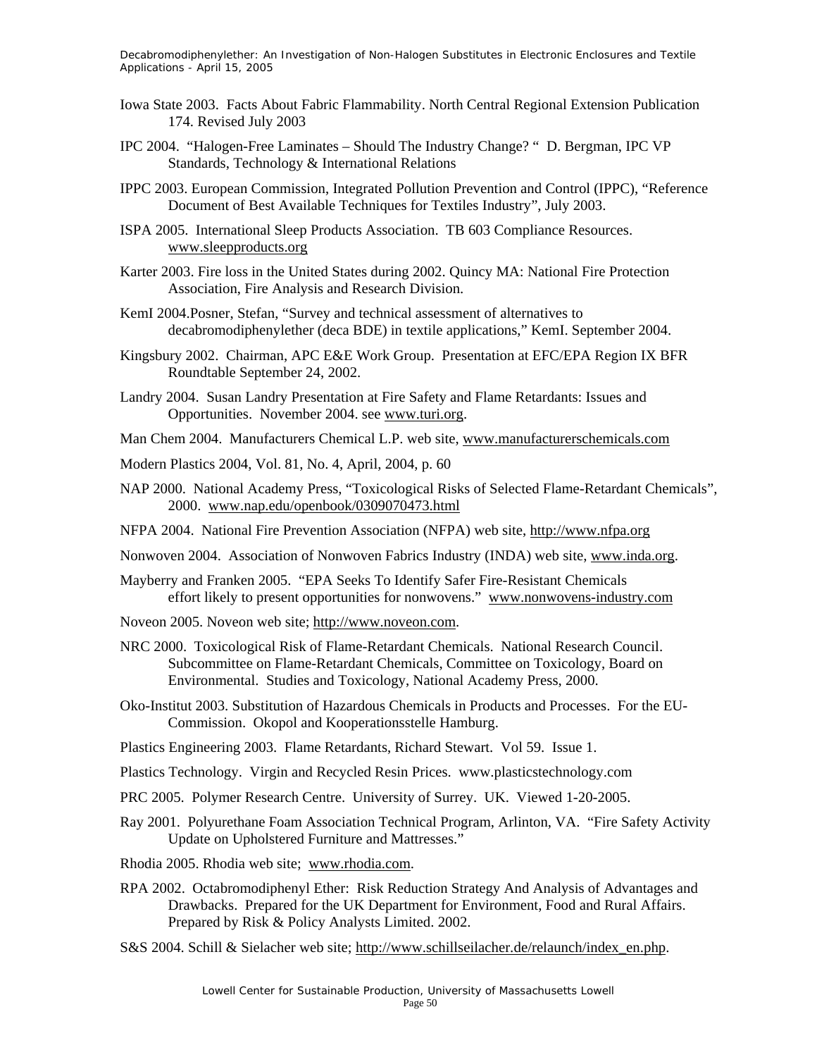Iowa State 2003. Facts About Fabric Flammability. North Central Regional Extension Publication 174. Revised July 2003

IPC 2004. "Halogen-Free Laminates – Should The Industry Change? " D. Bergman, IPC VP Standards, Technology & International Relations

IPPC 2003. European Commission, Integrated Pollution Prevention and Control (IPPC), "Reference Document of Best Available Techniques for Textiles Industry", July 2003.

ISPA 2005. International Sleep Products Association. TB 603 Compliance Resources. www.sleepproducts.org

Karter 2003. Fire loss in the United States during 2002. Quincy MA: National Fire Protection Association, Fire Analysis and Research Division.

KemI 2004.Posner, Stefan, "Survey and technical assessment of alternatives to decabromodiphenylether (deca BDE) in textile applications," KemI. September 2004.

Kingsbury 2002. Chairman, APC E&E Work Group. Presentation at EFC/EPA Region IX BFR Roundtable September 24, 2002.

Landry 2004. Susan Landry Presentation at Fire Safety and Flame Retardants: Issues and Opportunities. November 2004. see www.turi.org.

Man Chem 2004. Manufacturers Chemical L.P. web site, www.manufacturerschemicals.com

Modern Plastics 2004, Vol. 81, No. 4, April, 2004, p. 60

NAP 2000. National Academy Press, "Toxicological Risks of Selected Flame-Retardant Chemicals", 2000. www.nap.edu/openbook/0309070473.html

NFPA 2004. National Fire Prevention Association (NFPA) web site, http://www.nfpa.org

Nonwoven 2004. Association of Nonwoven Fabrics Industry (INDA) web site, www.inda.org.

Mayberry and Franken 2005. "EPA Seeks To Identify Safer Fire-Resistant Chemicals effort likely to present opportunities for nonwovens." www.nonwovens-industry.com

Noveon 2005. Noveon web site; http://www.noveon.com.

NRC 2000. Toxicological Risk of Flame-Retardant Chemicals. National Research Council. Subcommittee on Flame-Retardant Chemicals, Committee on Toxicology, Board on Environmental. Studies and Toxicology, National Academy Press, 2000.

Oko-Institut 2003. Substitution of Hazardous Chemicals in Products and Processes. For the EU-Commission. Okopol and Kooperationsstelle Hamburg.

Plastics Engineering 2003. Flame Retardants, Richard Stewart. Vol 59. Issue 1.

Plastics Technology. Virgin and Recycled Resin Prices. www.plasticstechnology.com

PRC 2005. Polymer Research Centre. University of Surrey. UK. Viewed 1-20-2005.

Ray 2001. Polyurethane Foam Association Technical Program, Arlinton, VA. "Fire Safety Activity Update on Upholstered Furniture and Mattresses."

Rhodia 2005. Rhodia web site; www.rhodia.com.

RPA 2002. Octabromodiphenyl Ether: Risk Reduction Strategy And Analysis of Advantages and Drawbacks. Prepared for the UK Department for Environment, Food and Rural Affairs. Prepared by Risk & Policy Analysts Limited. 2002.

S&S 2004. Schill & Sielacher web site; http://www.schillseilacher.de/relaunch/index_en.php.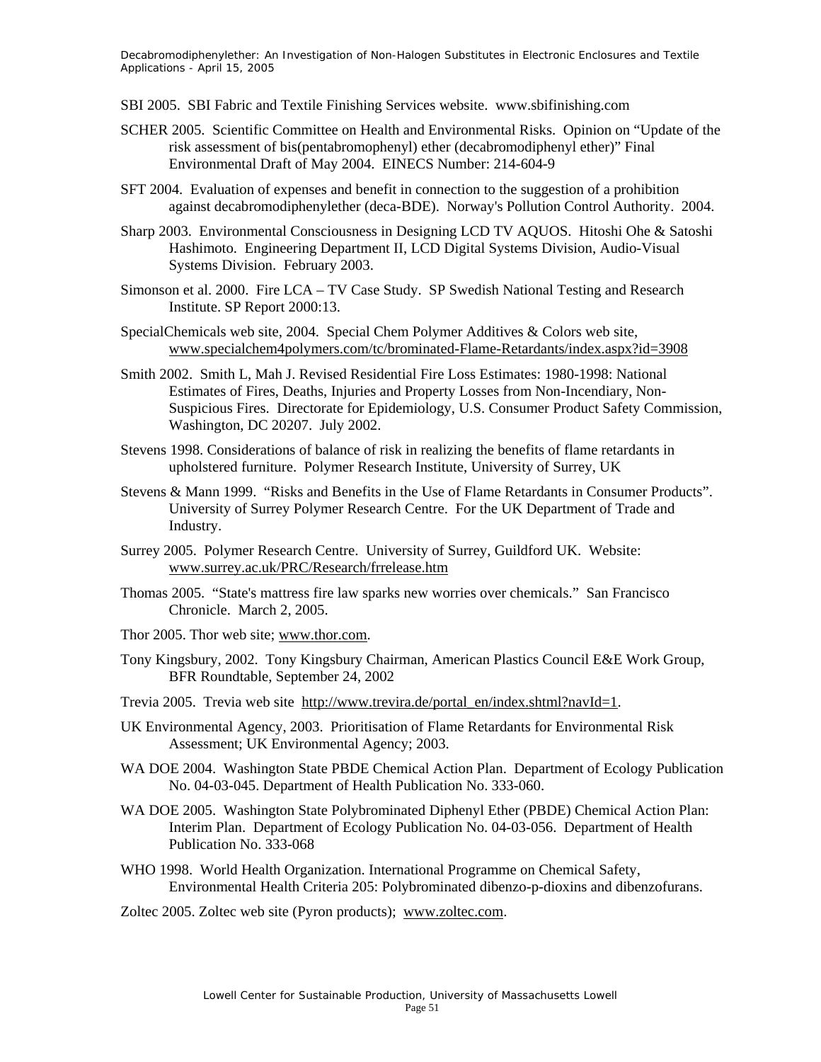SBI 2005. SBI Fabric and Textile Finishing Services website. www.sbifinishing.com

SCHER 2005. Scientific Committee on Health and Environmental Risks. Opinion on "Update of the risk assessment of bis(pentabromophenyl) ether (decabromodiphenyl ether)" Final Environmental Draft of May 2004. EINECS Number: 214-604-9

SFT 2004. Evaluation of expenses and benefit in connection to the suggestion of a prohibition against decabromodiphenylether (deca-BDE). Norway's Pollution Control Authority. 2004.

Sharp 2003. Environmental Consciousness in Designing LCD TV AQUOS. Hitoshi Ohe & Satoshi Hashimoto. Engineering Department II, LCD Digital Systems Division, Audio-Visual Systems Division. February 2003.

Simonson et al. 2000. Fire LCA – TV Case Study. SP Swedish National Testing and Research Institute. SP Report 2000:13.

SpecialChemicals web site, 2004. Special Chem Polymer Additives & Colors web site, www.specialchem4polymers.com/tc/brominated-Flame-Retardants/index.aspx?id=3908

Smith 2002. Smith L, Mah J. Revised Residential Fire Loss Estimates: 1980-1998: National Estimates of Fires, Deaths, Injuries and Property Losses from Non-Incendiary, Non-Suspicious Fires. Directorate for Epidemiology, U.S. Consumer Product Safety Commission, Washington, DC 20207. July 2002.

Stevens 1998. Considerations of balance of risk in realizing the benefits of flame retardants in upholstered furniture. Polymer Research Institute, University of Surrey, UK

Stevens & Mann 1999. "Risks and Benefits in the Use of Flame Retardants in Consumer Products". University of Surrey Polymer Research Centre. For the UK Department of Trade and Industry.

Surrey 2005. Polymer Research Centre. University of Surrey, Guildford UK. Website: www.surrey.ac.uk/PRC/Research/frrelease.htm

Thomas 2005. "State's mattress fire law sparks new worries over chemicals." San Francisco Chronicle. March 2, 2005.

Thor 2005. Thor web site; www.thor.com.

Tony Kingsbury, 2002. Tony Kingsbury Chairman, American Plastics Council E&E Work Group, BFR Roundtable, September 24, 2002

Trevia 2005. Trevia web site http://www.trevira.de/portal_en/index.shtml?navId=1.

UK Environmental Agency, 2003. Prioritisation of Flame Retardants for Environmental Risk Assessment; UK Environmental Agency; 2003.

WA DOE 2004. Washington State PBDE Chemical Action Plan. Department of Ecology Publication No. 04-03-045. Department of Health Publication No. 333-060.

WA DOE 2005. Washington State Polybrominated Diphenyl Ether (PBDE) Chemical Action Plan: Interim Plan. Department of Ecology Publication No. 04-03-056. Department of Health Publication No. 333-068

WHO 1998. World Health Organization. International Programme on Chemical Safety, Environmental Health Criteria 205: Polybrominated dibenzo-p-dioxins and dibenzofurans.

Zoltec 2005. Zoltec web site (Pyron products); www.zoltec.com.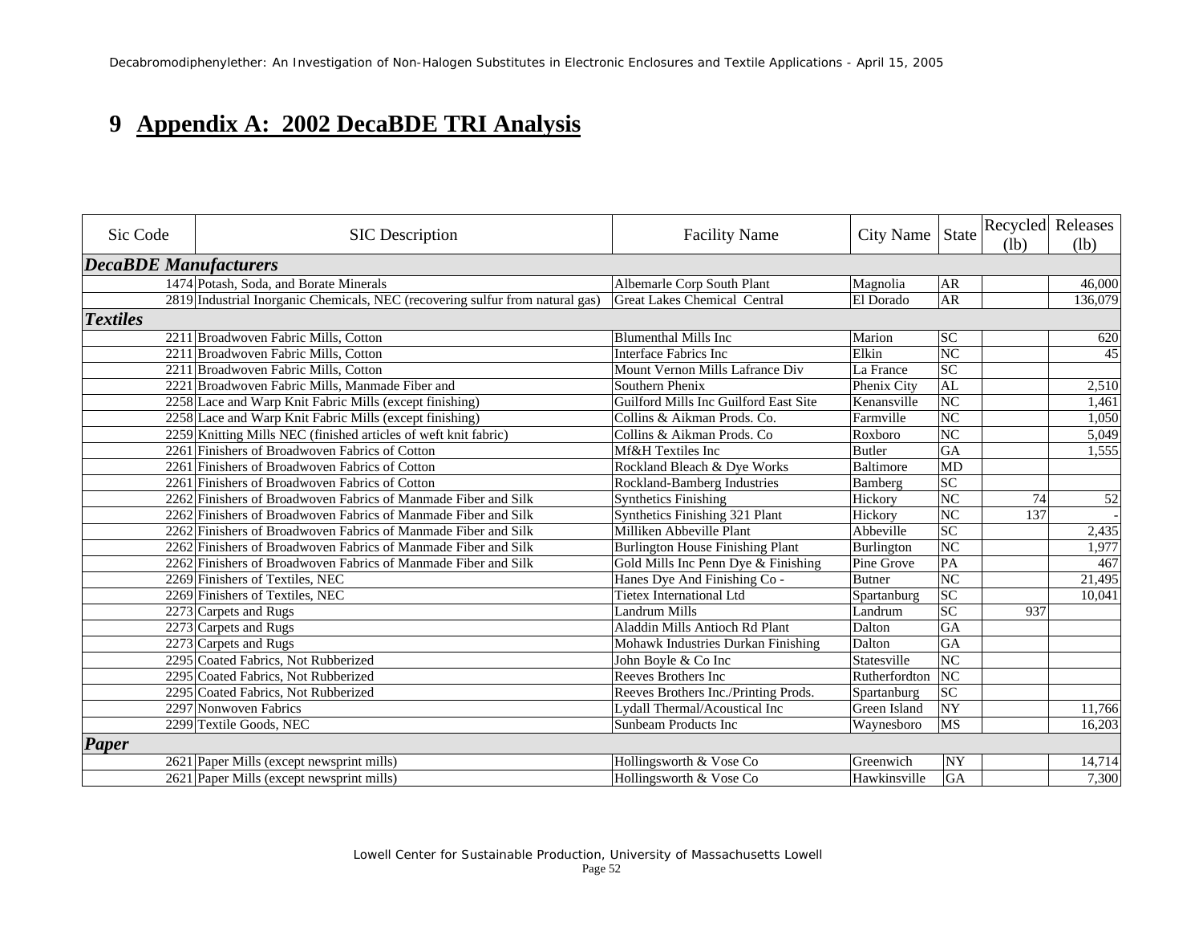# 9 Appendix A: 2002 DecaBDE TRI Analysis

| Sic Code | SIC Description | Facility Name | City Name | State | Recycled (lb) | Releases (lb) |
|---|---|---|---|---|---|---|
| ***DecaBDE Manufacturers*** | | | | | | |
| 1474 | Potash, Soda, and Borate Minerals | Albemarle Corp South Plant | Magnolia | AR | | 46,000 |
| 2819 | Industrial Inorganic Chemicals, NEC (recovering sulfur from natural gas) | Great Lakes Chemical Central | El Dorado | AR | | 136,079 |
| ***Textiles*** | | | | | | |
| 2211 | Broadwoven Fabric Mills, Cotton | Blumenthal Mills Inc | Marion | SC | | 620 |
| 2211 | Broadwoven Fabric Mills, Cotton | Interface Fabrics Inc | Elkin | NC | | 45 |
| 2211 | Broadwoven Fabric Mills, Cotton | Mount Vernon Mills Lafrance Div | La France | SC | | |
| 2221 | Broadwoven Fabric Mills, Manmade Fiber and | Southern Phenix | Phenix City | AL | | 2,510 |
| 2258 | Lace and Warp Knit Fabric Mills (except finishing) | Guilford Mills Inc Guilford East Site | Kenansville | NC | | 1,461 |
| 2258 | Lace and Warp Knit Fabric Mills (except finishing) | Collins & Aikman Prods. Co. | Farmville | NC | | 1,050 |
| 2259 | Knitting Mills NEC (finished articles of weft knit fabric) | Collins & Aikman Prods. Co | Roxboro | NC | | 5,049 |
| 2261 | Finishers of Broadwoven Fabrics of Cotton | Mf&H Textiles Inc | Butler | GA | | 1,555 |
| 2261 | Finishers of Broadwoven Fabrics of Cotton | Rockland Bleach & Dye Works | Baltimore | MD | | |
| 2261 | Finishers of Broadwoven Fabrics of Cotton | Rockland-Bamberg Industries | Bamberg | SC | | |
| 2262 | Finishers of Broadwoven Fabrics of Manmade Fiber and Silk | Synthetics Finishing | Hickory | NC | 74 | 52 |
| 2262 | Finishers of Broadwoven Fabrics of Manmade Fiber and Silk | Synthetics Finishing 321 Plant | Hickory | NC | 137 | - |
| 2262 | Finishers of Broadwoven Fabrics of Manmade Fiber and Silk | Milliken Abbeville Plant | Abbeville | SC | | 2,435 |
| 2262 | Finishers of Broadwoven Fabrics of Manmade Fiber and Silk | Burlington House Finishing Plant | Burlington | NC | | 1,977 |
| 2262 | Finishers of Broadwoven Fabrics of Manmade Fiber and Silk | Gold Mills Inc Penn Dye & Finishing | Pine Grove | PA | | 467 |
| 2269 | Finishers of Textiles, NEC | Hanes Dye And Finishing Co - | Butner | NC | | 21,495 |
| 2269 | Finishers of Textiles, NEC | Tietex International Ltd | Spartanburg | SC | | 10,041 |
| 2273 | Carpets and Rugs | Landrum Mills | Landrum | SC | 937 | |
| 2273 | Carpets and Rugs | Aladdin Mills Antioch Rd Plant | Dalton | GA | | |
| 2273 | Carpets and Rugs | Mohawk Industries Durkan Finishing | Dalton | GA | | |
| 2295 | Coated Fabrics, Not Rubberized | John Boyle & Co Inc | Statesville | NC | | |
| 2295 | Coated Fabrics, Not Rubberized | Reeves Brothers Inc | Rutherfordton | NC | | |
| 2295 | Coated Fabrics, Not Rubberized | Reeves Brothers Inc./Printing Prods. | Spartanburg | SC | | |
| 2297 | Nonwoven Fabrics | Lydall Thermal/Acoustical Inc | Green Island | NY | | 11,766 |
| 2299 | Textile Goods, NEC | Sunbeam Products Inc | Waynesboro | MS | | 16,203 |
| ***Paper*** | | | | | | |
| 2621 | Paper Mills (except newsprint mills) | Hollingsworth & Vose Co | Greenwich | NY | | 14,714 |
| 2621 | Paper Mills (except newsprint mills) | Hollingsworth & Vose Co | Hawkinsville | GA | | 7,300 |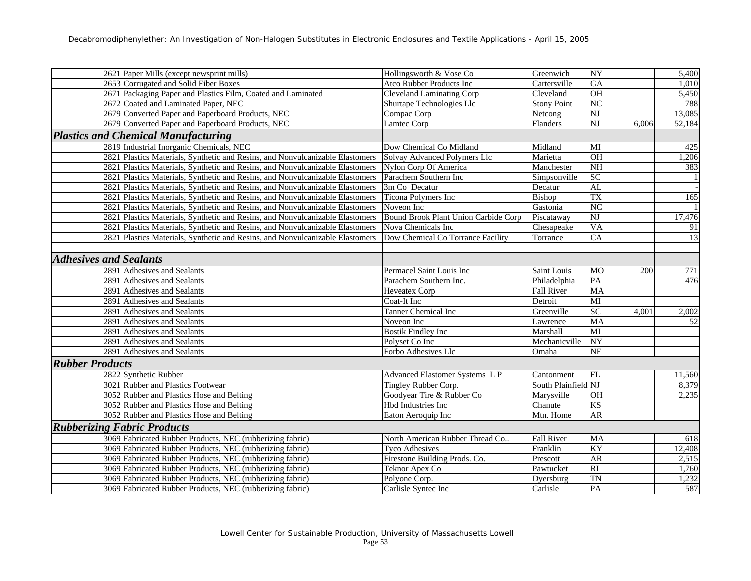| SIC | Description | Facility | City | State | | |
|---|---|---|---|---|---|---|
| 2621 | Paper Mills (except newsprint mills) | Hollingsworth & Vose Co | Greenwich | NY | | 5,400 |
| 2653 | Corrugated and Solid Fiber Boxes | Atco Rubber Products Inc | Cartersville | GA | | 1,010 |
| 2671 | Packaging Paper and Plastics Film, Coated and Laminated | Cleveland Laminating Corp | Cleveland | OH | | 5,450 |
| 2672 | Coated and Laminated Paper, NEC | Shurtape Technologies Llc | Stony Point | NC | | 788 |
| 2679 | Converted Paper and Paperboard Products, NEC | Compac Corp | Netcong | NJ | | 13,085 |
| 2679 | Converted Paper and Paperboard Products, NEC | Lamtec Corp | Flanders | NJ | 6,006 | 52,184 |
| ***Plastics and Chemical Manufacturing*** | | | | | | |
| 2819 | Industrial Inorganic Chemicals, NEC | Dow Chemical Co Midland | Midland | MI | | 425 |
| 2821 | Plastics Materials, Synthetic and Resins, and Nonvulcanizable Elastomers | Solvay Advanced Polymers Llc | Marietta | OH | | 1,206 |
| 2821 | Plastics Materials, Synthetic and Resins, and Nonvulcanizable Elastomers | Nylon Corp Of America | Manchester | NH | | 383 |
| 2821 | Plastics Materials, Synthetic and Resins, and Nonvulcanizable Elastomers | Parachem Southern Inc | Simpsonville | SC | | 1 |
| 2821 | Plastics Materials, Synthetic and Resins, and Nonvulcanizable Elastomers | 3m Co Decatur | Decatur | AL | | - |
| 2821 | Plastics Materials, Synthetic and Resins, and Nonvulcanizable Elastomers | Ticona Polymers Inc | Bishop | TX | | 165 |
| 2821 | Plastics Materials, Synthetic and Resins, and Nonvulcanizable Elastomers | Noveon Inc | Gastonia | NC | | 1 |
| 2821 | Plastics Materials, Synthetic and Resins, and Nonvulcanizable Elastomers | Bound Brook Plant Union Carbide Corp | Piscataway | NJ | | 17,476 |
| 2821 | Plastics Materials, Synthetic and Resins, and Nonvulcanizable Elastomers | Nova Chemicals Inc | Chesapeake | VA | | 91 |
| 2821 | Plastics Materials, Synthetic and Resins, and Nonvulcanizable Elastomers | Dow Chemical Co Torrance Facility | Torrance | CA | | 13 |
| | | | | | | |
| ***Adhesives and Sealants*** | | | | | | |
| 2891 | Adhesives and Sealants | Permacel Saint Louis Inc | Saint Louis | MO | 200 | 771 |
| 2891 | Adhesives and Sealants | Parachem Southern Inc. | Philadelphia | PA | | 476 |
| 2891 | Adhesives and Sealants | Heveatex Corp | Fall River | MA | | |
| 2891 | Adhesives and Sealants | Coat-It Inc | Detroit | MI | | |
| 2891 | Adhesives and Sealants | Tanner Chemical Inc | Greenville | SC | 4,001 | 2,002 |
| 2891 | Adhesives and Sealants | Noveon Inc | Lawrence | MA | | 52 |
| 2891 | Adhesives and Sealants | Bostik Findley Inc | Marshall | MI | | |
| 2891 | Adhesives and Sealants | Polyset Co Inc | Mechanicville | NY | | |
| 2891 | Adhesives and Sealants | Forbo Adhesives Llc | Omaha | NE | | |
| ***Rubber Products*** | | | | | | |
| 2822 | Synthetic Rubber | Advanced Elastomer Systems L P | Cantonment | FL | | 11,560 |
| 3021 | Rubber and Plastics Footwear | Tingley Rubber Corp. | South Plainfield | NJ | | 8,379 |
| 3052 | Rubber and Plastics Hose and Belting | Goodyear Tire & Rubber Co | Marysville | OH | | 2,235 |
| 3052 | Rubber and Plastics Hose and Belting | Hbd Industries Inc | Chanute | KS | | |
| 3052 | Rubber and Plastics Hose and Belting | Eaton Aeroquip Inc | Mtn. Home | AR | | |
| ***Rubberizing Fabric Products*** | | | | | | |
| 3069 | Fabricated Rubber Products, NEC (rubberizing fabric) | North American Rubber Thread Co.. | Fall River | MA | | 618 |
| 3069 | Fabricated Rubber Products, NEC (rubberizing fabric) | Tyco Adhesives | Franklin | KY | | 12,408 |
| 3069 | Fabricated Rubber Products, NEC (rubberizing fabric) | Firestone Building Prods. Co. | Prescott | AR | | 2,515 |
| 3069 | Fabricated Rubber Products, NEC (rubberizing fabric) | Teknor Apex Co | Pawtucket | RI | | 1,760 |
| 3069 | Fabricated Rubber Products, NEC (rubberizing fabric) | Polyone Corp. | Dyersburg | TN | | 1,232 |
| 3069 | Fabricated Rubber Products, NEC (rubberizing fabric) | Carlisle Syntec Inc | Carlisle | PA | | 587 |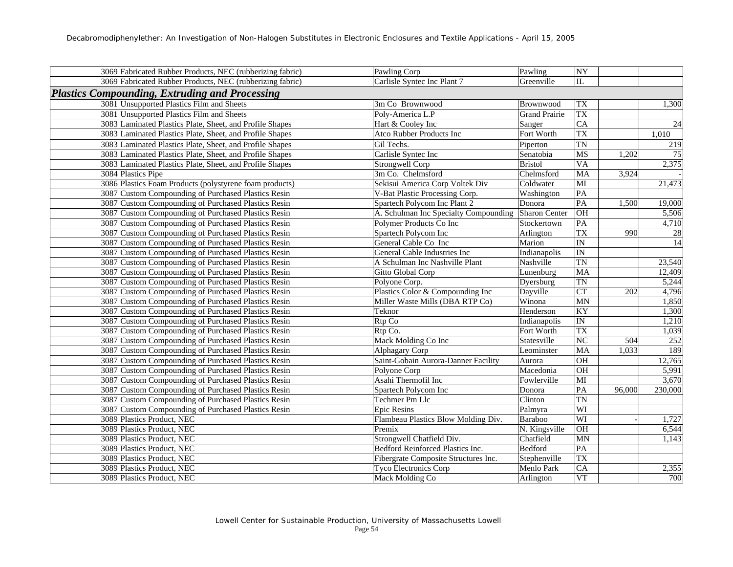| | | | | | |
|---|---|---|---|---|---|
| 3069 Fabricated Rubber Products, NEC (rubberizing fabric) | Pawling Corp | Pawling | NY | | |
| 3069 Fabricated Rubber Products, NEC (rubberizing fabric) | Carlisle Syntec Inc Plant 7 | Greenville | IL | | |
| ***Plastics Compounding, Extruding and Processing*** | | | | | |
| 3081 Unsupported Plastics Film and Sheets | 3m Co Brownwood | Brownwood | TX | | 1,300 |
| 3081 Unsupported Plastics Film and Sheets | Poly-America L.P | Grand Prairie | TX | | |
| 3083 Laminated Plastics Plate, Sheet, and Profile Shapes | Hart & Cooley Inc | Sanger | CA | | 24 |
| 3083 Laminated Plastics Plate, Sheet, and Profile Shapes | Atco Rubber Products Inc | Fort Worth | TX | | 1,010 |
| 3083 Laminated Plastics Plate, Sheet, and Profile Shapes | Gil Techs. | Piperton | TN | | 219 |
| 3083 Laminated Plastics Plate, Sheet, and Profile Shapes | Carlisle Syntec Inc | Senatobia | MS | 1,202 | 75 |
| 3083 Laminated Plastics Plate, Sheet, and Profile Shapes | Strongwell Corp | Bristol | VA | | 2,375 |
| 3084 Plastics Pipe | 3m Co. Chelmsford | Chelmsford | MA | 3,924 | - |
| 3086 Plastics Foam Products (polystyrene foam products) | Sekisui America Corp Voltek Div | Coldwater | MI | | 21,473 |
| 3087 Custom Compounding of Purchased Plastics Resin | V-Bat Plastic Processing Corp. | Washington | PA | | |
| 3087 Custom Compounding of Purchased Plastics Resin | Spartech Polycom Inc Plant 2 | Donora | PA | 1,500 | 19,000 |
| 3087 Custom Compounding of Purchased Plastics Resin | A. Schulman Inc Specialty Compounding | Sharon Center | OH | | 5,506 |
| 3087 Custom Compounding of Purchased Plastics Resin | Polymer Products Co Inc | Stockertown | PA | | 4,710 |
| 3087 Custom Compounding of Purchased Plastics Resin | Spartech Polycom Inc | Arlington | TX | 990 | 28 |
| 3087 Custom Compounding of Purchased Plastics Resin | General Cable Co Inc | Marion | IN | | 14 |
| 3087 Custom Compounding of Purchased Plastics Resin | General Cable Industries Inc | Indianapolis | IN | | |
| 3087 Custom Compounding of Purchased Plastics Resin | A Schulman Inc Nashville Plant | Nashville | TN | | 23,540 |
| 3087 Custom Compounding of Purchased Plastics Resin | Gitto Global Corp | Lunenburg | MA | | 12,409 |
| 3087 Custom Compounding of Purchased Plastics Resin | Polyone Corp. | Dyersburg | TN | | 5,244 |
| 3087 Custom Compounding of Purchased Plastics Resin | Plastics Color & Compounding Inc | Dayville | CT | 202 | 4,796 |
| 3087 Custom Compounding of Purchased Plastics Resin | Miller Waste Mills (DBA RTP Co) | Winona | MN | | 1,850 |
| 3087 Custom Compounding of Purchased Plastics Resin | Teknor | Henderson | KY | | 1,300 |
| 3087 Custom Compounding of Purchased Plastics Resin | Rtp Co | Indianapolis | IN | | 1,210 |
| 3087 Custom Compounding of Purchased Plastics Resin | Rtp Co. | Fort Worth | TX | | 1,039 |
| 3087 Custom Compounding of Purchased Plastics Resin | Mack Molding Co Inc | Statesville | NC | 504 | 252 |
| 3087 Custom Compounding of Purchased Plastics Resin | Alphagary Corp | Leominster | MA | 1,033 | 189 |
| 3087 Custom Compounding of Purchased Plastics Resin | Saint-Gobain Aurora-Danner Facility | Aurora | OH | | 12,765 |
| 3087 Custom Compounding of Purchased Plastics Resin | Polyone Corp | Macedonia | OH | | 5,991 |
| 3087 Custom Compounding of Purchased Plastics Resin | Asahi Thermofil Inc | Fowlerville | MI | | 3,670 |
| 3087 Custom Compounding of Purchased Plastics Resin | Spartech Polycom Inc | Donora | PA | 96,000 | 230,000 |
| 3087 Custom Compounding of Purchased Plastics Resin | Techmer Pm Llc | Clinton | TN | | |
| 3087 Custom Compounding of Purchased Plastics Resin | Epic Resins | Palmyra | WI | | |
| 3089 Plastics Product, NEC | Flambeau Plastics Blow Molding Div. | Baraboo | WI | - | 1,727 |
| 3089 Plastics Product, NEC | Premix | N. Kingsville | OH | | 6,544 |
| 3089 Plastics Product, NEC | Strongwell Chatfield Div. | Chatfield | MN | | 1,143 |
| 3089 Plastics Product, NEC | Bedford Reinforced Plastics Inc. | Bedford | PA | | |
| 3089 Plastics Product, NEC | Fibergrate Composite Structures Inc. | Stephenville | TX | | |
| 3089 Plastics Product, NEC | Tyco Electronics Corp | Menlo Park | CA | | 2,355 |
| 3089 Plastics Product, NEC | Mack Molding Co | Arlington | VT | | 700 |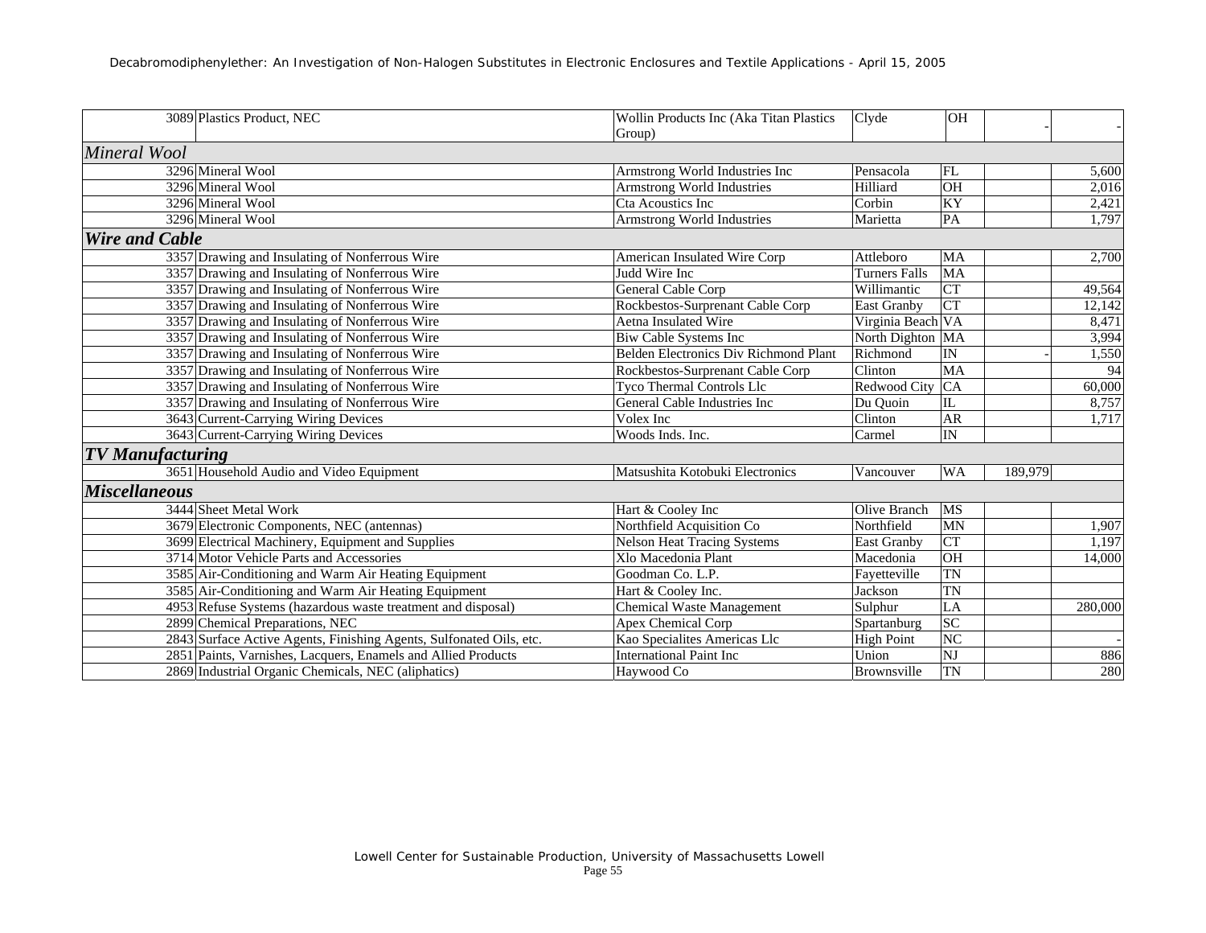| | | | | | | |
|---|---|---|---|---|---|---|
| 3089 | Plastics Product, NEC | Wollin Products Inc (Aka Titan Plastics Group) | Clyde | OH | - | - |
| ***Mineral Wool*** | | | | | | |
| 3296 | Mineral Wool | Armstrong World Industries Inc | Pensacola | FL | | 5,600 |
| 3296 | Mineral Wool | Armstrong World Industries | Hilliard | OH | | 2,016 |
| 3296 | Mineral Wool | Cta Acoustics Inc | Corbin | KY | | 2,421 |
| 3296 | Mineral Wool | Armstrong World Industries | Marietta | PA | | 1,797 |
| ***Wire and Cable*** | | | | | | |
| 3357 | Drawing and Insulating of Nonferrous Wire | American Insulated Wire Corp | Attleboro | MA | | 2,700 |
| 3357 | Drawing and Insulating of Nonferrous Wire | Judd Wire Inc | Turners Falls | MA | | |
| 3357 | Drawing and Insulating of Nonferrous Wire | General Cable Corp | Willimantic | CT | | 49,564 |
| 3357 | Drawing and Insulating of Nonferrous Wire | Rockbestos-Surprenant Cable Corp | East Granby | CT | | 12,142 |
| 3357 | Drawing and Insulating of Nonferrous Wire | Aetna Insulated Wire | Virginia Beach | VA | | 8,471 |
| 3357 | Drawing and Insulating of Nonferrous Wire | Biw Cable Systems Inc | North Dighton | MA | | 3,994 |
| 3357 | Drawing and Insulating of Nonferrous Wire | Belden Electronics Div Richmond Plant | Richmond | IN | - | 1,550 |
| 3357 | Drawing and Insulating of Nonferrous Wire | Rockbestos-Surprenant Cable Corp | Clinton | MA | | 94 |
| 3357 | Drawing and Insulating of Nonferrous Wire | Tyco Thermal Controls Llc | Redwood City | CA | | 60,000 |
| 3357 | Drawing and Insulating of Nonferrous Wire | General Cable Industries Inc | Du Quoin | IL | | 8,757 |
| 3643 | Current-Carrying Wiring Devices | Volex Inc | Clinton | AR | | 1,717 |
| 3643 | Current-Carrying Wiring Devices | Woods Inds. Inc. | Carmel | IN | | |
| ***TV Manufacturing*** | | | | | | |
| 3651 | Household Audio and Video Equipment | Matsushita Kotobuki Electronics | Vancouver | WA | 189,979 | |
| ***Miscellaneous*** | | | | | | |
| 3444 | Sheet Metal Work | Hart & Cooley Inc | Olive Branch | MS | | |
| 3679 | Electronic Components, NEC (antennas) | Northfield Acquisition Co | Northfield | MN | | 1,907 |
| 3699 | Electrical Machinery, Equipment and Supplies | Nelson Heat Tracing Systems | East Granby | CT | | 1,197 |
| 3714 | Motor Vehicle Parts and Accessories | Xlo Macedonia Plant | Macedonia | OH | | 14,000 |
| 3585 | Air-Conditioning and Warm Air Heating Equipment | Goodman Co. L.P. | Fayetteville | TN | | |
| 3585 | Air-Conditioning and Warm Air Heating Equipment | Hart & Cooley Inc. | Jackson | TN | | |
| 4953 | Refuse Systems (hazardous waste treatment and disposal) | Chemical Waste Management | Sulphur | LA | | 280,000 |
| 2899 | Chemical Preparations, NEC | Apex Chemical Corp | Spartanburg | SC | | |
| 2843 | Surface Active Agents, Finishing Agents, Sulfonated Oils, etc. | Kao Specialites Americas Llc | High Point | NC | | - |
| 2851 | Paints, Varnishes, Lacquers, Enamels and Allied Products | International Paint Inc | Union | NJ | | 886 |
| 2869 | Industrial Organic Chemicals, NEC (aliphatics) | Haywood Co | Brownsville | TN | | 280 |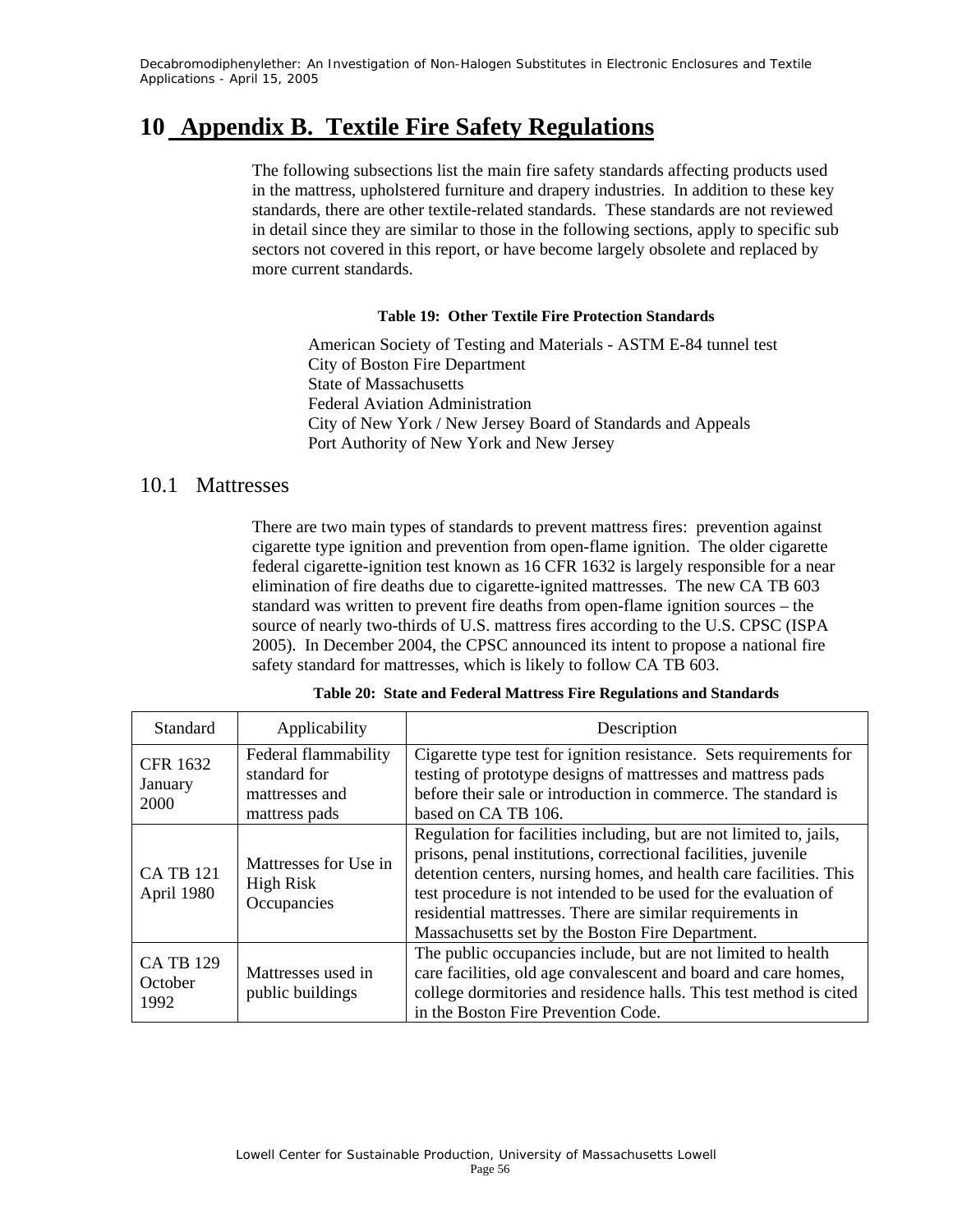# 10 Appendix B. Textile Fire Safety Regulations

The following subsections list the main fire safety standards affecting products used in the mattress, upholstered furniture and drapery industries. In addition to these key standards, there are other textile-related standards. These standards are not reviewed in detail since they are similar to those in the following sections, apply to specific sub sectors not covered in this report, or have become largely obsolete and replaced by more current standards.

**Table 19: Other Textile Fire Protection Standards**

American Society of Testing and Materials - ASTM E-84 tunnel test
City of Boston Fire Department
State of Massachusetts
Federal Aviation Administration
City of New York / New Jersey Board of Standards and Appeals
Port Authority of New York and New Jersey

## 10.1 Mattresses

There are two main types of standards to prevent mattress fires: prevention against cigarette type ignition and prevention from open-flame ignition. The older cigarette federal cigarette-ignition test known as 16 CFR 1632 is largely responsible for a near elimination of fire deaths due to cigarette-ignited mattresses. The new CA TB 603 standard was written to prevent fire deaths from open-flame ignition sources – the source of nearly two-thirds of U.S. mattress fires according to the U.S. CPSC (ISPA 2005). In December 2004, the CPSC announced its intent to propose a national fire safety standard for mattresses, which is likely to follow CA TB 603.

**Table 20: State and Federal Mattress Fire Regulations and Standards**

| Standard | Applicability | Description |
|---|---|---|
| CFR 1632 January 2000 | Federal flammability standard for mattresses and mattress pads | Cigarette type test for ignition resistance. Sets requirements for testing of prototype designs of mattresses and mattress pads before their sale or introduction in commerce. The standard is based on CA TB 106. |
| CA TB 121 April 1980 | Mattresses for Use in High Risk Occupancies | Regulation for facilities including, but are not limited to, jails, prisons, penal institutions, correctional facilities, juvenile detention centers, nursing homes, and health care facilities. This test procedure is not intended to be used for the evaluation of residential mattresses. There are similar requirements in Massachusetts set by the Boston Fire Department. |
| CA TB 129 October 1992 | Mattresses used in public buildings | The public occupancies include, but are not limited to health care facilities, old age convalescent and board and care homes, college dormitories and residence halls. This test method is cited in the Boston Fire Prevention Code. |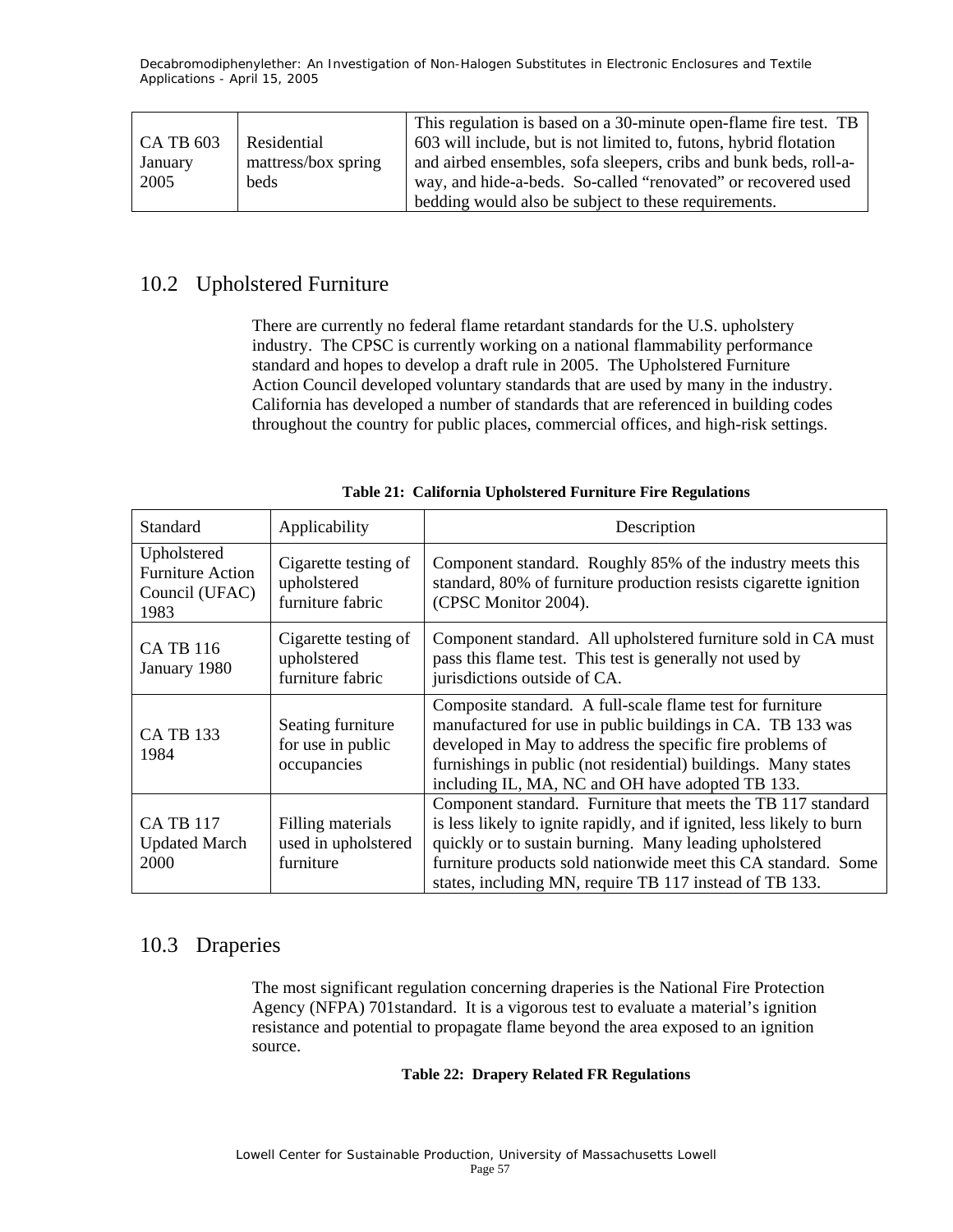| CA TB 603 January 2005 | Residential mattress/box spring beds | This regulation is based on a 30-minute open-flame fire test. TB 603 will include, but is not limited to, futons, hybrid flotation and airbed ensembles, sofa sleepers, cribs and bunk beds, roll-a-way, and hide-a-beds. So-called “renovated” or recovered used bedding would also be subject to these requirements. |
|---|---|---|

## 10.2 Upholstered Furniture

There are currently no federal flame retardant standards for the U.S. upholstery industry. The CPSC is currently working on a national flammability performance standard and hopes to develop a draft rule in 2005. The Upholstered Furniture Action Council developed voluntary standards that are used by many in the industry. California has developed a number of standards that are referenced in building codes throughout the country for public places, commercial offices, and high-risk settings.

**Table 21: California Upholstered Furniture Fire Regulations**

| Standard | Applicability | Description |
|---|---|---|
| Upholstered Furniture Action Council (UFAC) 1983 | Cigarette testing of upholstered furniture fabric | Component standard. Roughly 85% of the industry meets this standard, 80% of furniture production resists cigarette ignition (CPSC Monitor 2004). |
| CA TB 116 January 1980 | Cigarette testing of upholstered furniture fabric | Component standard. All upholstered furniture sold in CA must pass this flame test. This test is generally not used by jurisdictions outside of CA. |
| CA TB 133 1984 | Seating furniture for use in public occupancies | Composite standard. A full-scale flame test for furniture manufactured for use in public buildings in CA. TB 133 was developed in May to address the specific fire problems of furnishings in public (not residential) buildings. Many states including IL, MA, NC and OH have adopted TB 133. |
| CA TB 117 Updated March 2000 | Filling materials used in upholstered furniture | Component standard. Furniture that meets the TB 117 standard is less likely to ignite rapidly, and if ignited, less likely to burn quickly or to sustain burning. Many leading upholstered furniture products sold nationwide meet this CA standard. Some states, including MN, require TB 117 instead of TB 133. |

## 10.3 Draperies

The most significant regulation concerning draperies is the National Fire Protection Agency (NFPA) 701standard. It is a vigorous test to evaluate a material’s ignition resistance and potential to propagate flame beyond the area exposed to an ignition source.

**Table 22: Drapery Related FR Regulations**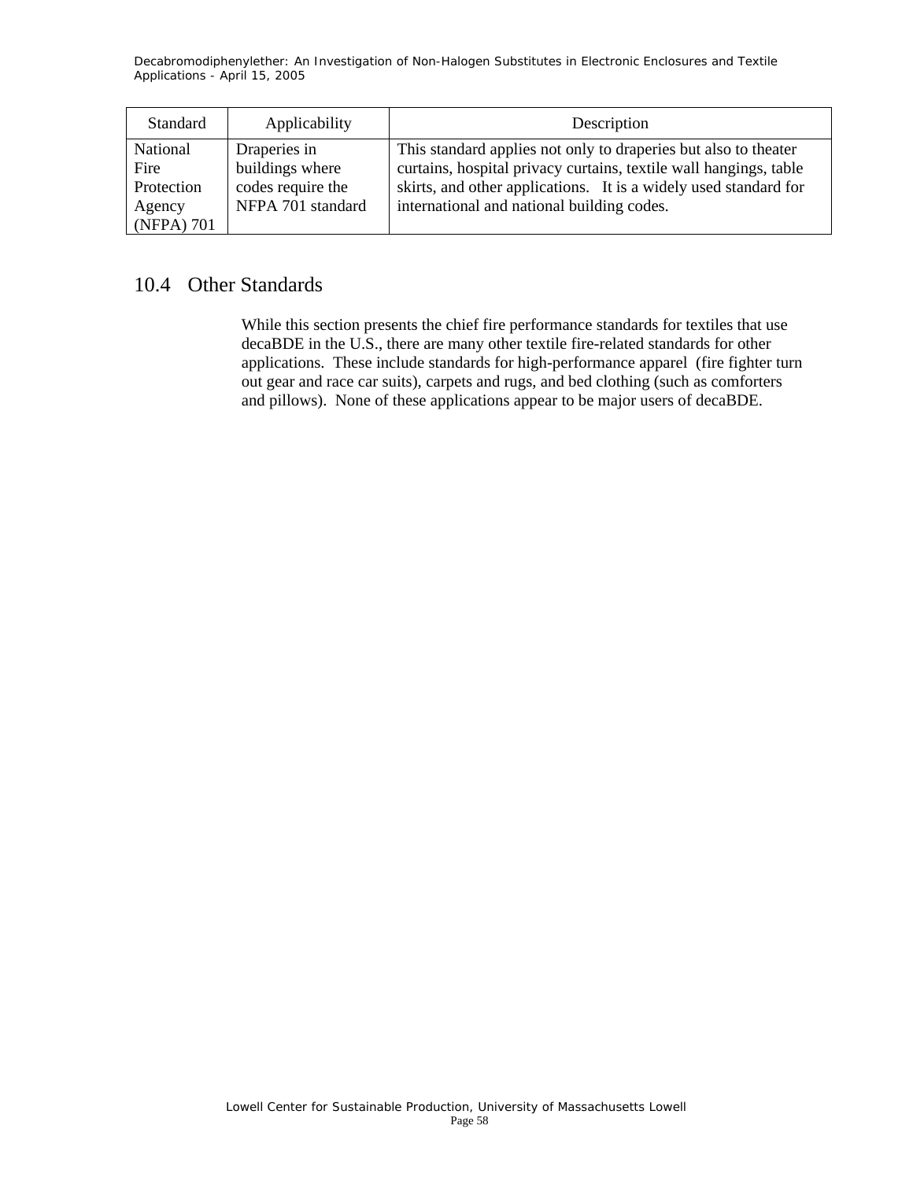| Standard | Applicability | Description |
|---|---|---|
| National Fire Protection Agency (NFPA) 701 | Draperies in buildings where codes require the NFPA 701 standard | This standard applies not only to draperies but also to theater curtains, hospital privacy curtains, textile wall hangings, table skirts, and other applications. It is a widely used standard for international and national building codes. |

## 10.4 Other Standards

While this section presents the chief fire performance standards for textiles that use decaBDE in the U.S., there are many other textile fire-related standards for other applications. These include standards for high-performance apparel (fire fighter turn out gear and race car suits), carpets and rugs, and bed clothing (such as comforters and pillows). None of these applications appear to be major users of decaBDE.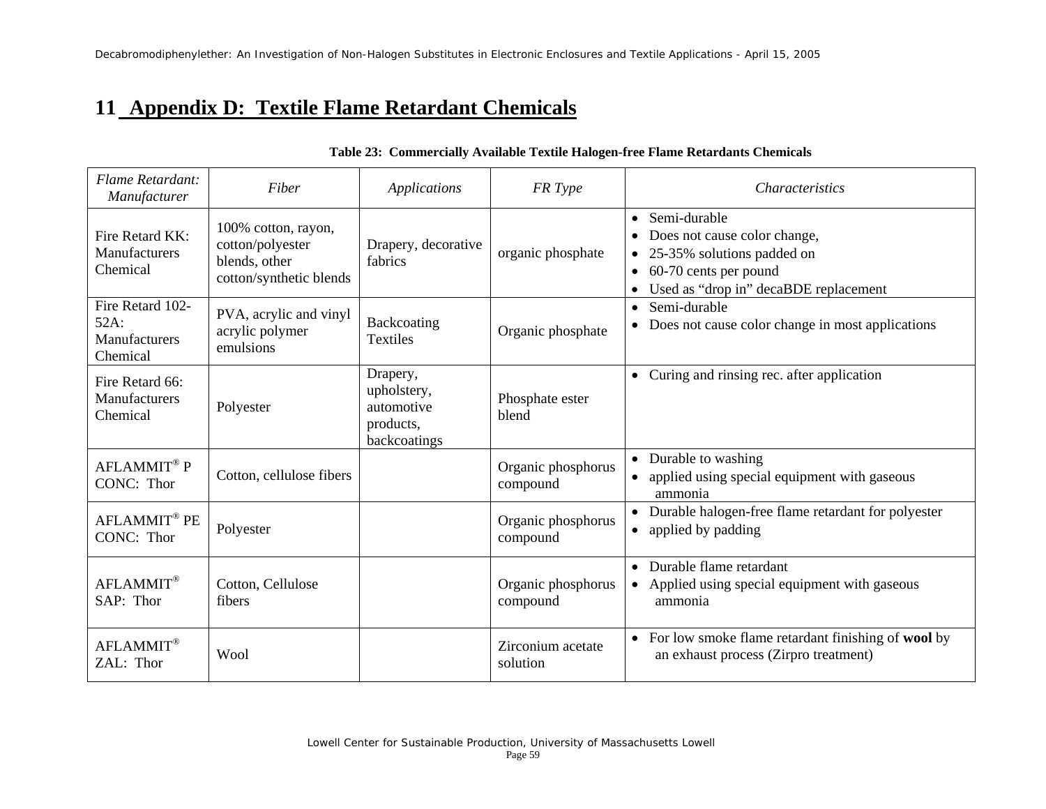# 11 Appendix D: Textile Flame Retardant Chemicals

**Table 23: Commercially Available Textile Halogen-free Flame Retardants Chemicals**

| *Flame Retardant: Manufacturer* | *Fiber* | *Applications* | *FR Type* | *Characteristics* |
|---|---|---|---|---|
| Fire Retard KK: Manufacturers Chemical | 100% cotton, rayon, cotton/polyester blends, other cotton/synthetic blends | Drapery, decorative fabrics | organic phosphate | • Semi-durable<br>• Does not cause color change,<br>• 25-35% solutions padded on<br>• 60-70 cents per pound<br>• Used as "drop in" decaBDE replacement |
| Fire Retard 102-52A: Manufacturers Chemical | PVA, acrylic and vinyl acrylic polymer emulsions | Backcoating Textiles | Organic phosphate | • Semi-durable<br>• Does not cause color change in most applications |
| Fire Retard 66: Manufacturers Chemical | Polyester | Drapery, upholstery, automotive products, backcoatings | Phosphate ester blend | • Curing and rinsing rec. after application |
| AFLAMMIT® P CONC: Thor | Cotton, cellulose fibers | | Organic phosphorus compound | • Durable to washing<br>• applied using special equipment with gaseous ammonia |
| AFLAMMIT® PE CONC: Thor | Polyester | | Organic phosphorus compound | • Durable halogen-free flame retardant for polyester<br>• applied by padding |
| AFLAMMIT® SAP: Thor | Cotton, Cellulose fibers | | Organic phosphorus compound | • Durable flame retardant<br>• Applied using special equipment with gaseous ammonia |
| AFLAMMIT® ZAL: Thor | Wool | | Zirconium acetate solution | • For low smoke flame retardant finishing of **wool** by an exhaust process (Zirpro treatment) |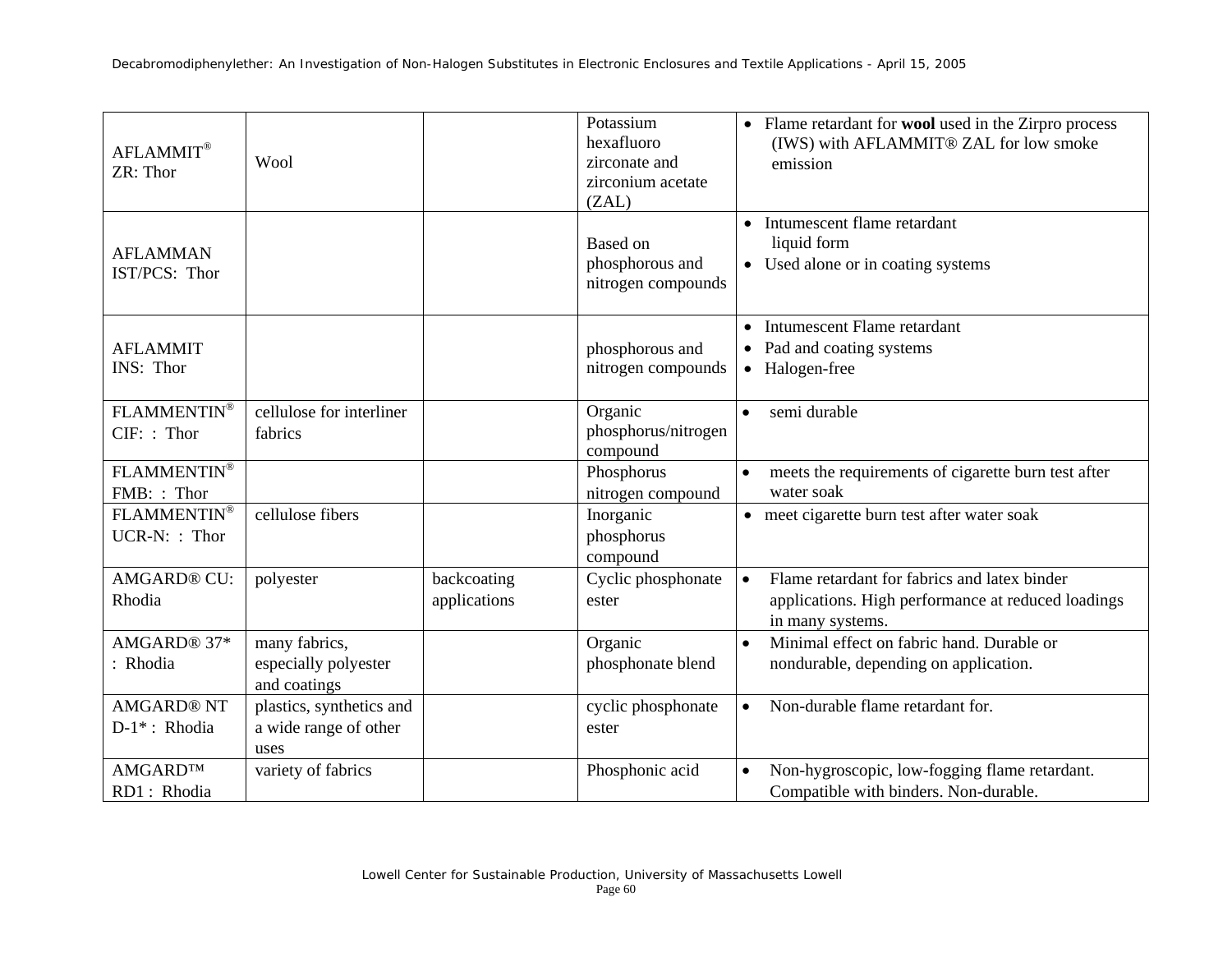| AFLAMMIT® ZR: Thor | Wool | | Potassium hexafluoro zirconate and zirconium acetate (ZAL) | • Flame retardant for **wool** used in the Zirpro process (IWS) with AFLAMMIT® ZAL for low smoke emission |
|---|---|---|---|---|
| AFLAMMAN IST/PCS: Thor | | | Based on phosphorous and nitrogen compounds | • Intumescent flame retardant liquid form<br>• Used alone or in coating systems |
| AFLAMMIT INS: Thor | | | phosphorous and nitrogen compounds | • Intumescent Flame retardant<br>• Pad and coating systems<br>• Halogen-free |
| FLAMMENTIN® CIF: : Thor | cellulose for interliner fabrics | | Organic phosphorus/nitrogen compound | • semi durable |
| FLAMMENTIN® FMB: : Thor | | | Phosphorus nitrogen compound | • meets the requirements of cigarette burn test after water soak |
| FLAMMENTIN® UCR-N: : Thor | cellulose fibers | | Inorganic phosphorus compound | • meet cigarette burn test after water soak |
| AMGARD® CU: Rhodia | polyester | backcoating applications | Cyclic phosphonate ester | • Flame retardant for fabrics and latex binder applications. High performance at reduced loadings in many systems. |
| AMGARD® 37* : Rhodia | many fabrics, especially polyester and coatings | | Organic phosphonate blend | • Minimal effect on fabric hand. Durable or nondurable, depending on application. |
| AMGARD® NT D-1* : Rhodia | plastics, synthetics and a wide range of other uses | | cyclic phosphonate ester | • Non-durable flame retardant for. |
| AMGARD™ RD1 : Rhodia | variety of fabrics | | Phosphonic acid | • Non-hygroscopic, low-fogging flame retardant. Compatible with binders. Non-durable. |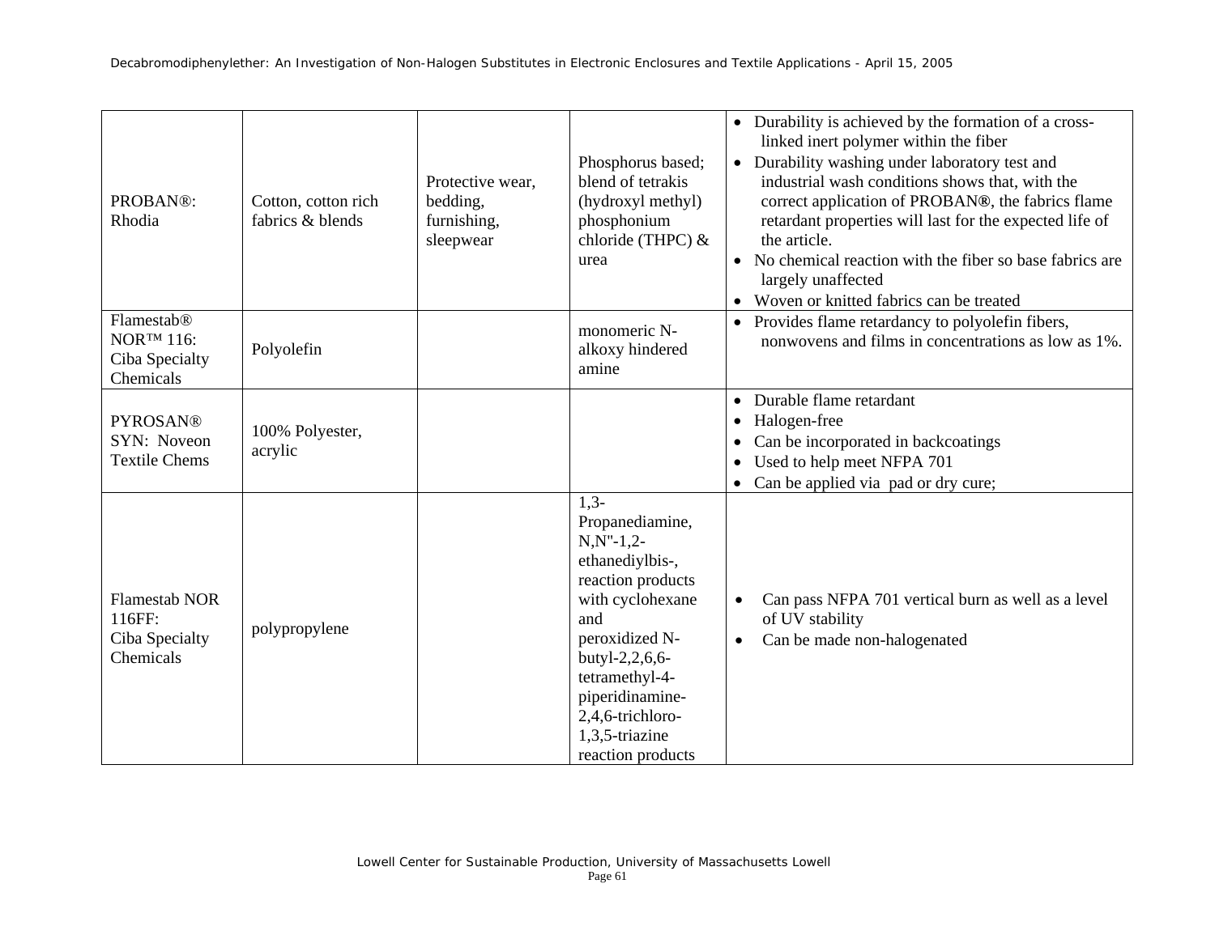| | | | | |
|---|---|---|---|---|
| PROBAN®: Rhodia | Cotton, cotton rich fabrics & blends | Protective wear, bedding, furnishing, sleepwear | Phosphorus based; blend of tetrakis (hydroxyl methyl) phosphonium chloride (THPC) & urea | • Durability is achieved by the formation of a cross-linked inert polymer within the fiber<br>• Durability washing under laboratory test and industrial wash conditions shows that, with the correct application of PROBAN®, the fabrics flame retardant properties will last for the expected life of the article.<br>• No chemical reaction with the fiber so base fabrics are largely unaffected<br>• Woven or knitted fabrics can be treated |
| Flamestab® NOR™ 116: Ciba Specialty Chemicals | Polyolefin | | monomeric N-alkoxy hindered amine | • Provides flame retardancy to polyolefin fibers, nonwovens and films in concentrations as low as 1%. |
| PYROSAN® SYN: Noveon Textile Chems | 100% Polyester, acrylic | | | • Durable flame retardant<br>• Halogen-free<br>• Can be incorporated in backcoatings<br>• Used to help meet NFPA 701<br>• Can be applied via pad or dry cure; |
| Flamestab NOR 116FF: Ciba Specialty Chemicals | polypropylene | | 1,3-Propanediamine, N,N"-1,2-ethanediylbis-, reaction products with cyclohexane and peroxidized N-butyl-2,2,6,6-tetramethyl-4-piperidinamine-2,4,6-trichloro-1,3,5-triazine reaction products | • Can pass NFPA 701 vertical burn as well as a level of UV stability<br>• Can be made non-halogenated |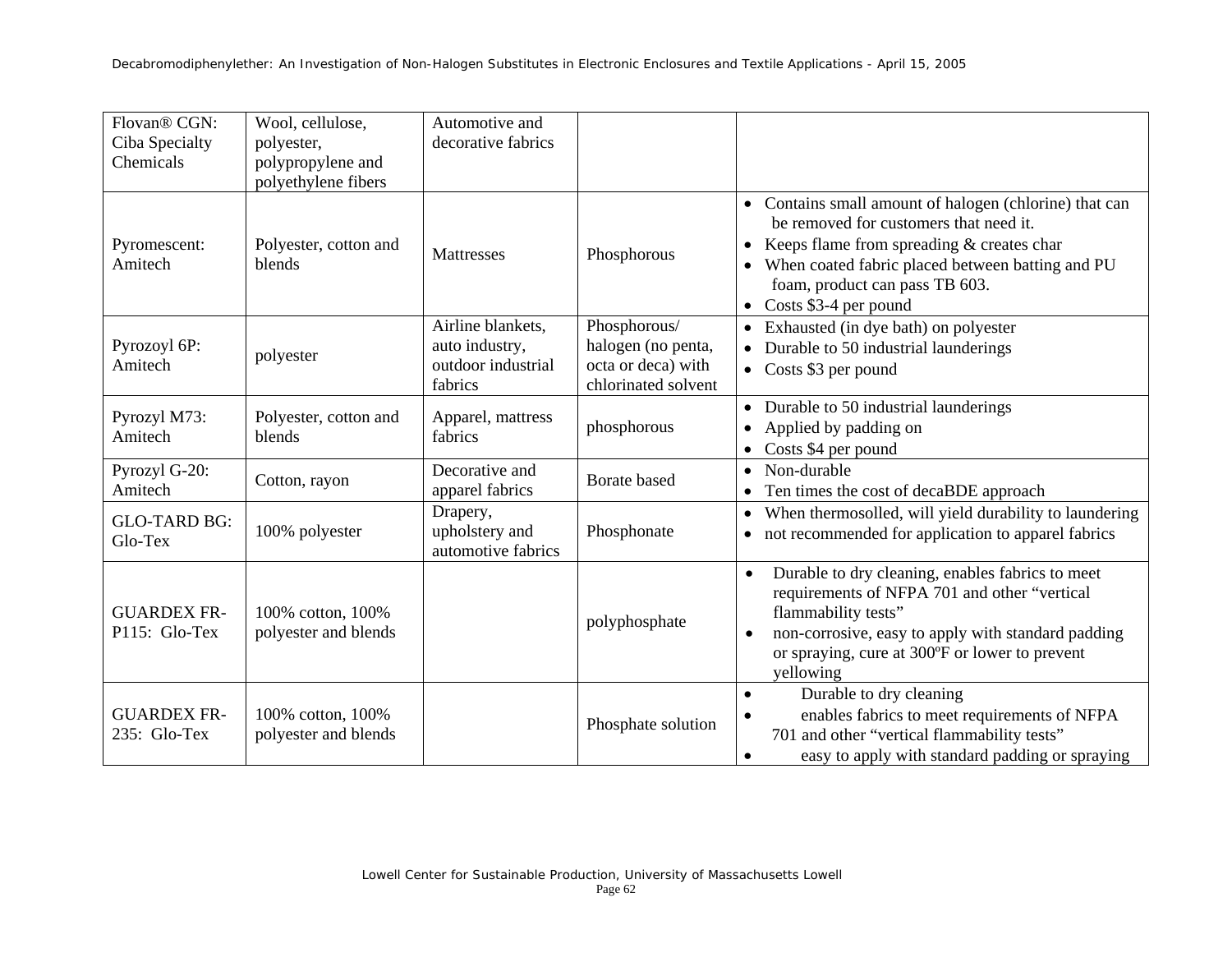| | | | | |
|---|---|---|---|---|
| Flovan® CGN: Ciba Specialty Chemicals | Wool, cellulose, polyester, polypropylene and polyethylene fibers | Automotive and decorative fabrics | | |
| Pyromescent: Amitech | Polyester, cotton and blends | Mattresses | Phosphorous | • Contains small amount of halogen (chlorine) that can be removed for customers that need it.<br>• Keeps flame from spreading & creates char<br>• When coated fabric placed between batting and PU foam, product can pass TB 603.<br>• Costs $3-4 per pound |
| Pyrozoyl 6P: Amitech | polyester | Airline blankets, auto industry, outdoor industrial fabrics | Phosphorous/ halogen (no penta, octa or deca) with chlorinated solvent | • Exhausted (in dye bath) on polyester<br>• Durable to 50 industrial launderings<br>• Costs $3 per pound |
| Pyrozyl M73: Amitech | Polyester, cotton and blends | Apparel, mattress fabrics | phosphorous | • Durable to 50 industrial launderings<br>• Applied by padding on<br>• Costs $4 per pound |
| Pyrozyl G-20: Amitech | Cotton, rayon | Decorative and apparel fabrics | Borate based | • Non-durable<br>• Ten times the cost of decaBDE approach |
| GLO-TARD BG: Glo-Tex | 100% polyester | Drapery, upholstery and automotive fabrics | Phosphonate | • When thermosolled, will yield durability to laundering<br>• not recommended for application to apparel fabrics |
| GUARDEX FR-P115: Glo-Tex | 100% cotton, 100% polyester and blends | | polyphosphate | • Durable to dry cleaning, enables fabrics to meet requirements of NFPA 701 and other "vertical flammability tests"<br>• non-corrosive, easy to apply with standard padding or spraying, cure at 300ºF or lower to prevent yellowing |
| GUARDEX FR-235: Glo-Tex | 100% cotton, 100% polyester and blends | | Phosphate solution | • Durable to dry cleaning<br>• enables fabrics to meet requirements of NFPA 701 and other "vertical flammability tests"<br>• easy to apply with standard padding or spraying |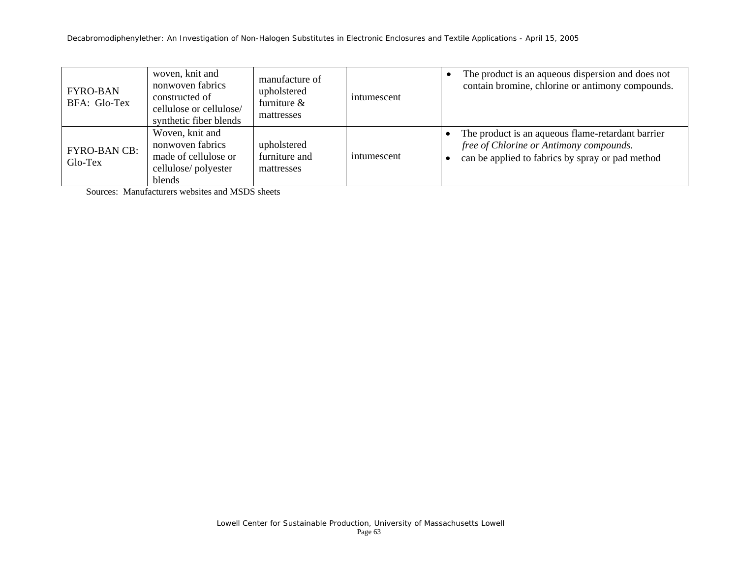| | | | | |
|---|---|---|---|---|
| FYRO-BAN BFA: Glo-Tex | woven, knit and nonwoven fabrics constructed of cellulose or cellulose/ synthetic fiber blends | manufacture of upholstered furniture & mattresses | intumescent | • The product is an aqueous dispersion and does not contain bromine, chlorine or antimony compounds. |
| FYRO-BAN CB: Glo-Tex | Woven, knit and nonwoven fabrics made of cellulose or cellulose/ polyester blends | upholstered furniture and mattresses | intumescent | • The product is an aqueous flame-retardant barrier *free of Chlorine or Antimony compounds.* <br>• can be applied to fabrics by spray or pad method |

Sources: Manufacturers websites and MSDS sheets